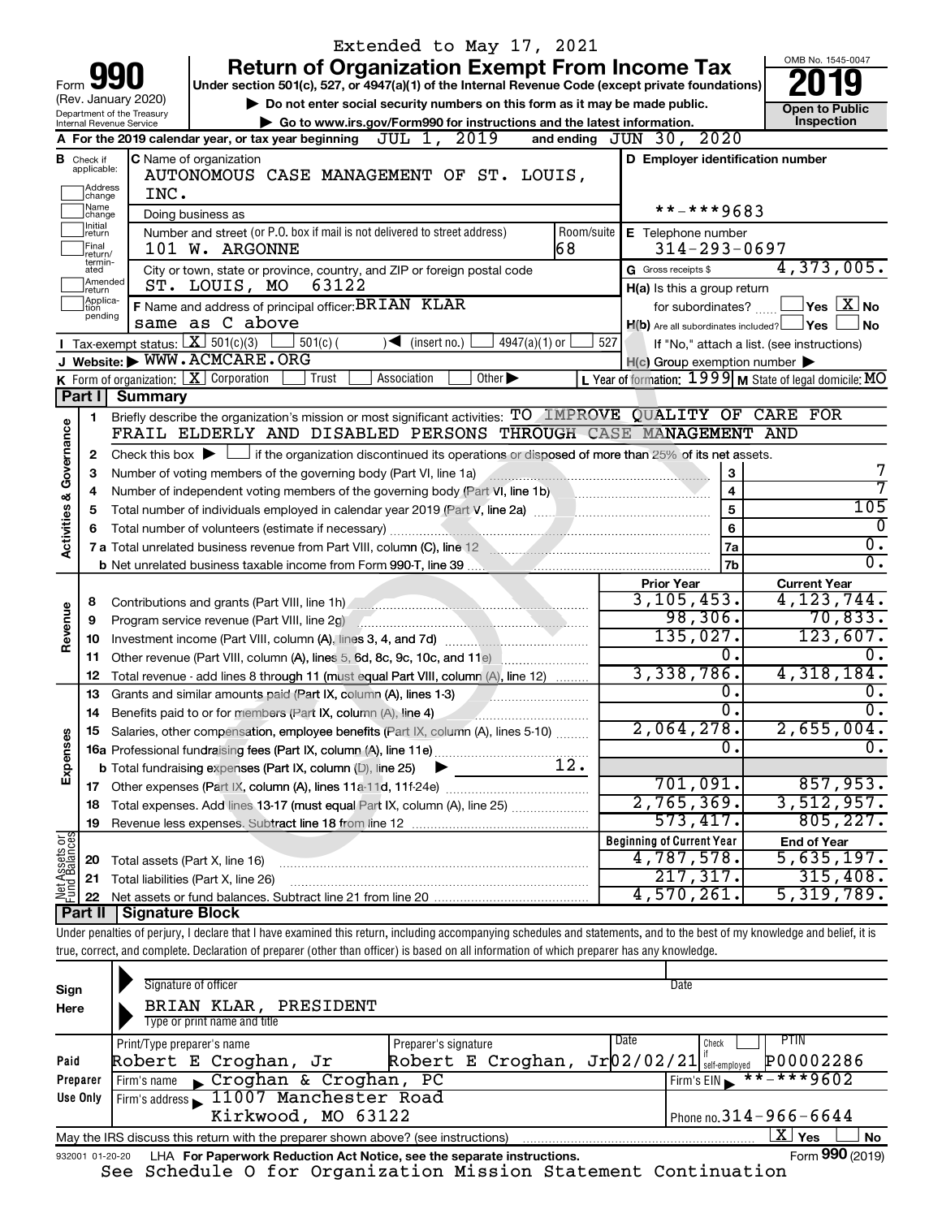Extended to May 17, 2021

# Form 990 — Return of Organization Exempt From Income Tax

**Under section 501(c), 527, or 4947(a)(1) of the Internal Revenue Code (except private foundations)**

(Rev. January 2020)
Department of the Treasury
Internal Revenue Service

▶ Do not enter social security numbers on this form as it may be made public.
▶ Go to www.irs.gov/Form990 for instructions and the latest information.

OMB No. 1545-0047
**2019**
**Open to Public Inspection**

**A** For the 2019 calendar year, or tax year beginning JUL 1, 2019 and ending JUN 30, 2020

**B** Check if applicable: Address change / Name change / Initial return / Final return/terminated / Amended return / Application pending

**C** Name of organization: AUTONOMOUS CASE MANAGEMENT OF ST. LOUIS, INC.

Doing business as

Number and street (or P.O. box if mail is not delivered to street address): 101 W. ARGONNE — Room/suite: 68

City or town, state or province, country, and ZIP or foreign postal code: ST. LOUIS, MO 63122

**D** Employer identification number: **-***9683

**E** Telephone number: 314-293-0697

**G** Gross receipts $ 4,373,005.

**F** Name and address of principal officer: BRIAN KLAR, same as C above

**H(a)** Is this a group return for subordinates? ☐ Yes ☒ No

**H(b)** Are all subordinates included? ☐ Yes ☐ No — If "No," attach a list. (see instructions)

**H(c)** Group exemption number ▶

**I** Tax-exempt status: ☒ 501(c)(3) ☐ 501(c) ( ) ◀ (insert no.) ☐ 4947(a)(1) or ☐ 527

**J** Website: ▶ WWW.ACMCARE.ORG

**K** Form of organization: ☒ Corporation ☐ Trust ☐ Association ☐ Other ▶

**L** Year of formation: 1999 **M** State of legal domicile: MO

## Part I Summary

**Activities & Governance**

1. Briefly describe the organization's mission or most significant activities: TO IMPROVE QUALITY OF CARE FOR FRAIL ELDERLY AND DISABLED PERSONS THROUGH CASE MANAGEMENT AND
2. Check this box ▶ ☐ if the organization discontinued its operations or disposed of more than 25% of its net assets.

| | | Line | |
|---|---|---|---|
| 3 | Number of voting members of the governing body (Part VI, line 1a) | 3 | 7 |
| 4 | Number of independent voting members of the governing body (Part VI, line 1b) | 4 | 7 |
| 5 | Total number of individuals employed in calendar year 2019 (Part V, line 2a) | 5 | 105 |
| 6 | Total number of volunteers (estimate if necessary) | 6 | 0 |
| 7a | Total unrelated business revenue from Part VIII, column (C), line 12 | 7a | 0. |
| b | Net unrelated business taxable income from Form 990-T, line 39 | 7b | 0. |

| | | | Prior Year | Current Year |
|---|---|---|---|---|
| **Revenue** | 8 | Contributions and grants (Part VIII, line 1h) | 3,105,453. | 4,123,744. |
| | 9 | Program service revenue (Part VIII, line 2g) | 98,306. | 70,833. |
| | 10 | Investment income (Part VIII, column (A), lines 3, 4, and 7d) | 135,027. | 123,607. |
| | 11 | Other revenue (Part VIII, column (A), lines 5, 6d, 8c, 9c, 10c, and 11e) | 0. | 0. |
| | 12 | Total revenue - add lines 8 through 11 (must equal Part VIII, column (A), line 12) | 3,338,786. | 4,318,184. |
| **Expenses** | 13 | Grants and similar amounts paid (Part IX, column (A), lines 1-3) | 0. | 0. |
| | 14 | Benefits paid to or for members (Part IX, column (A), line 4) | 0. | 0. |
| | 15 | Salaries, other compensation, employee benefits (Part IX, column (A), lines 5-10) | 2,064,278. | 2,655,004. |
| | 16a | Professional fundraising fees (Part IX, column (A), line 11e) | 0. | 0. |
| | b | Total fundraising expenses (Part IX, column (D), line 25) ▶ 12. | | |
| | 17 | Other expenses (Part IX, column (A), lines 11a-11d, 11f-24e) | 701,091. | 857,953. |
| | 18 | Total expenses. Add lines 13-17 (must equal Part IX, column (A), line 25) | 2,765,369. | 3,512,957. |
| | 19 | Revenue less expenses. Subtract line 18 from line 12 | 573,417. | 805,227. |

| | | | Beginning of Current Year | End of Year |
|---|---|---|---|---|
| **Net Assets or Fund Balances** | 20 | Total assets (Part X, line 16) | 4,787,578. | 5,635,197. |
| | 21 | Total liabilities (Part X, line 26) | 217,317. | 315,408. |
| | 22 | Net assets or fund balances. Subtract line 21 from line 20 | 4,570,261. | 5,319,789. |

## Part II Signature Block

Under penalties of perjury, I declare that I have examined this return, including accompanying schedules and statements, and to the best of my knowledge and belief, it is true, correct, and complete. Declaration of preparer (other than officer) is based on all information of which preparer has any knowledge.

**Sign Here**

Signature of officer — Date

BRIAN KLAR, PRESIDENT
Type or print name and title

**Paid Preparer Use Only**

| Print/Type preparer's name | Preparer's signature | Date | Check if self-employed | PTIN |
|---|---|---|---|---|
| Robert E Croghan, Jr | Robert E Croghan, Jr | 02/02/21 | | P00002286 |

Firm's name ▶ Croghan & Croghan, PC — Firm's EIN ▶ **-***9602

Firm's address ▶ 11007 Manchester Road, Kirkwood, MO 63122 — Phone no. 314-966-6644

May the IRS discuss this return with the preparer shown above? (see instructions) ☒ Yes ☐ No

932001 01-20-20 LHA For Paperwork Reduction Act Notice, see the separate instructions. Form **990** (2019)

See Schedule O for Organization Mission Statement Continuation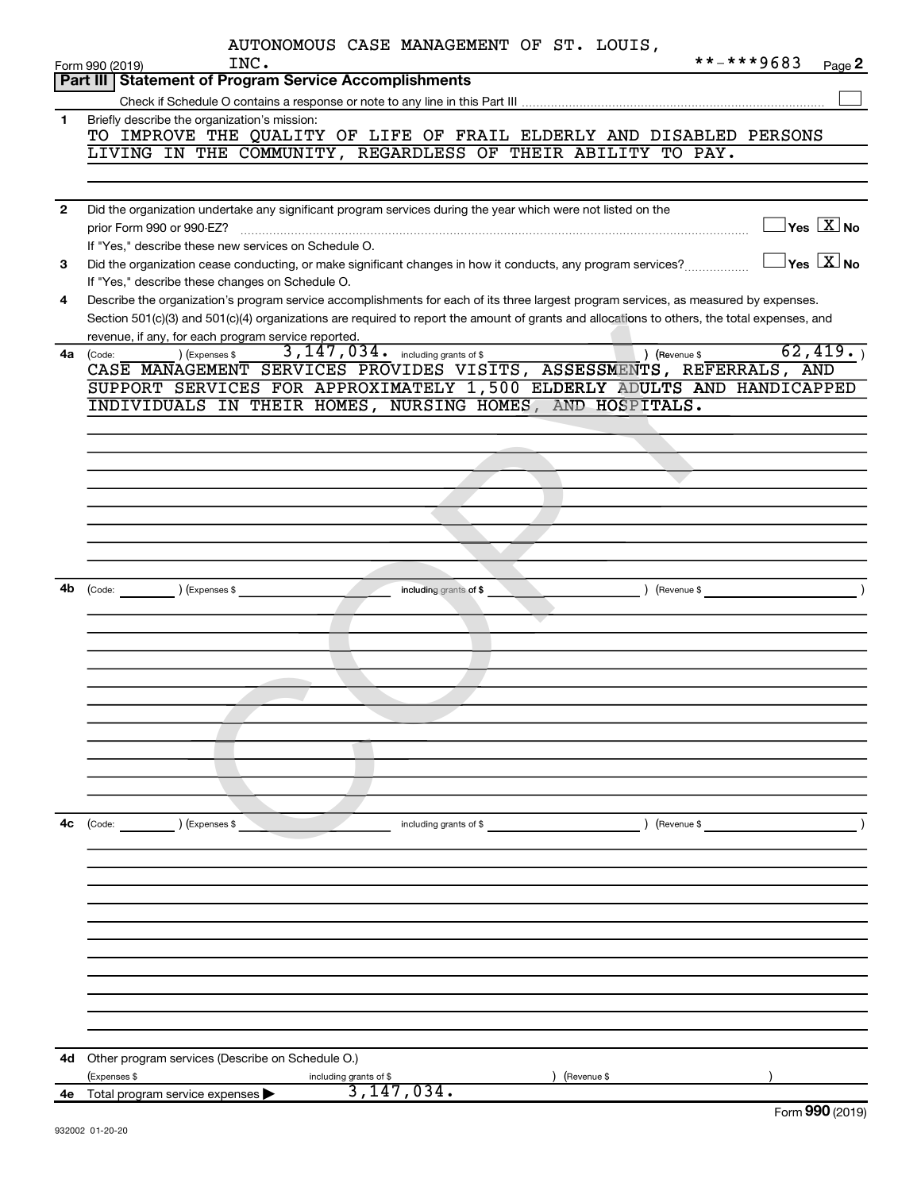AUTONOMOUS CASE MANAGEMENT OF ST. LOUIS, INC.

Form 990 (2019) **-***9683

## Part III Statement of Program Service Accomplishments

Check if Schedule O contains a response or note to any line in this Part III ☐

**1** Briefly describe the organization's mission:

TO IMPROVE THE QUALITY OF LIFE OF FRAIL ELDERLY AND DISABLED PERSONS LIVING IN THE COMMUNITY, REGARDLESS OF THEIR ABILITY TO PAY.

**2** Did the organization undertake any significant program services during the year which were not listed on the prior Form 990 or 990-EZ? ☐ Yes ☒ No

If "Yes," describe these new services on Schedule O.

**3** Did the organization cease conducting, or make significant changes in how it conducts, any program services? ☐ Yes ☒ No

If "Yes," describe these changes on Schedule O.

**4** Describe the organization's program service accomplishments for each of its three largest program services, as measured by expenses. Section 501(c)(3) and 501(c)(4) organizations are required to report the amount of grants and allocations to others, the total expenses, and revenue, if any, for each program service reported.

**4a** (Code: ) (Expenses $ 3,147,034. including grants of $ ) (Revenue $ 62,419. )

CASE MANAGEMENT SERVICES PROVIDES VISITS, ASSESSMENTS, REFERRALS, AND SUPPORT SERVICES FOR APPROXIMATELY 1,500 ELDERLY ADULTS AND HANDICAPPED INDIVIDUALS IN THEIR HOMES, NURSING HOMES, AND HOSPITALS.

**4b** (Code: ) (Expenses $ including grants of $ ) (Revenue $ )

**4c** (Code: ) (Expenses $ including grants of $ ) (Revenue $ )

**4d** Other program services (Describe on Schedule O.)

(Expenses $ including grants of $ ) (Revenue $ )

**4e** Total program service expenses ▶ 3,147,034.

Form **990** (2019)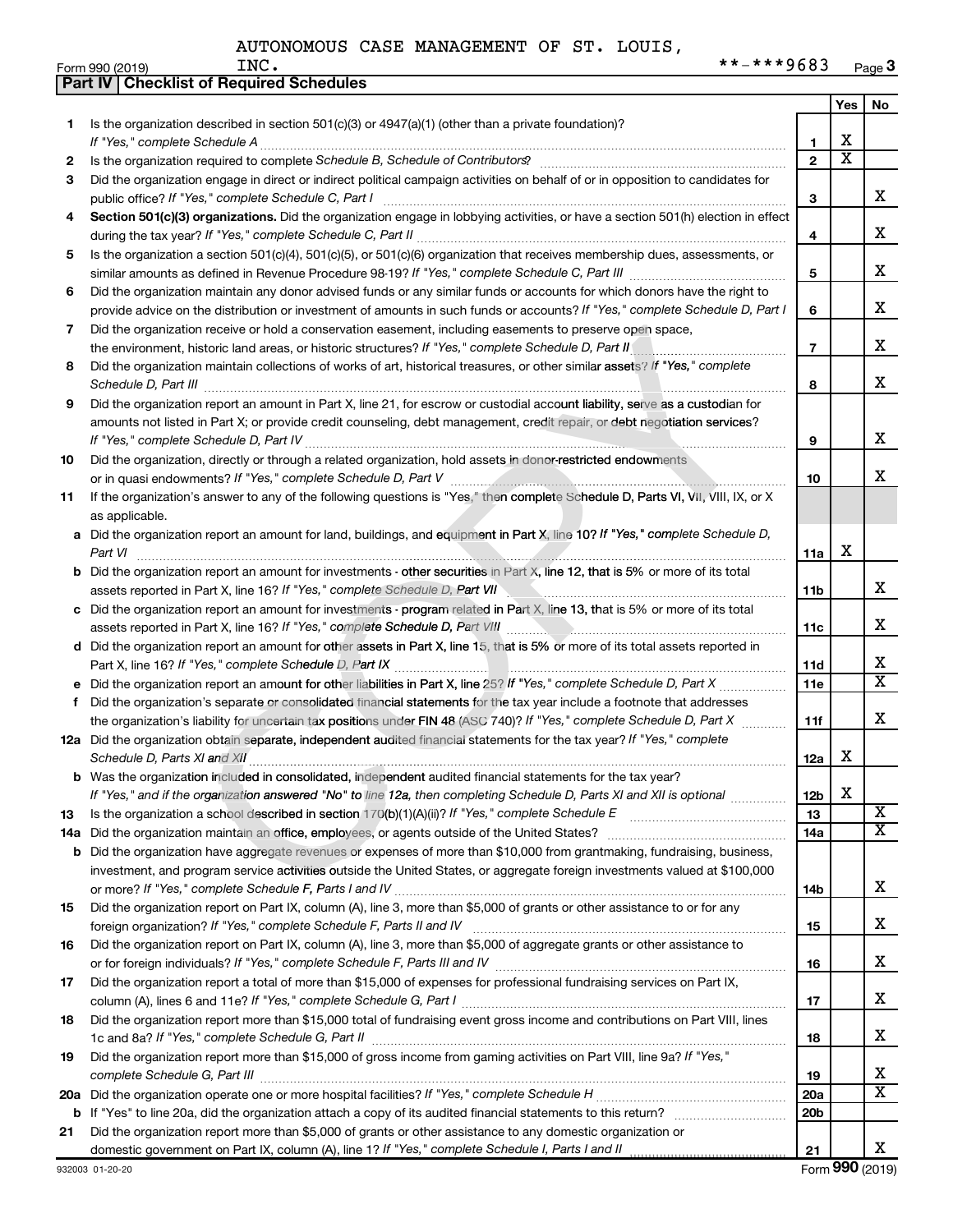AUTONOMOUS CASE MANAGEMENT OF ST. LOUIS, INC. **-***9683

Form 990 (2019) Page 3

## Part IV Checklist of Required Schedules

| | | | Yes | No |
|---|---|---|---|---|
| 1 | Is the organization described in section 501(c)(3) or 4947(a)(1) (other than a private foundation)? *If "Yes," complete Schedule A* | 1 | X | |
| 2 | Is the organization required to complete *Schedule B, Schedule of Contributors*? | 2 | X | |
| 3 | Did the organization engage in direct or indirect political campaign activities on behalf of or in opposition to candidates for public office? *If "Yes," complete Schedule C, Part I* | 3 | | X |
| 4 | **Section 501(c)(3) organizations.** Did the organization engage in lobbying activities, or have a section 501(h) election in effect during the tax year? *If "Yes," complete Schedule C, Part II* | 4 | | X |
| 5 | Is the organization a section 501(c)(4), 501(c)(5), or 501(c)(6) organization that receives membership dues, assessments, or similar amounts as defined in Revenue Procedure 98-19? *If "Yes," complete Schedule C, Part III* | 5 | | X |
| 6 | Did the organization maintain any donor advised funds or any similar funds or accounts for which donors have the right to provide advice on the distribution or investment of amounts in such funds or accounts? *If "Yes," complete Schedule D, Part I* | 6 | | X |
| 7 | Did the organization receive or hold a conservation easement, including easements to preserve open space, the environment, historic land areas, or historic structures? *If "Yes," complete Schedule D, Part II* | 7 | | X |
| 8 | Did the organization maintain collections of works of art, historical treasures, or other similar assets? *If "Yes," complete Schedule D, Part III* | 8 | | X |
| 9 | Did the organization report an amount in Part X, line 21, for escrow or custodial account liability, serve as a custodian for amounts not listed in Part X; or provide credit counseling, debt management, credit repair, or debt negotiation services? *If "Yes," complete Schedule D, Part IV* | 9 | | X |
| 10 | Did the organization, directly or through a related organization, hold assets in donor-restricted endowments or in quasi endowments? *If "Yes," complete Schedule D, Part V* | 10 | | X |
| 11 | If the organization's answer to any of the following questions is "Yes," then complete Schedule D, Parts VI, VII, VIII, IX, or X as applicable. | | | |
| a | Did the organization report an amount for land, buildings, and equipment in Part X, line 10? *If "Yes," complete Schedule D, Part VI* | 11a | X | |
| b | Did the organization report an amount for investments - other securities in Part X, line 12, that is 5% or more of its total assets reported in Part X, line 16? *If "Yes," complete Schedule D, Part VII* | 11b | | X |
| c | Did the organization report an amount for investments - program related in Part X, line 13, that is 5% or more of its total assets reported in Part X, line 16? *If "Yes," complete Schedule D, Part VIII* | 11c | | X |
| d | Did the organization report an amount for other assets in Part X, line 15, that is 5% or more of its total assets reported in Part X, line 16? *If "Yes," complete Schedule D, Part IX* | 11d | | X |
| e | Did the organization report an amount for other liabilities in Part X, line 25? *If "Yes," complete Schedule D, Part X* | 11e | | X |
| f | Did the organization's separate or consolidated financial statements for the tax year include a footnote that addresses the organization's liability for uncertain tax positions under FIN 48 (ASC 740)? *If "Yes," complete Schedule D, Part X* | 11f | | X |
| 12a | Did the organization obtain separate, independent audited financial statements for the tax year? *If "Yes," complete Schedule D, Parts XI and XII* | 12a | X | |
| b | Was the organization included in consolidated, independent audited financial statements for the tax year? *If "Yes," and if the organization answered "No" to line 12a, then completing Schedule D, Parts XI and XII is optional* | 12b | X | |
| 13 | Is the organization a school described in section 170(b)(1)(A)(ii)? *If "Yes," complete Schedule E* | 13 | | X |
| 14a | Did the organization maintain an office, employees, or agents outside of the United States? | 14a | | X |
| b | Did the organization have aggregate revenues or expenses of more than $10,000 from grantmaking, fundraising, business, investment, and program service activities outside the United States, or aggregate foreign investments valued at $100,000 or more? *If "Yes," complete Schedule F, Parts I and IV* | 14b | | X |
| 15 | Did the organization report on Part IX, column (A), line 3, more than $5,000 of grants or other assistance to or for any foreign organization? *If "Yes," complete Schedule F, Parts II and IV* | 15 | | X |
| 16 | Did the organization report on Part IX, column (A), line 3, more than $5,000 of aggregate grants or other assistance to or for foreign individuals? *If "Yes," complete Schedule F, Parts III and IV* | 16 | | X |
| 17 | Did the organization report a total of more than $15,000 of expenses for professional fundraising services on Part IX, column (A), lines 6 and 11e? *If "Yes," complete Schedule G, Part I* | 17 | | X |
| 18 | Did the organization report more than $15,000 total of fundraising event gross income and contributions on Part VIII, lines 1c and 8a? *If "Yes," complete Schedule G, Part II* | 18 | | X |
| 19 | Did the organization report more than $15,000 of gross income from gaming activities on Part VIII, line 9a? *If "Yes," complete Schedule G, Part III* | 19 | | X |
| 20a | Did the organization operate one or more hospital facilities? *If "Yes," complete Schedule H* | 20a | | X |
| b | If "Yes" to line 20a, did the organization attach a copy of its audited financial statements to this return? | 20b | | |
| 21 | Did the organization report more than $5,000 of grants or other assistance to any domestic organization or domestic government on Part IX, column (A), line 1? *If "Yes," complete Schedule I, Parts I and II* | 21 | | X |

932003 01-20-20 Form **990** (2019)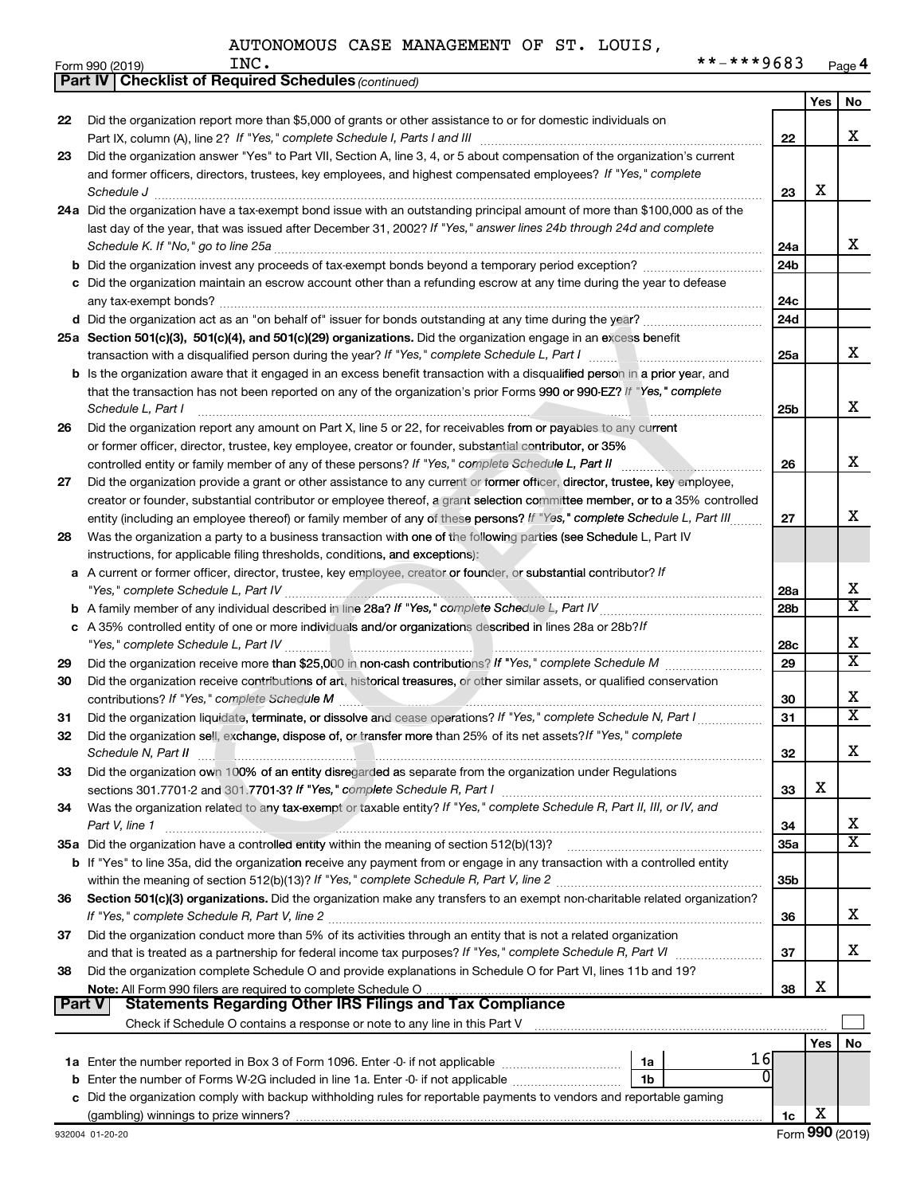AUTONOMOUS CASE MANAGEMENT OF ST. LOUIS, INC. **-***9683

Form 990 (2019) Page 4

## Part IV Checklist of Required Schedules *(continued)*

| | | | Yes | No |
|---|---|---|---|---|
| 22 | Did the organization report more than $5,000 of grants or other assistance to or for domestic individuals on Part IX, column (A), line 2? *If "Yes," complete Schedule I, Parts I and III* | 22 | | X |
| 23 | Did the organization answer "Yes" to Part VII, Section A, line 3, 4, or 5 about compensation of the organization's current and former officers, directors, trustees, key employees, and highest compensated employees? *If "Yes," complete Schedule J* | 23 | X | |
| 24a | Did the organization have a tax-exempt bond issue with an outstanding principal amount of more than $100,000 as of the last day of the year, that was issued after December 31, 2002? *If "Yes," answer lines 24b through 24d and complete Schedule K. If "No," go to line 25a* | 24a | | X |
| b | Did the organization invest any proceeds of tax-exempt bonds beyond a temporary period exception? | 24b | | |
| c | Did the organization maintain an escrow account other than a refunding escrow at any time during the year to defease any tax-exempt bonds? | 24c | | |
| d | Did the organization act as an "on behalf of" issuer for bonds outstanding at any time during the year? | 24d | | |
| 25a | **Section 501(c)(3), 501(c)(4), and 501(c)(29) organizations.** Did the organization engage in an excess benefit transaction with a disqualified person during the year? *If "Yes," complete Schedule L, Part I* | 25a | | X |
| b | Is the organization aware that it engaged in an excess benefit transaction with a disqualified person in a prior year, and that the transaction has not been reported on any of the organization's prior Forms 990 or 990-EZ? *If "Yes," complete Schedule L, Part I* | 25b | | X |
| 26 | Did the organization report any amount on Part X, line 5 or 22, for receivables from or payables to any current or former officer, director, trustee, key employee, creator or founder, substantial contributor, or 35% controlled entity or family member of any of these persons? *If "Yes," complete Schedule L, Part II* | 26 | | X |
| 27 | Did the organization provide a grant or other assistance to any current or former officer, director, trustee, key employee, creator or founder, substantial contributor or employee thereof, a grant selection committee member, or to a 35% controlled entity (including an employee thereof) or family member of any of these persons? *If "Yes," complete Schedule L, Part III* | 27 | | X |
| 28 | Was the organization a party to a business transaction with one of the following parties (see Schedule L, Part IV instructions, for applicable filing thresholds, conditions, and exceptions): | | | |
| a | A current or former officer, director, trustee, key employee, creator or founder, or substantial contributor? *If "Yes," complete Schedule L, Part IV* | 28a | | X |
| b | A family member of any individual described in line 28a? *If "Yes," complete Schedule L, Part IV* | 28b | | X |
| c | A 35% controlled entity of one or more individuals and/or organizations described in lines 28a or 28b? *If "Yes," complete Schedule L, Part IV* | 28c | | X |
| 29 | Did the organization receive more than $25,000 in non-cash contributions? *If "Yes," complete Schedule M* | 29 | | X |
| 30 | Did the organization receive contributions of art, historical treasures, or other similar assets, or qualified conservation contributions? *If "Yes," complete Schedule M* | 30 | | X |
| 31 | Did the organization liquidate, terminate, or dissolve and cease operations? *If "Yes," complete Schedule N, Part I* | 31 | | X |
| 32 | Did the organization sell, exchange, dispose of, or transfer more than 25% of its net assets? *If "Yes," complete Schedule N, Part II* | 32 | | X |
| 33 | Did the organization own 100% of an entity disregarded as separate from the organization under Regulations sections 301.7701-2 and 301.7701-3? *If "Yes," complete Schedule R, Part I* | 33 | X | |
| 34 | Was the organization related to any tax-exempt or taxable entity? *If "Yes," complete Schedule R, Part II, III, or IV, and Part V, line 1* | 34 | | X |
| 35a | Did the organization have a controlled entity within the meaning of section 512(b)(13)? | 35a | | X |
| b | If "Yes" to line 35a, did the organization receive any payment from or engage in any transaction with a controlled entity within the meaning of section 512(b)(13)? *If "Yes," complete Schedule R, Part V, line 2* | 35b | | |
| 36 | **Section 501(c)(3) organizations.** Did the organization make any transfers to an exempt non-charitable related organization? *If "Yes," complete Schedule R, Part V, line 2* | 36 | | X |
| 37 | Did the organization conduct more than 5% of its activities through an entity that is not a related organization and that is treated as a partnership for federal income tax purposes? *If "Yes," complete Schedule R, Part VI* | 37 | | X |
| 38 | Did the organization complete Schedule O and provide explanations in Schedule O for Part VI, lines 11b and 19? **Note:** All Form 990 filers are required to complete Schedule O | 38 | X | |

## Part V Statements Regarding Other IRS Filings and Tax Compliance

Check if Schedule O contains a response or note to any line in this Part V [ ]

| | | | | | Yes | No |
|---|---|---|---|---|---|---|
| 1a | Enter the number reported in Box 3 of Form 1096. Enter -0- if not applicable | 1a | 16 | | | |
| b | Enter the number of Forms W-2G included in line 1a. Enter -0- if not applicable | 1b | 0 | | | |
| c | Did the organization comply with backup withholding rules for reportable payments to vendors and reportable gaming (gambling) winnings to prize winners? | | | 1c | X | |

932004 01-20-20 Form **990** (2019)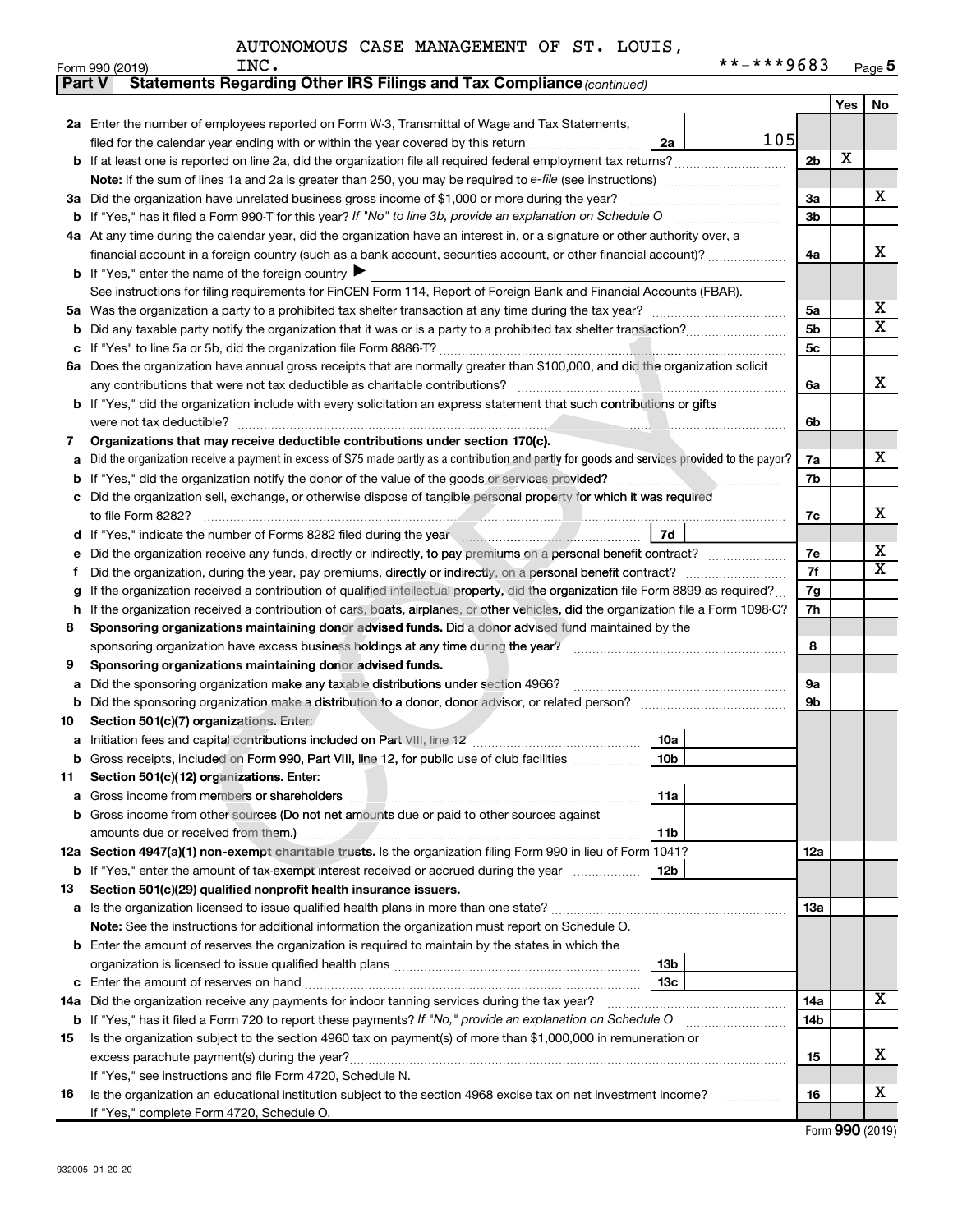AUTONOMOUS CASE MANAGEMENT OF ST. LOUIS, INC. **-***9683

Form 990 (2019) Page 5

**Part V Statements Regarding Other IRS Filings and Tax Compliance** *(continued)*

| | | | | Yes | No |
|---|---|---|---|---|---|
| **2a** | Enter the number of employees reported on Form W-3, Transmittal of Wage and Tax Statements, filed for the calendar year ending with or within the year covered by this return | 2a | 105 | | |
| **b** | If at least one is reported on line 2a, did the organization file all required federal employment tax returns? | | 2b | X | |
| | **Note:** If the sum of lines 1a and 2a is greater than 250, you may be required to *e-file* (see instructions) | | | | |
| **3a** | Did the organization have unrelated business gross income of $1,000 or more during the year? | | 3a | | X |
| **b** | If "Yes," has it filed a Form 990-T for this year? *If "No" to line 3b, provide an explanation on Schedule O* | | 3b | | |
| **4a** | At any time during the calendar year, did the organization have an interest in, or a signature or other authority over, a financial account in a foreign country (such as a bank account, securities account, or other financial account)? | | 4a | | X |
| **b** | If "Yes," enter the name of the foreign country ▶ | | | | |
| | See instructions for filing requirements for FinCEN Form 114, Report of Foreign Bank and Financial Accounts (FBAR). | | | | |
| **5a** | Was the organization a party to a prohibited tax shelter transaction at any time during the tax year? | | 5a | | X |
| **b** | Did any taxable party notify the organization that it was or is a party to a prohibited tax shelter transaction? | | 5b | | X |
| **c** | If "Yes" to line 5a or 5b, did the organization file Form 8886-T? | | 5c | | |
| **6a** | Does the organization have annual gross receipts that are normally greater than $100,000, and did the organization solicit any contributions that were not tax deductible as charitable contributions? | | 6a | | X |
| **b** | If "Yes," did the organization include with every solicitation an express statement that such contributions or gifts were not tax deductible? | | 6b | | |
| **7** | **Organizations that may receive deductible contributions under section 170(c).** | | | | |
| **a** | Did the organization receive a payment in excess of $75 made partly as a contribution and partly for goods and services provided to the payor? | | 7a | | X |
| **b** | If "Yes," did the organization notify the donor of the value of the goods or services provided? | | 7b | | |
| **c** | Did the organization sell, exchange, or otherwise dispose of tangible personal property for which it was required to file Form 8282? | | 7c | | X |
| **d** | If "Yes," indicate the number of Forms 8282 filed during the year | 7d | | | |
| **e** | Did the organization receive any funds, directly or indirectly, to pay premiums on a personal benefit contract? | | 7e | | X |
| **f** | Did the organization, during the year, pay premiums, directly or indirectly, on a personal benefit contract? | | 7f | | X |
| **g** | If the organization received a contribution of qualified intellectual property, did the organization file Form 8899 as required? | | 7g | | |
| **h** | If the organization received a contribution of cars, boats, airplanes, or other vehicles, did the organization file a Form 1098-C? | | 7h | | |
| **8** | **Sponsoring organizations maintaining donor advised funds.** Did a donor advised fund maintained by the sponsoring organization have excess business holdings at any time during the year? | | 8 | | |
| **9** | **Sponsoring organizations maintaining donor advised funds.** | | | | |
| **a** | Did the sponsoring organization make any taxable distributions under section 4966? | | 9a | | |
| **b** | Did the sponsoring organization make a distribution to a donor, donor advisor, or related person? | | 9b | | |
| **10** | **Section 501(c)(7) organizations.** Enter: | | | | |
| **a** | Initiation fees and capital contributions included on Part VIII, line 12 | 10a | | | |
| **b** | Gross receipts, included on Form 990, Part VIII, line 12, for public use of club facilities | 10b | | | |
| **11** | **Section 501(c)(12) organizations.** Enter: | | | | |
| **a** | Gross income from members or shareholders | 11a | | | |
| **b** | Gross income from other sources (Do not net amounts due or paid to other sources against amounts due or received from them.) | 11b | | | |
| **12a** | **Section 4947(a)(1) non-exempt charitable trusts.** Is the organization filing Form 990 in lieu of Form 1041? | | 12a | | |
| **b** | If "Yes," enter the amount of tax-exempt interest received or accrued during the year | 12b | | | |
| **13** | **Section 501(c)(29) qualified nonprofit health insurance issuers.** | | | | |
| **a** | Is the organization licensed to issue qualified health plans in more than one state? | | 13a | | |
| | **Note:** See the instructions for additional information the organization must report on Schedule O. | | | | |
| **b** | Enter the amount of reserves the organization is required to maintain by the states in which the organization is licensed to issue qualified health plans | 13b | | | |
| **c** | Enter the amount of reserves on hand | 13c | | | |
| **14a** | Did the organization receive any payments for indoor tanning services during the tax year? | | 14a | | X |
| **b** | If "Yes," has it filed a Form 720 to report these payments? *If "No," provide an explanation on Schedule O* | | 14b | | |
| **15** | Is the organization subject to the section 4960 tax on payment(s) of more than $1,000,000 in remuneration or excess parachute payment(s) during the year? | | 15 | | X |
| | If "Yes," see instructions and file Form 4720, Schedule N. | | | | |
| **16** | Is the organization an educational institution subject to the section 4968 excise tax on net investment income? | | 16 | | X |
| | If "Yes," complete Form 4720, Schedule O. | | | | |

Form **990** (2019)

932005 01-20-20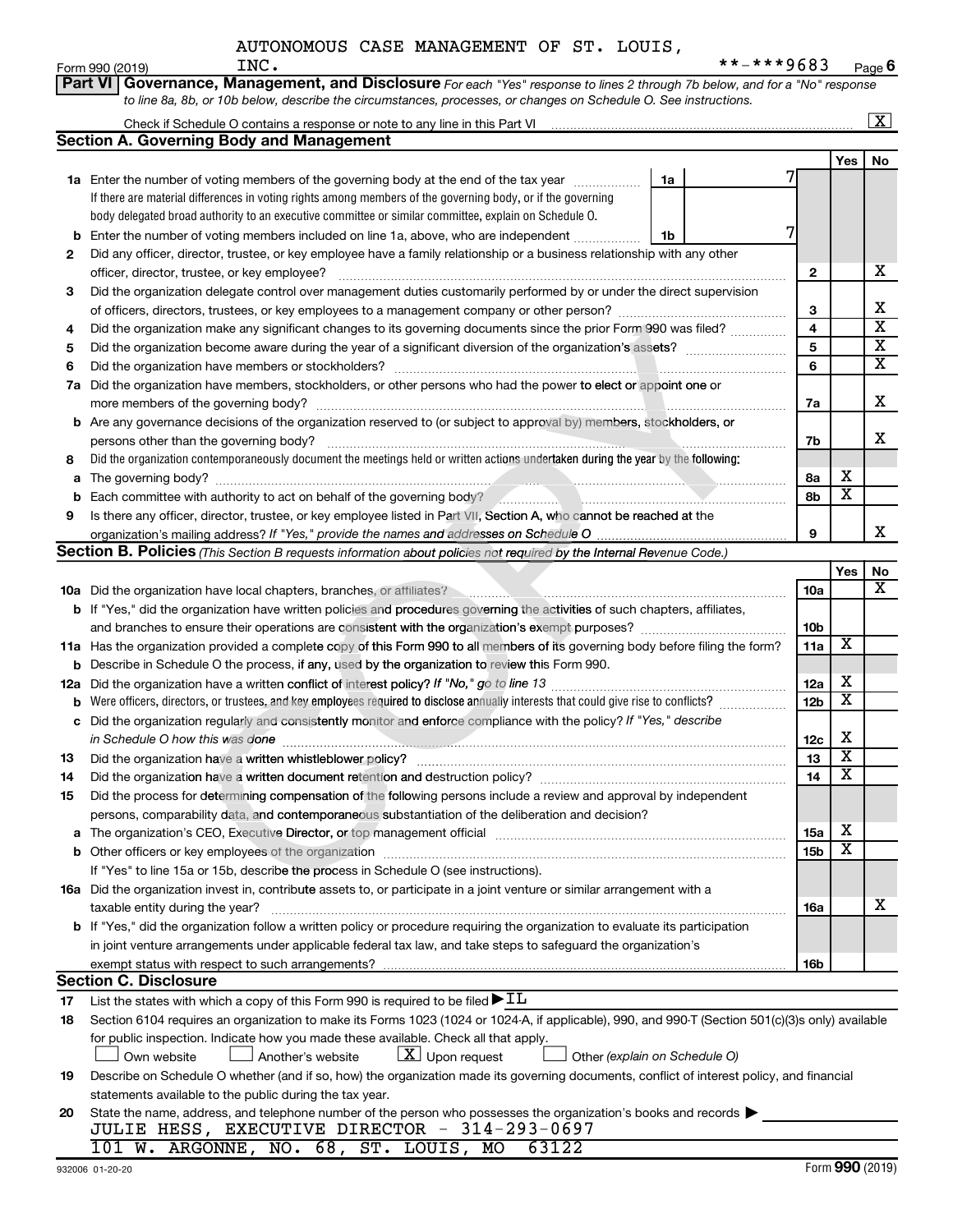AUTONOMOUS CASE MANAGEMENT OF ST. LOUIS, INC. **-***9683

## Part VI Governance, Management, and Disclosure

*For each "Yes" response to lines 2 through 7b below, and for a "No" response to line 8a, 8b, or 10b below, describe the circumstances, processes, or changes on Schedule O. See instructions.*

Check if Schedule O contains a response or note to any line in this Part VI [X]

### Section A. Governing Body and Management

| | | | | Yes | No |
|---|---|---|---|---|---|
| 1a | Enter the number of voting members of the governing body at the end of the tax year. If there are material differences in voting rights among members of the governing body, or if the governing body delegated broad authority to an executive committee or similar committee, explain on Schedule O. | 1a 7 | | | |
| b | Enter the number of voting members included on line 1a, above, who are independent | 1b 7 | | | |
| 2 | Did any officer, director, trustee, or key employee have a family relationship or a business relationship with any other officer, director, trustee, or key employee? | | 2 | | X |
| 3 | Did the organization delegate control over management duties customarily performed by or under the direct supervision of officers, directors, trustees, or key employees to a management company or other person? | | 3 | | X |
| 4 | Did the organization make any significant changes to its governing documents since the prior Form 990 was filed? | | 4 | | X |
| 5 | Did the organization become aware during the year of a significant diversion of the organization's assets? | | 5 | | X |
| 6 | Did the organization have members or stockholders? | | 6 | | X |
| 7a | Did the organization have members, stockholders, or other persons who had the power to elect or appoint one or more members of the governing body? | | 7a | | X |
| b | Are any governance decisions of the organization reserved to (or subject to approval by) members, stockholders, or persons other than the governing body? | | 7b | | X |
| 8 | Did the organization contemporaneously document the meetings held or written actions undertaken during the year by the following: | | | | |
| a | The governing body? | | 8a | X | |
| b | Each committee with authority to act on behalf of the governing body? | | 8b | X | |
| 9 | Is there any officer, director, trustee, or key employee listed in Part VII, Section A, who cannot be reached at the organization's mailing address? *If "Yes," provide the names and addresses on Schedule O* | | 9 | | X |

### Section B. Policies *(This Section B requests information about policies not required by the Internal Revenue Code.)*

| | | | Yes | No |
|---|---|---|---|---|
| 10a | Did the organization have local chapters, branches, or affiliates? | 10a | | X |
| b | If "Yes," did the organization have written policies and procedures governing the activities of such chapters, affiliates, and branches to ensure their operations are consistent with the organization's exempt purposes? | 10b | | |
| 11a | Has the organization provided a complete copy of this Form 990 to all members of its governing body before filing the form? | 11a | X | |
| b | Describe in Schedule O the process, if any, used by the organization to review this Form 990. | | | |
| 12a | Did the organization have a written conflict of interest policy? *If "No," go to line 13* | 12a | X | |
| b | Were officers, directors, or trustees, and key employees required to disclose annually interests that could give rise to conflicts? | 12b | X | |
| c | Did the organization regularly and consistently monitor and enforce compliance with the policy? *If "Yes," describe in Schedule O how this was done* | 12c | X | |
| 13 | Did the organization have a written whistleblower policy? | 13 | X | |
| 14 | Did the organization have a written document retention and destruction policy? | 14 | X | |
| 15 | Did the process for determining compensation of the following persons include a review and approval by independent persons, comparability data, and contemporaneous substantiation of the deliberation and decision? | | | |
| a | The organization's CEO, Executive Director, or top management official | 15a | X | |
| b | Other officers or key employees of the organization | 15b | X | |
| | If "Yes" to line 15a or 15b, describe the process in Schedule O (see instructions). | | | |
| 16a | Did the organization invest in, contribute assets to, or participate in a joint venture or similar arrangement with a taxable entity during the year? | 16a | | X |
| b | If "Yes," did the organization follow a written policy or procedure requiring the organization to evaluate its participation in joint venture arrangements under applicable federal tax law, and take steps to safeguard the organization's exempt status with respect to such arrangements? | 16b | | |

### Section C. Disclosure

17 List the states with which a copy of this Form 990 is required to be filed ▶ IL

18 Section 6104 requires an organization to make its Forms 1023 (1024 or 1024-A, if applicable), 990, and 990-T (Section 501(c)(3)s only) available for public inspection. Indicate how you made these available. Check all that apply.

[ ] Own website [ ] Another's website [X] Upon request [ ] Other *(explain on Schedule O)*

19 Describe on Schedule O whether (and if so, how) the organization made its governing documents, conflict of interest policy, and financial statements available to the public during the tax year.

20 State the name, address, and telephone number of the person who possesses the organization's books and records ▶

JULIE HESS, EXECUTIVE DIRECTOR - 314-293-0697
101 W. ARGONNE, NO. 68, ST. LOUIS, MO 63122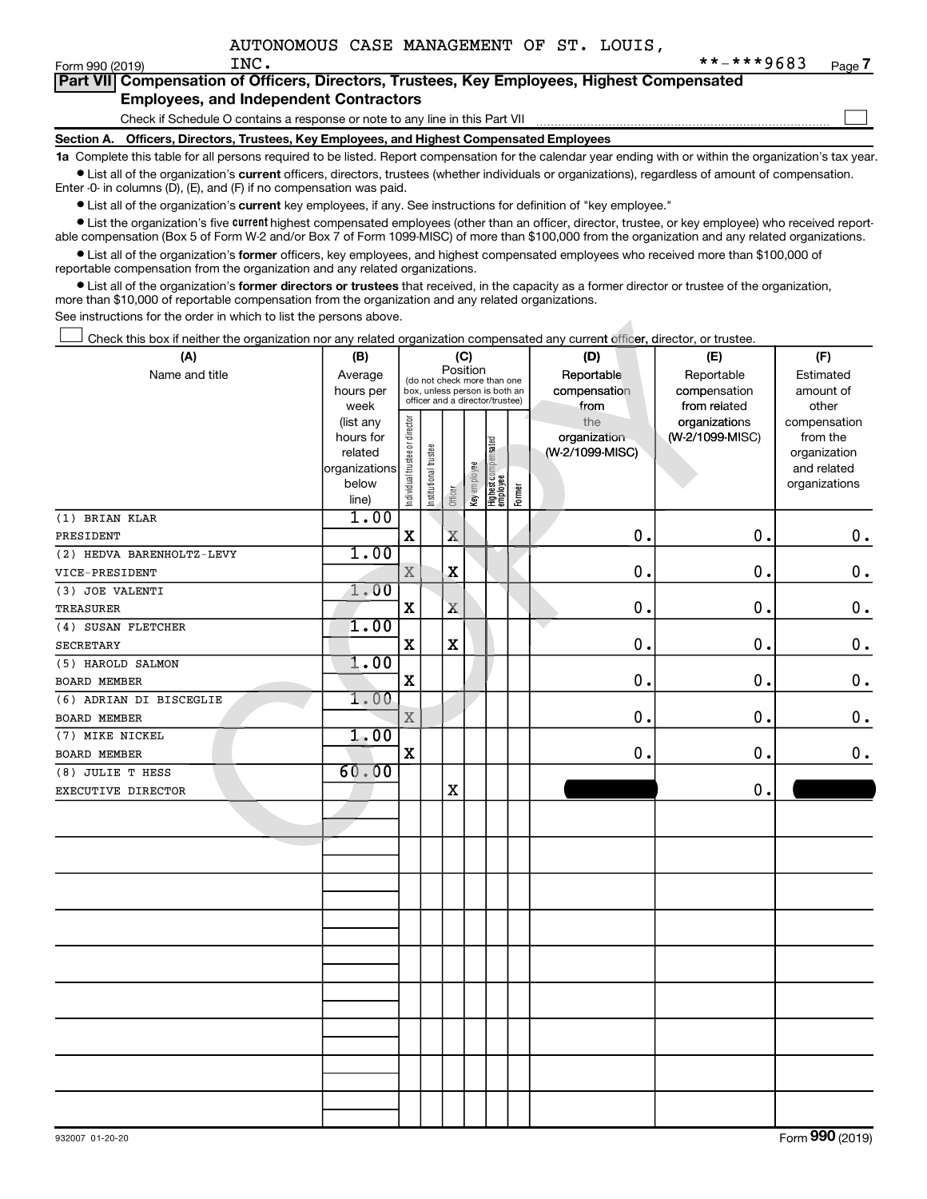AUTONOMOUS CASE MANAGEMENT OF ST. LOUIS, INC.

Form 990 (2019) **-***9683 Page 7

## Part VII Compensation of Officers, Directors, Trustees, Key Employees, Highest Compensated Employees, and Independent Contractors

Check if Schedule O contains a response or note to any line in this Part VII ☐

### Section A. Officers, Directors, Trustees, Key Employees, and Highest Compensated Employees

**1a** Complete this table for all persons required to be listed. Report compensation for the calendar year ending with or within the organization's tax year.

- List all of the organization's **current** officers, directors, trustees (whether individuals or organizations), regardless of amount of compensation. Enter -0- in columns (D), (E), and (F) if no compensation was paid.
- List all of the organization's **current** key employees, if any. See instructions for definition of "key employee."
- List the organization's five **current** highest compensated employees (other than an officer, director, trustee, or key employee) who received reportable compensation (Box 5 of Form W-2 and/or Box 7 of Form 1099-MISC) of more than $100,000 from the organization and any related organizations.
- List all of the organization's **former** officers, key employees, and highest compensated employees who received more than $100,000 of reportable compensation from the organization and any related organizations.
- List all of the organization's **former directors or trustees** that received, in the capacity as a former director or trustee of the organization, more than $10,000 of reportable compensation from the organization and any related organizations.

See instructions for the order in which to list the persons above.

☐ Check this box if neither the organization nor any related organization compensated any current officer, director, or trustee.

| (A) Name and title | (B) Average hours per week (list any hours for related organizations below line) | (C) Position: Individual trustee or director | Institutional trustee | Officer | Key employee | Highest compensated employee | Former | (D) Reportable compensation from the organization (W-2/1099-MISC) | (E) Reportable compensation from related organizations (W-2/1099-MISC) | (F) Estimated amount of other compensation from the organization and related organizations |
|---|---|---|---|---|---|---|---|---|---|---|
| (1) BRIAN KLAR<br>PRESIDENT | 1.00 | X | | X | | | | 0. | 0. | 0. |
| (2) HEDVA BARENHOLTZ-LEVY<br>VICE-PRESIDENT | 1.00 | X | | X | | | | 0. | 0. | 0. |
| (3) JOE VALENTI<br>TREASURER | 1.00 | X | | X | | | | 0. | 0. | 0. |
| (4) SUSAN FLETCHER<br>SECRETARY | 1.00 | X | | X | | | | 0. | 0. | 0. |
| (5) HAROLD SALMON<br>BOARD MEMBER | 1.00 | X | | | | | | 0. | 0. | 0. |
| (6) ADRIAN DI BISCEGLIE<br>BOARD MEMBER | 1.00 | X | | | | | | 0. | 0. | 0. |
| (7) MIKE NICKEL<br>BOARD MEMBER | 1.00 | X | | | | | | 0. | 0. | 0. |
| (8) JULIE T HESS<br>EXECUTIVE DIRECTOR | 60.00 | | | X | | | | [REDACTED] | 0. | [REDACTED] |

932007 01-20-20 Form 990 (2019)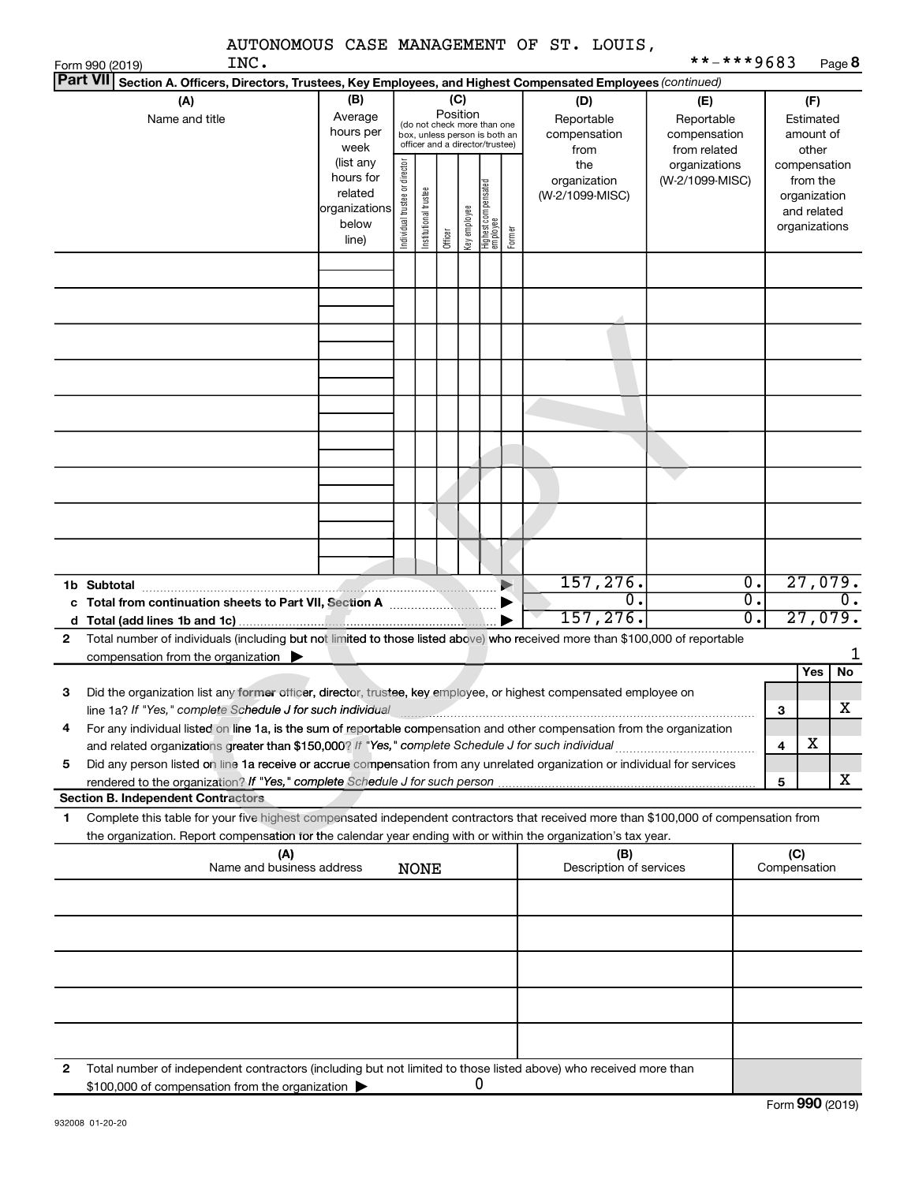AUTONOMOUS CASE MANAGEMENT OF ST. LOUIS, INC. **-***9683

Form 990 (2019) Page 8

**Part VII** Section A. Officers, Directors, Trustees, Key Employees, and Highest Compensated Employees *(continued)*

| (A) Name and title | (B) Average hours per week (list any hours for related organizations below line) | (C) Position (do not check more than one box, unless person is both an officer and a director/trustee) | | | | | | (D) Reportable compensation from the organization (W-2/1099-MISC) | (E) Reportable compensation from related organizations (W-2/1099-MISC) | (F) Estimated amount of other compensation from the organization and related organizations |
|---|---|---|---|---|---|---|---|---|---|---|
| | | Individual trustee or director | Institutional trustee | Officer | Key employee | Highest compensated employee | Former | | | |
| | | | | | | | | | | |
| | | | | | | | | | | |
| | | | | | | | | | | |
| | | | | | | | | | | |
| | | | | | | | | | | |
| | | | | | | | | | | |
| | | | | | | | | | | |
| | | | | | | | | | | |
| | | | | | | | | | | |

| | | (D) | (E) | (F) |
|---|---|---|---|---|
| 1b | Subtotal | 157,276. | 0. | 27,079. |
| c | Total from continuation sheets to Part VII, Section A | 0. | 0. | 0. |
| d | Total (add lines 1b and 1c) | 157,276. | 0. | 27,079. |

2 Total number of individuals (including but not limited to those listed above) who received more than $100,000 of reportable compensation from the organization ▶ 1

| | | | Yes | No |
|---|---|---|---|---|
| 3 | Did the organization list any **former** officer, director, trustee, key employee, or highest compensated employee on line 1a? *If "Yes," complete Schedule J for such individual* | 3 | | X |
| 4 | For any individual listed on line 1a, is the sum of reportable compensation and other compensation from the organization and related organizations greater than $150,000? *If "Yes," complete Schedule J for such individual* | 4 | X | |
| 5 | Did any person listed on line 1a receive or accrue compensation from any unrelated organization or individual for services rendered to the organization? *If "Yes," complete Schedule J for such person* | 5 | | X |

**Section B. Independent Contractors**

1 Complete this table for your five highest compensated independent contractors that received more than $100,000 of compensation from the organization. Report compensation for the calendar year ending with or within the organization's tax year.

| (A) Name and business address | (B) Description of services | (C) Compensation |
|---|---|---|
| NONE | | |
| | | |
| | | |
| | | |
| | | |

2 Total number of independent contractors (including but not limited to those listed above) who received more than $100,000 of compensation from the organization ▶ 0

Form **990** (2019)

932008 01-20-20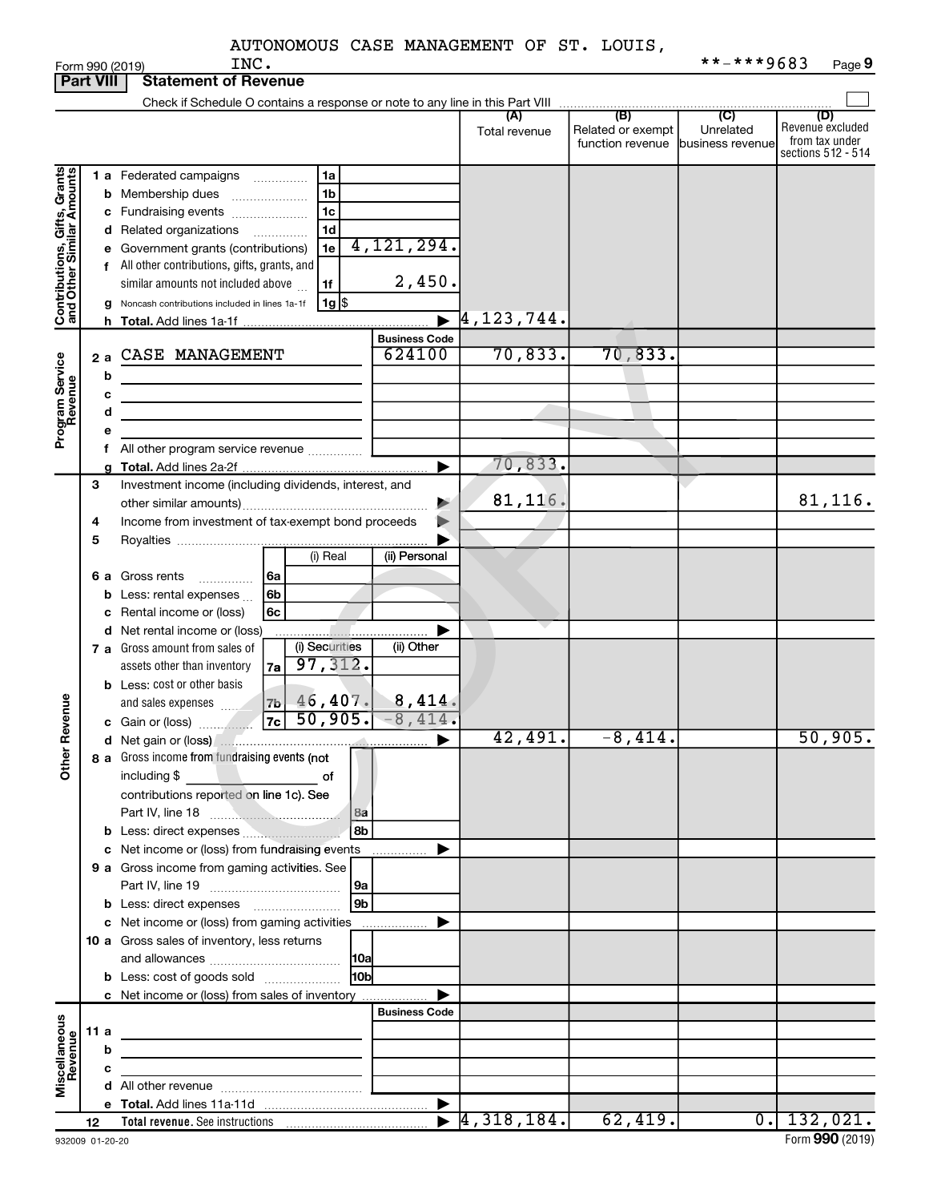AUTONOMOUS CASE MANAGEMENT OF ST. LOUIS, INC. **-***9683

Form 990 (2019) Page 9

## Part VIII Statement of Revenue

Check if Schedule O contains a response or note to any line in this Part VIII

| | | | | (A) Total revenue | (B) Related or exempt function revenue | (C) Unrelated business revenue | (D) Revenue excluded from tax under sections 512 - 514 |
|---|---|---|---|---|---|---|---|
| **Contributions, Gifts, Grants and Other Similar Amounts** | 1 a Federated campaigns | 1a | | | | | |
| | b Membership dues | 1b | | | | | |
| | c Fundraising events | 1c | | | | | |
| | d Related organizations | 1d | | | | | |
| | e Government grants (contributions) | 1e | 4,121,294. | | | | |
| | f All other contributions, gifts, grants, and similar amounts not included above | 1f | 2,450. | | | | |
| | g Noncash contributions included in lines 1a-1f | 1g | $ | | | | |
| | h Total. Add lines 1a-1f | | | 4,123,744. | | | |
| **Program Service Revenue** | | | Business Code | | | | |
| | 2 a CASE MANAGEMENT | | 624100 | 70,833. | 70,833. | | |
| | b | | | | | | |
| | c | | | | | | |
| | d | | | | | | |
| | e | | | | | | |
| | f All other program service revenue | | | | | | |
| | g Total. Add lines 2a-2f | | | 70,833. | | | |
| **Other Revenue** | 3 Investment income (including dividends, interest, and other similar amounts) | | | 81,116. | | | 81,116. |
| | 4 Income from investment of tax-exempt bond proceeds | | | | | | |
| | 5 Royalties | | | | | | |
| | | (i) Real | (ii) Personal | | | | |
| | 6 a Gross rents (6a) | | | | | | |
| | b Less: rental expenses (6b) | | | | | | |
| | c Rental income or (loss) (6c) | | | | | | |
| | d Net rental income or (loss) | | | | | | |
| | | (i) Securities | (ii) Other | | | | |
| | 7 a Gross amount from sales of assets other than inventory (7a) | 97,312. | | | | | |
| | b Less: cost or other basis and sales expenses (7b) | 46,407. | 8,414. | | | | |
| | c Gain or (loss) (7c) | 50,905. | -8,414. | | | | |
| | d Net gain or (loss) | | | 42,491. | -8,414. | | 50,905. |
| | 8 a Gross income from fundraising events (not including $ of contributions reported on line 1c). See Part IV, line 18 | 8a | | | | | |
| | b Less: direct expenses | 8b | | | | | |
| | c Net income or (loss) from fundraising events | | | | | | |
| | 9 a Gross income from gaming activities. See Part IV, line 19 | 9a | | | | | |
| | b Less: direct expenses | 9b | | | | | |
| | c Net income or (loss) from gaming activities | | | | | | |
| | 10 a Gross sales of inventory, less returns and allowances | 10a | | | | | |
| | b Less: cost of goods sold | 10b | | | | | |
| | c Net income or (loss) from sales of inventory | | | | | | |
| **Miscellaneous Revenue** | | | Business Code | | | | |
| | 11 a | | | | | | |
| | b | | | | | | |
| | c | | | | | | |
| | d All other revenue | | | | | | |
| | e Total. Add lines 11a-11d | | | | | | |
| | 12 Total revenue. See instructions | | | 4,318,184. | 62,419. | 0. | 132,021. |

932009 01-20-20 Form 990 (2019)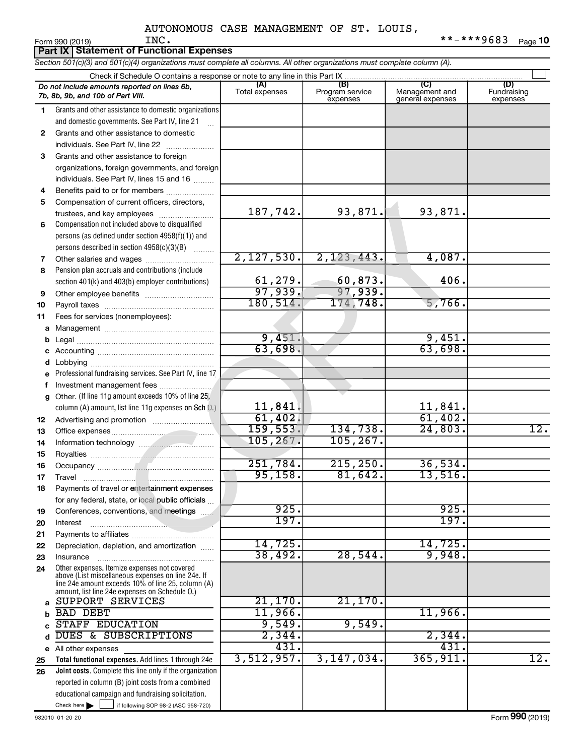AUTONOMOUS CASE MANAGEMENT OF ST. LOUIS, INC.

Form 990 (2019) **-***9683 Page 10

## Part IX Statement of Functional Expenses

*Section 501(c)(3) and 501(c)(4) organizations must complete all columns. All other organizations must complete column (A).*

Check if Schedule O contains a response or note to any line in this Part IX

| | *Do not include amounts reported on lines 6b, 7b, 8b, 9b, and 10b of Part VIII.* | (A) Total expenses | (B) Program service expenses | (C) Management and general expenses | (D) Fundraising expenses |
|---|---|---|---|---|---|
| 1 | Grants and other assistance to domestic organizations and domestic governments. See Part IV, line 21 | | | | |
| 2 | Grants and other assistance to domestic individuals. See Part IV, line 22 | | | | |
| 3 | Grants and other assistance to foreign organizations, foreign governments, and foreign individuals. See Part IV, lines 15 and 16 | | | | |
| 4 | Benefits paid to or for members | | | | |
| 5 | Compensation of current officers, directors, trustees, and key employees | 187,742. | 93,871. | 93,871. | |
| 6 | Compensation not included above to disqualified persons (as defined under section 4958(f)(1)) and persons described in section 4958(c)(3)(B) | | | | |
| 7 | Other salaries and wages | 2,127,530. | 2,123,443. | 4,087. | |
| 8 | Pension plan accruals and contributions (include section 401(k) and 403(b) employer contributions) | 61,279. | 60,873. | 406. | |
| 9 | Other employee benefits | 97,939. | 97,939. | | |
| 10 | Payroll taxes | 180,514. | 174,748. | 5,766. | |
| 11 | Fees for services (nonemployees): | | | | |
| a | Management | | | | |
| b | Legal | 9,451. | | 9,451. | |
| c | Accounting | 63,698. | | 63,698. | |
| d | Lobbying | | | | |
| e | Professional fundraising services. See Part IV, line 17 | | | | |
| f | Investment management fees | | | | |
| g | Other. (If line 11g amount exceeds 10% of line 25, column (A) amount, list line 11g expenses on Sch O.) | 11,841. | | 11,841. | |
| 12 | Advertising and promotion | 61,402. | | 61,402. | |
| 13 | Office expenses | 159,553. | 134,738. | 24,803. | 12. |
| 14 | Information technology | 105,267. | 105,267. | | |
| 15 | Royalties | | | | |
| 16 | Occupancy | 251,784. | 215,250. | 36,534. | |
| 17 | Travel | 95,158. | 81,642. | 13,516. | |
| 18 | Payments of travel or entertainment expenses for any federal, state, or local public officials | | | | |
| 19 | Conferences, conventions, and meetings | 925. | | 925. | |
| 20 | Interest | 197. | | 197. | |
| 21 | Payments to affiliates | | | | |
| 22 | Depreciation, depletion, and amortization | 14,725. | | 14,725. | |
| 23 | Insurance | 38,492. | 28,544. | 9,948. | |
| 24 | Other expenses. Itemize expenses not covered above (List miscellaneous expenses on line 24e. If line 24e amount exceeds 10% of line 25, column (A) amount, list line 24e expenses on Schedule O.) | | | | |
| a | SUPPORT SERVICES | 21,170. | 21,170. | | |
| b | BAD DEBT | 11,966. | | 11,966. | |
| c | STAFF EDUCATION | 9,549. | 9,549. | | |
| d | DUES & SUBSCRIPTIONS | 2,344. | | 2,344. | |
| e | All other expenses | 431. | | 431. | |
| 25 | **Total functional expenses.** Add lines 1 through 24e | 3,512,957. | 3,147,034. | 365,911. | 12. |
| 26 | **Joint costs.** Complete this line only if the organization reported in column (B) joint costs from a combined educational campaign and fundraising solicitation. Check here ☐ if following SOP 98-2 (ASC 958-720) | | | | |

932010 01-20-20 Form **990** (2019)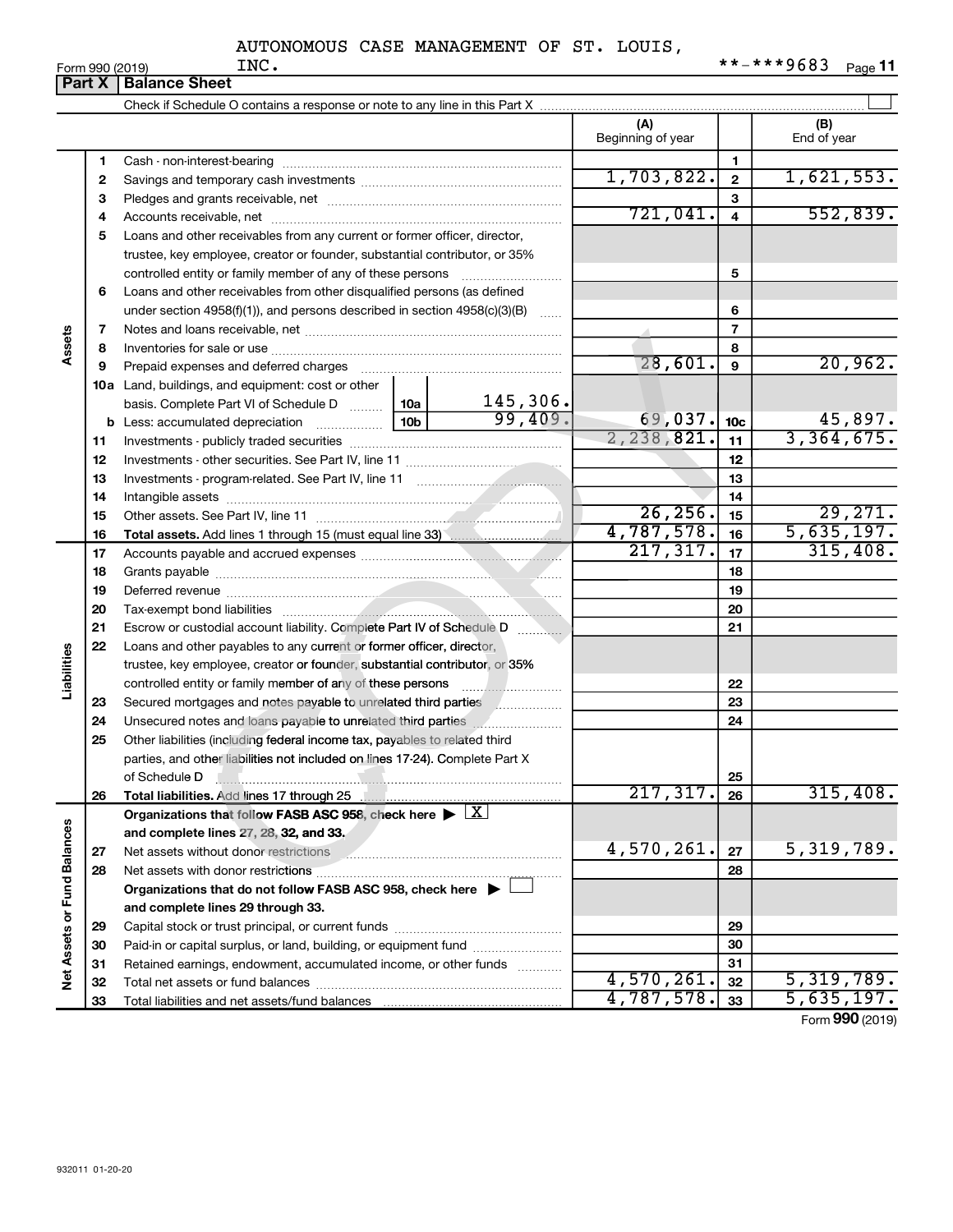AUTONOMOUS CASE MANAGEMENT OF ST. LOUIS, INC. **-***9683

## Part X Balance Sheet

Check if Schedule O contains a response or note to any line in this Part X

| | | | (A) Beginning of year | | (B) End of year |
|---|---|---|---|---|---|
| Assets | 1 | Cash - non-interest-bearing | | 1 | |
| | 2 | Savings and temporary cash investments | 1,703,822. | 2 | 1,621,553. |
| | 3 | Pledges and grants receivable, net | | 3 | |
| | 4 | Accounts receivable, net | 721,041. | 4 | 552,839. |
| | 5 | Loans and other receivables from any current or former officer, director, trustee, key employee, creator or founder, substantial contributor, or 35% controlled entity or family member of any of these persons | | 5 | |
| | 6 | Loans and other receivables from other disqualified persons (as defined under section 4958(f)(1)), and persons described in section 4958(c)(3)(B) | | 6 | |
| | 7 | Notes and loans receivable, net | | 7 | |
| | 8 | Inventories for sale or use | | 8 | |
| | 9 | Prepaid expenses and deferred charges | 28,601. | 9 | 20,962. |
| | 10a | Land, buildings, and equipment: cost or other basis. Complete Part VI of Schedule D — 10a: 145,306. | | | |
| | b | Less: accumulated depreciation — 10b: 99,409. | 69,037. | 10c | 45,897. |
| | 11 | Investments - publicly traded securities | 2,238,821. | 11 | 3,364,675. |
| | 12 | Investments - other securities. See Part IV, line 11 | | 12 | |
| | 13 | Investments - program-related. See Part IV, line 11 | | 13 | |
| | 14 | Intangible assets | | 14 | |
| | 15 | Other assets. See Part IV, line 11 | 26,256. | 15 | 29,271. |
| | 16 | **Total assets.** Add lines 1 through 15 (must equal line 33) | 4,787,578. | 16 | 5,635,197. |
| Liabilities | 17 | Accounts payable and accrued expenses | 217,317. | 17 | 315,408. |
| | 18 | Grants payable | | 18 | |
| | 19 | Deferred revenue | | 19 | |
| | 20 | Tax-exempt bond liabilities | | 20 | |
| | 21 | Escrow or custodial account liability. Complete Part IV of Schedule D | | 21 | |
| | 22 | Loans and other payables to any current or former officer, director, trustee, key employee, creator or founder, substantial contributor, or 35% controlled entity or family member of any of these persons | | 22 | |
| | 23 | Secured mortgages and notes payable to unrelated third parties | | 23 | |
| | 24 | Unsecured notes and loans payable to unrelated third parties | | 24 | |
| | 25 | Other liabilities (including federal income tax, payables to related third parties, and other liabilities not included on lines 17-24). Complete Part X of Schedule D | | 25 | |
| | 26 | **Total liabilities.** Add lines 17 through 25 | 217,317. | 26 | 315,408. |
| Net Assets or Fund Balances | | **Organizations that follow FASB ASC 958, check here ▶ [X] and complete lines 27, 28, 32, and 33.** | | | |
| | 27 | Net assets without donor restrictions | 4,570,261. | 27 | 5,319,789. |
| | 28 | Net assets with donor restrictions | | 28 | |
| | | **Organizations that do not follow FASB ASC 958, check here ▶ [ ] and complete lines 29 through 33.** | | | |
| | 29 | Capital stock or trust principal, or current funds | | 29 | |
| | 30 | Paid-in or capital surplus, or land, building, or equipment fund | | 30 | |
| | 31 | Retained earnings, endowment, accumulated income, or other funds | | 31 | |
| | 32 | Total net assets or fund balances | 4,570,261. | 32 | 5,319,789. |
| | 33 | Total liabilities and net assets/fund balances | 4,787,578. | 33 | 5,635,197. |

Form **990** (2019)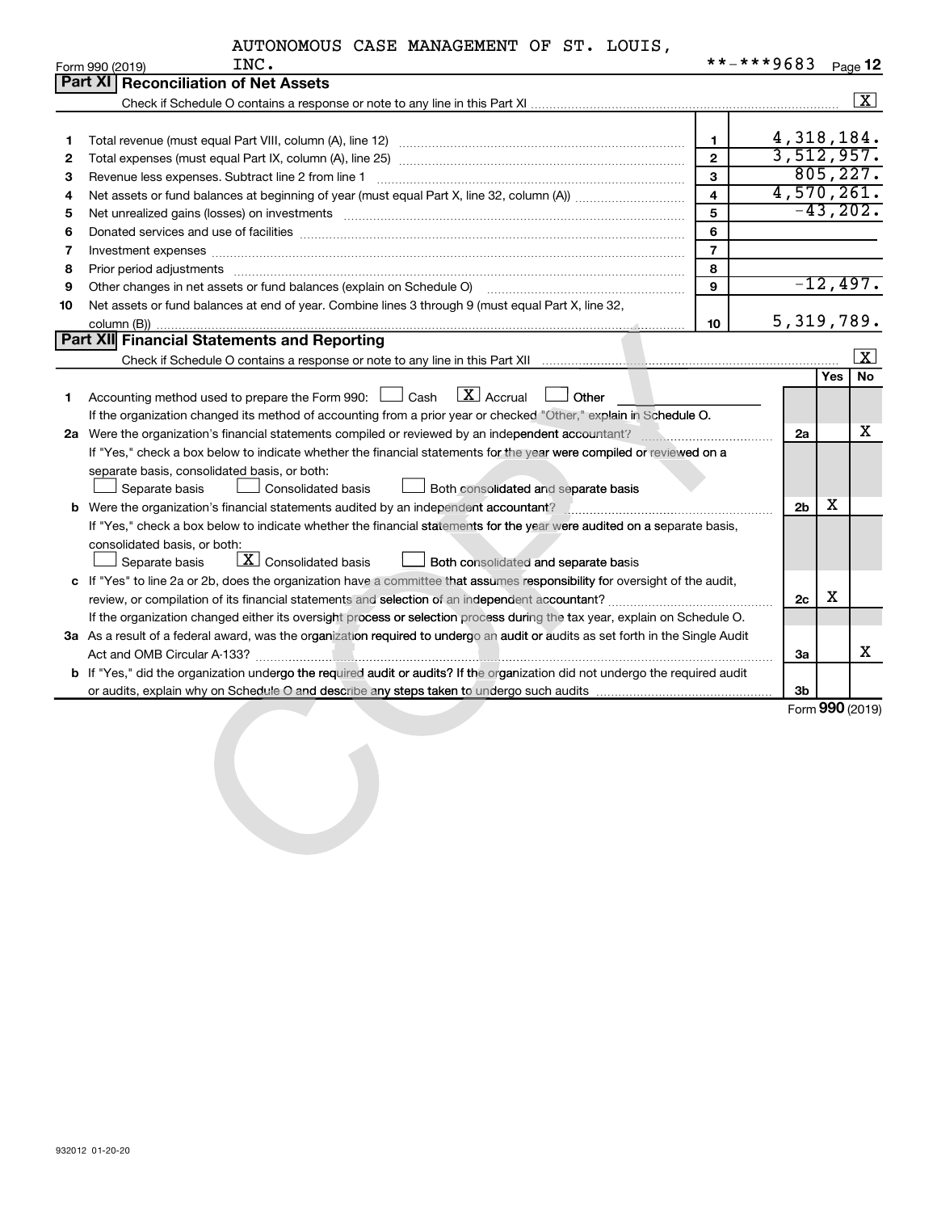AUTONOMOUS CASE MANAGEMENT OF ST. LOUIS, INC. **-***9683

Form 990 (2019)

## Part XI Reconciliation of Net Assets

Check if Schedule O contains a response or note to any line in this Part XI .......... [X]

| | | | |
|---|---|---|---|
| 1 | Total revenue (must equal Part VIII, column (A), line 12) | 1 | 4,318,184. |
| 2 | Total expenses (must equal Part IX, column (A), line 25) | 2 | 3,512,957. |
| 3 | Revenue less expenses. Subtract line 2 from line 1 | 3 | 805,227. |
| 4 | Net assets or fund balances at beginning of year (must equal Part X, line 32, column (A)) | 4 | 4,570,261. |
| 5 | Net unrealized gains (losses) on investments | 5 | -43,202. |
| 6 | Donated services and use of facilities | 6 | |
| 7 | Investment expenses | 7 | |
| 8 | Prior period adjustments | 8 | |
| 9 | Other changes in net assets or fund balances (explain on Schedule O) | 9 | -12,497. |
| 10 | Net assets or fund balances at end of year. Combine lines 3 through 9 (must equal Part X, line 32, column (B)) | 10 | 5,319,789. |

## Part XII Financial Statements and Reporting

Check if Schedule O contains a response or note to any line in this Part XII .......... [X]

| | | | Yes | No |
|---|---|---|---|---|
| 1 | Accounting method used to prepare the Form 990: [ ] Cash [X] Accrual [ ] Other ______<br>If the organization changed its method of accounting from a prior year or checked "Other," explain in Schedule O. | | | |
| 2a | Were the organization's financial statements compiled or reviewed by an independent accountant? | 2a | | X |
| | If "Yes," check a box below to indicate whether the financial statements for the year were compiled or reviewed on a separate basis, consolidated basis, or both:<br>[ ] Separate basis [ ] Consolidated basis [ ] Both consolidated and separate basis | | | |
| b | Were the organization's financial statements audited by an independent accountant? | 2b | X | |
| | If "Yes," check a box below to indicate whether the financial statements for the year were audited on a separate basis, consolidated basis, or both:<br>[ ] Separate basis [X] Consolidated basis [ ] Both consolidated and separate basis | | | |
| c | If "Yes" to line 2a or 2b, does the organization have a committee that assumes responsibility for oversight of the audit, review, or compilation of its financial statements and selection of an independent accountant? | 2c | X | |
| | If the organization changed either its oversight process or selection process during the tax year, explain on Schedule O. | | | |
| 3a | As a result of a federal award, was the organization required to undergo an audit or audits as set forth in the Single Audit Act and OMB Circular A-133? | 3a | | X |
| b | If "Yes," did the organization undergo the required audit or audits? If the organization did not undergo the required audit or audits, explain why on Schedule O and describe any steps taken to undergo such audits | 3b | | |

Form 990 (2019)

932012 01-20-20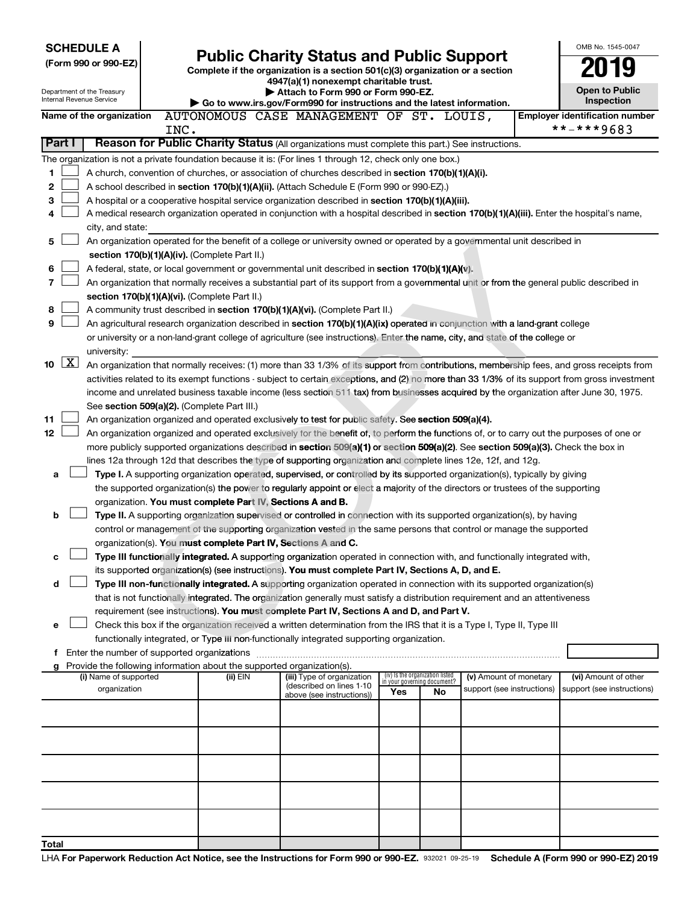**SCHEDULE A**
**(Form 990 or 990-EZ)**

Department of the Treasury
Internal Revenue Service

# Public Charity Status and Public Support

**Complete if the organization is a section 501(c)(3) organization or a section 4947(a)(1) nonexempt charitable trust.**
**▶ Attach to Form 990 or Form 990-EZ.**
**▶ Go to www.irs.gov/Form990 for instructions and the latest information.**

OMB No. 1545-0047
**2019**
**Open to Public Inspection**

**Name of the organization** AUTONOMOUS CASE MANAGEMENT OF ST. LOUIS, INC.
**Employer identification number** **-***9683

## Part I — Reason for Public Charity Status (All organizations must complete this part.) See instructions.

The organization is not a private foundation because it is: (For lines 1 through 12, check only one box.)

1. ☐ A church, convention of churches, or association of churches described in **section 170(b)(1)(A)(i).**
2. ☐ A school described in **section 170(b)(1)(A)(ii).** (Attach Schedule E (Form 990 or 990-EZ).)
3. ☐ A hospital or a cooperative hospital service organization described in **section 170(b)(1)(A)(iii).**
4. ☐ A medical research organization operated in conjunction with a hospital described in **section 170(b)(1)(A)(iii).** Enter the hospital's name, city, and state: ____________
5. ☐ An organization operated for the benefit of a college or university owned or operated by a governmental unit described in **section 170(b)(1)(A)(iv).** (Complete Part II.)
6. ☐ A federal, state, or local government or governmental unit described in **section 170(b)(1)(A)(v).**
7. ☐ An organization that normally receives a substantial part of its support from a governmental unit or from the general public described in **section 170(b)(1)(A)(vi).** (Complete Part II.)
8. ☐ A community trust described in **section 170(b)(1)(A)(vi).** (Complete Part II.)
9. ☐ An agricultural research organization described in **section 170(b)(1)(A)(ix)** operated in conjunction with a land-grant college or university or a non-land-grant college of agriculture (see instructions). Enter the name, city, and state of the college or university: ____________
10. ☒ An organization that normally receives: (1) more than 33 1/3% of its support from contributions, membership fees, and gross receipts from activities related to its exempt functions - subject to certain exceptions, and (2) no more than 33 1/3% of its support from gross investment income and unrelated business taxable income (less section 511 tax) from businesses acquired by the organization after June 30, 1975. See **section 509(a)(2).** (Complete Part III.)
11. ☐ An organization organized and operated exclusively to test for public safety. See **section 509(a)(4).**
12. ☐ An organization organized and operated exclusively for the benefit of, to perform the functions of, or to carry out the purposes of one or more publicly supported organizations described in **section 509(a)(1)** or **section 509(a)(2).** See **section 509(a)(3).** Check the box in lines 12a through 12d that describes the type of supporting organization and complete lines 12e, 12f, and 12g.
   - **a** ☐ **Type I.** A supporting organization operated, supervised, or controlled by its supported organization(s), typically by giving the supported organization(s) the power to regularly appoint or elect a majority of the directors or trustees of the supporting organization. **You must complete Part IV, Sections A and B.**
   - **b** ☐ **Type II.** A supporting organization supervised or controlled in connection with its supported organization(s), by having control or management of the supporting organization vested in the same persons that control or manage the supported organization(s). **You must complete Part IV, Sections A and C.**
   - **c** ☐ **Type III functionally integrated.** A supporting organization operated in connection with, and functionally integrated with, its supported organization(s) (see instructions). **You must complete Part IV, Sections A, D, and E.**
   - **d** ☐ **Type III non-functionally integrated.** A supporting organization operated in connection with its supported organization(s) that is not functionally integrated. The organization generally must satisfy a distribution requirement and an attentiveness requirement (see instructions). **You must complete Part IV, Sections A and D, and Part V.**
   - **e** ☐ Check this box if the organization received a written determination from the IRS that it is a Type I, Type II, Type III functionally integrated, or Type III non-functionally integrated supporting organization.
   - **f** Enter the number of supported organizations ____
   - **g** Provide the following information about the supported organization(s).

| (i) Name of supported organization | (ii) EIN | (iii) Type of organization (described on lines 1-10 above (see instructions)) | (iv) Is the organization listed in your governing document? Yes | No | (v) Amount of monetary support (see instructions) | (vi) Amount of other support (see instructions) |
|---|---|---|---|---|---|---|
| | | | | | | |
| | | | | | | |
| | | | | | | |
| | | | | | | |
| | | | | | | |
| **Total** | | | | | | |

LHA **For Paperwork Reduction Act Notice, see the Instructions for Form 990 or 990-EZ.** 932021 09-25-19 **Schedule A (Form 990 or 990-EZ) 2019**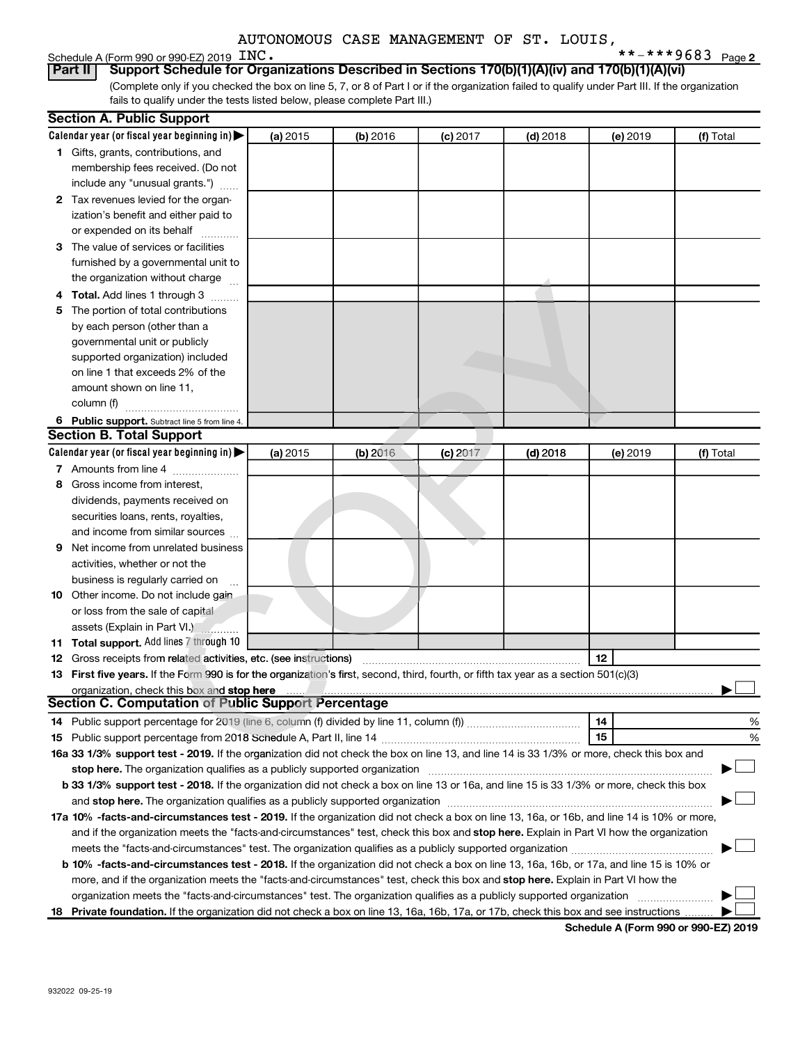AUTONOMOUS CASE MANAGEMENT OF ST. LOUIS,

Schedule A (Form 990 or 990-EZ) 2019 INC. **-***9683 Page 2

## Part II Support Schedule for Organizations Described in Sections 170(b)(1)(A)(iv) and 170(b)(1)(A)(vi)

(Complete only if you checked the box on line 5, 7, or 8 of Part I or if the organization failed to qualify under Part III. If the organization fails to qualify under the tests listed below, please complete Part III.)

### Section A. Public Support

| Calendar year (or fiscal year beginning in) ▶ | (a) 2015 | (b) 2016 | (c) 2017 | (d) 2018 | (e) 2019 | (f) Total |
|---|---|---|---|---|---|---|
| 1 Gifts, grants, contributions, and membership fees received. (Do not include any "unusual grants.") | | | | | | |
| 2 Tax revenues levied for the organization's benefit and either paid to or expended on its behalf | | | | | | |
| 3 The value of services or facilities furnished by a governmental unit to the organization without charge | | | | | | |
| 4 **Total.** Add lines 1 through 3 | | | | | | |
| 5 The portion of total contributions by each person (other than a governmental unit or publicly supported organization) included on line 1 that exceeds 2% of the amount shown on line 11, column (f) | | | | | | |
| 6 **Public support.** Subtract line 5 from line 4. | | | | | | |

### Section B. Total Support

| Calendar year (or fiscal year beginning in) ▶ | (a) 2015 | (b) 2016 | (c) 2017 | (d) 2018 | (e) 2019 | (f) Total |
|---|---|---|---|---|---|---|
| 7 Amounts from line 4 | | | | | | |
| 8 Gross income from interest, dividends, payments received on securities loans, rents, royalties, and income from similar sources | | | | | | |
| 9 Net income from unrelated business activities, whether or not the business is regularly carried on | | | | | | |
| 10 Other income. Do not include gain or loss from the sale of capital assets (Explain in Part VI.) | | | | | | |
| 11 **Total support.** Add lines 7 through 10 | | | | | | |

12 Gross receipts from related activities, etc. (see instructions) ..... 12

13 **First five years.** If the Form 990 is for the organization's first, second, third, fourth, or fifth tax year as a section 501(c)(3) organization, check this box and **stop here** ..... ▶ ☐

### Section C. Computation of Public Support Percentage

14 Public support percentage for 2019 (line 6, column (f) divided by line 11, column (f)) ..... 14 %

15 Public support percentage from 2018 Schedule A, Part II, line 14 ..... 15 %

**16a 33 1/3% support test - 2019.** If the organization did not check the box on line 13, and line 14 is 33 1/3% or more, check this box and **stop here.** The organization qualifies as a publicly supported organization ..... ▶ ☐

**b 33 1/3% support test - 2018.** If the organization did not check a box on line 13 or 16a, and line 15 is 33 1/3% or more, check this box and **stop here.** The organization qualifies as a publicly supported organization ..... ▶ ☐

**17a 10% -facts-and-circumstances test - 2019.** If the organization did not check a box on line 13, 16a, or 16b, and line 14 is 10% or more, and if the organization meets the "facts-and-circumstances" test, check this box and **stop here.** Explain in Part VI how the organization meets the "facts-and-circumstances" test. The organization qualifies as a publicly supported organization ..... ▶ ☐

**b 10% -facts-and-circumstances test - 2018.** If the organization did not check a box on line 13, 16a, 16b, or 17a, and line 15 is 10% or more, and if the organization meets the "facts-and-circumstances" test, check this box and **stop here.** Explain in Part VI how the organization meets the "facts-and-circumstances" test. The organization qualifies as a publicly supported organization ..... ▶ ☐

**18 Private foundation.** If the organization did not check a box on line 13, 16a, 16b, 17a, or 17b, check this box and see instructions ..... ▶ ☐

**Schedule A (Form 990 or 990-EZ) 2019**

932022 09-25-19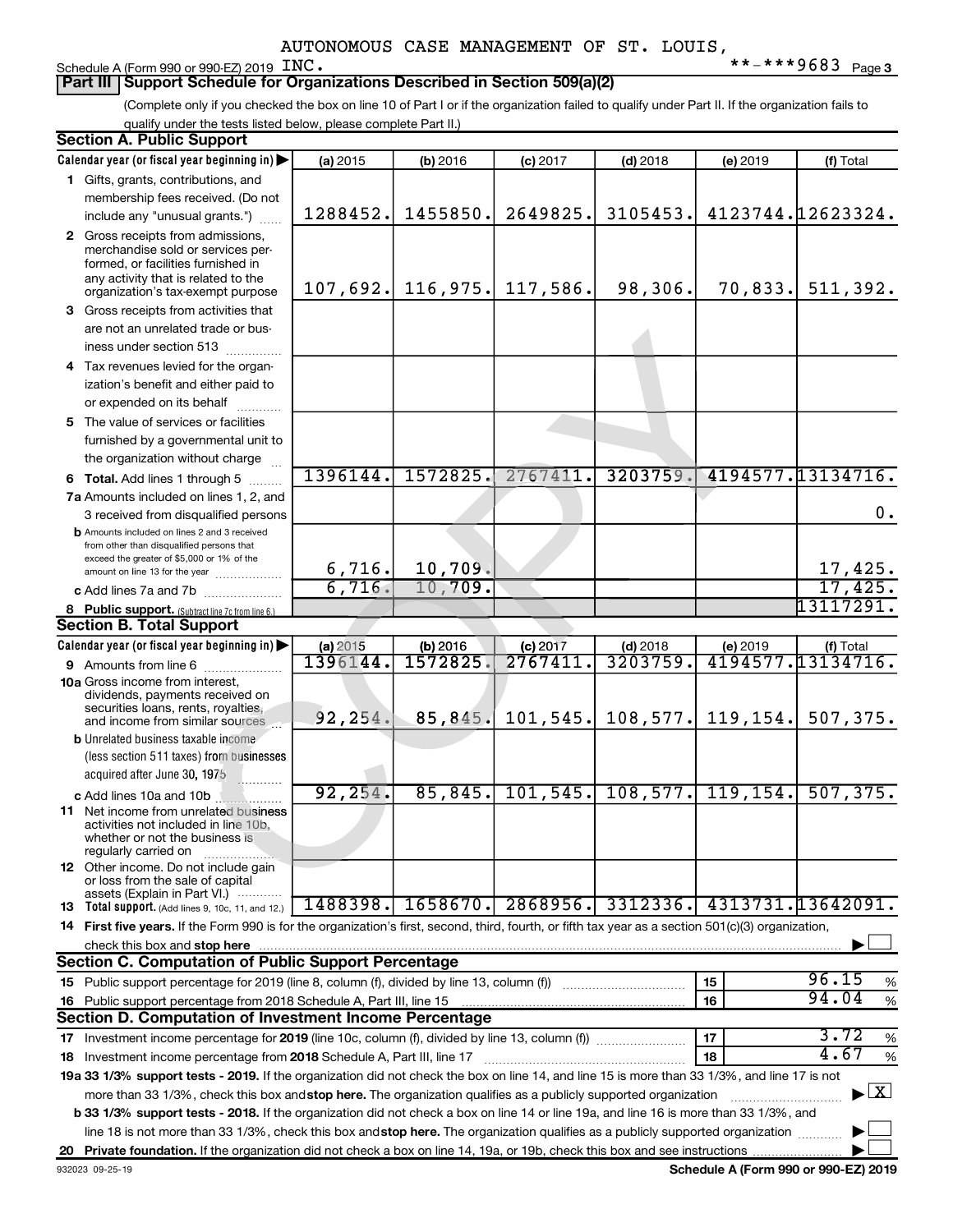AUTONOMOUS CASE MANAGEMENT OF ST. LOUIS, INC.

Schedule A (Form 990 or 990-EZ) 2019 **-***9683 Page 3

## Part III Support Schedule for Organizations Described in Section 509(a)(2)

(Complete only if you checked the box on line 10 of Part I or if the organization failed to qualify under Part II. If the organization fails to qualify under the tests listed below, please complete Part II.)

### Section A. Public Support

| Calendar year (or fiscal year beginning in) | (a) 2015 | (b) 2016 | (c) 2017 | (d) 2018 | (e) 2019 | (f) Total |
|---|---|---|---|---|---|---|
| 1 Gifts, grants, contributions, and membership fees received. (Do not include any "unusual grants.") | 1288452. | 1455850. | 2649825. | 3105453. | 4123744. | 12623324. |
| 2 Gross receipts from admissions, merchandise sold or services performed, or facilities furnished in any activity that is related to the organization's tax-exempt purpose | 107,692. | 116,975. | 117,586. | 98,306. | 70,833. | 511,392. |
| 3 Gross receipts from activities that are not an unrelated trade or business under section 513 | | | | | | |
| 4 Tax revenues levied for the organization's benefit and either paid to or expended on its behalf | | | | | | |
| 5 The value of services or facilities furnished by a governmental unit to the organization without charge | | | | | | |
| 6 Total. Add lines 1 through 5 | 1396144. | 1572825. | 2767411. | 3203759. | 4194577. | 13134716. |
| 7a Amounts included on lines 1, 2, and 3 received from disqualified persons | | | | | | 0. |
| b Amounts included on lines 2 and 3 received from other than disqualified persons that exceed the greater of $5,000 or 1% of the amount on line 13 for the year | 6,716. | 10,709. | | | | 17,425. |
| c Add lines 7a and 7b | 6,716. | 10,709. | | | | 17,425. |
| 8 Public support. (Subtract line 7c from line 6.) | | | | | | 13117291. |

### Section B. Total Support

| Calendar year (or fiscal year beginning in) | (a) 2015 | (b) 2016 | (c) 2017 | (d) 2018 | (e) 2019 | (f) Total |
|---|---|---|---|---|---|---|
| 9 Amounts from line 6 | 1396144. | 1572825. | 2767411. | 3203759. | 4194577. | 13134716. |
| 10a Gross income from interest, dividends, payments received on securities loans, rents, royalties, and income from similar sources | 92,254. | 85,845. | 101,545. | 108,577. | 119,154. | 507,375. |
| b Unrelated business taxable income (less section 511 taxes) from businesses acquired after June 30, 1975 | | | | | | |
| c Add lines 10a and 10b | 92,254. | 85,845. | 101,545. | 108,577. | 119,154. | 507,375. |
| 11 Net income from unrelated business activities not included in line 10b, whether or not the business is regularly carried on | | | | | | |
| 12 Other income. Do not include gain or loss from the sale of capital assets (Explain in Part VI.) | | | | | | |
| 13 Total support. (Add lines 9, 10c, 11, and 12.) | 1488398. | 1658670. | 2868956. | 3312336. | 4313731. | 13642091. |

14 **First five years.** If the Form 990 is for the organization's first, second, third, fourth, or fifth tax year as a section 501(c)(3) organization, check this box and **stop here** ☐

### Section C. Computation of Public Support Percentage

| | | | |
|---|---|---|---|
| 15 Public support percentage for 2019 (line 8, column (f), divided by line 13, column (f)) | 15 | 96.15 | % |
| 16 Public support percentage from 2018 Schedule A, Part III, line 15 | 16 | 94.04 | % |

### Section D. Computation of Investment Income Percentage

| | | | |
|---|---|---|---|
| 17 Investment income percentage for **2019** (line 10c, column (f), divided by line 13, column (f)) | 17 | 3.72 | % |
| 18 Investment income percentage from **2018** Schedule A, Part III, line 17 | 18 | 4.67 | % |

**19a 33 1/3% support tests - 2019.** If the organization did not check the box on line 14, and line 15 is more than 33 1/3%, and line 17 is not more than 33 1/3%, check this box and **stop here.** The organization qualifies as a publicly supported organization ☒

**b 33 1/3% support tests - 2018.** If the organization did not check a box on line 14 or line 19a, and line 16 is more than 33 1/3%, and line 18 is not more than 33 1/3%, check this box and **stop here.** The organization qualifies as a publicly supported organization ☐

**20 Private foundation.** If the organization did not check a box on line 14, 19a, or 19b, check this box and see instructions ☐

932023 09-25-19 Schedule A (Form 990 or 990-EZ) 2019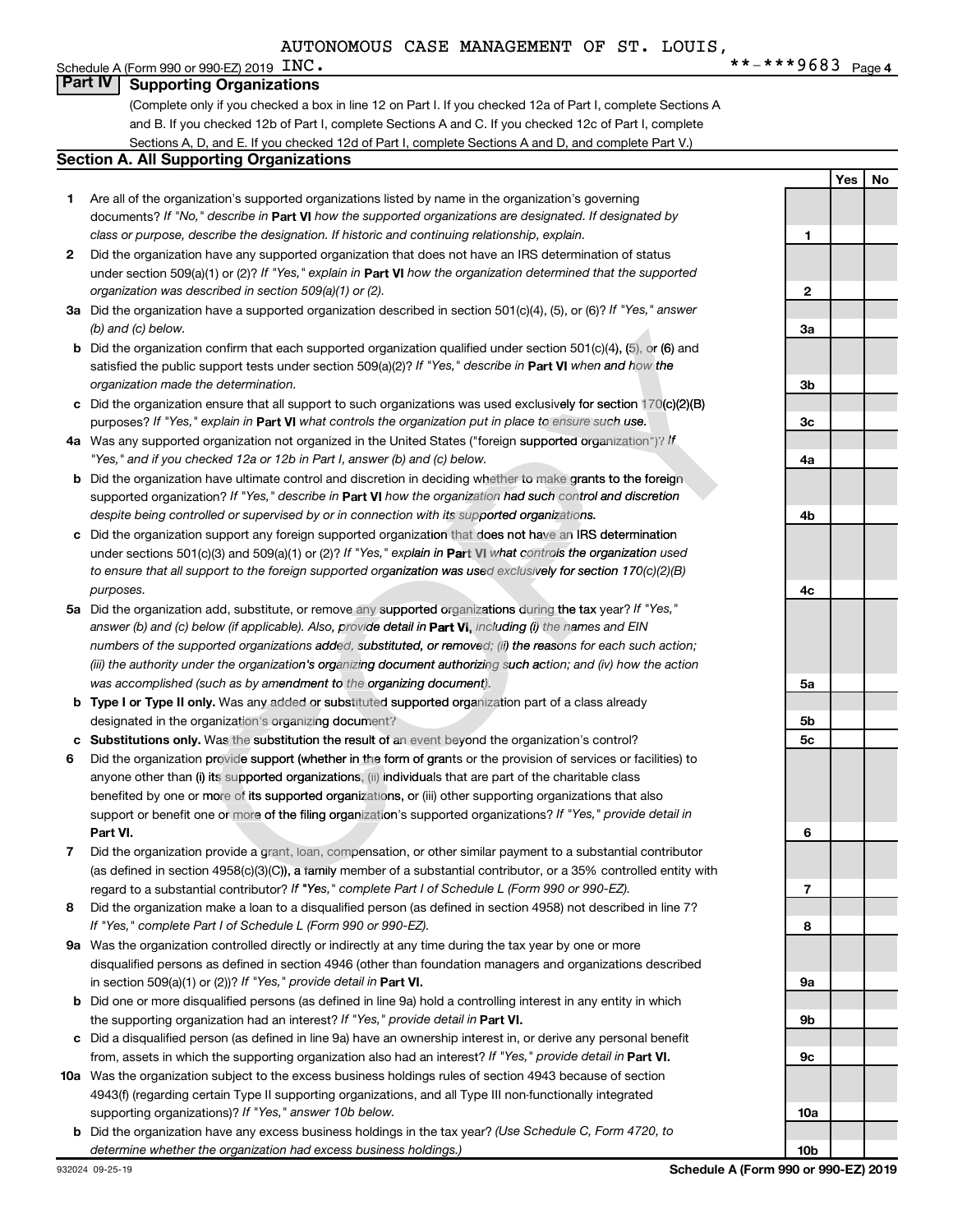AUTONOMOUS CASE MANAGEMENT OF ST. LOUIS, INC. **-***9683

## Part IV Supporting Organizations

(Complete only if you checked a box in line 12 on Part I. If you checked 12a of Part I, complete Sections A and B. If you checked 12b of Part I, complete Sections A and C. If you checked 12c of Part I, complete Sections A, D, and E. If you checked 12d of Part I, complete Sections A and D, and complete Part V.)

### Section A. All Supporting Organizations

| | | Line | Yes | No |
|---|---|---|---|---|
| 1 | Are all of the organization's supported organizations listed by name in the organization's governing documents? *If "No," describe in* **Part VI** *how the supported organizations are designated. If designated by class or purpose, describe the designation. If historic and continuing relationship, explain.* | 1 | | |
| 2 | Did the organization have any supported organization that does not have an IRS determination of status under section 509(a)(1) or (2)? *If "Yes," explain in* **Part VI** *how the organization determined that the supported organization was described in section 509(a)(1) or (2).* | 2 | | |
| 3a | Did the organization have a supported organization described in section 501(c)(4), (5), or (6)? *If "Yes," answer (b) and (c) below.* | 3a | | |
| b | Did the organization confirm that each supported organization qualified under section 501(c)(4), (5), or (6) and satisfied the public support tests under section 509(a)(2)? *If "Yes," describe in* **Part VI** *when and how the organization made the determination.* | 3b | | |
| c | Did the organization ensure that all support to such organizations was used exclusively for section 170(c)(2)(B) purposes? *If "Yes," explain in* **Part VI** *what controls the organization put in place to ensure such use.* | 3c | | |
| 4a | Was any supported organization not organized in the United States ("foreign supported organization")? *If "Yes," and if you checked 12a or 12b in Part I, answer (b) and (c) below.* | 4a | | |
| b | Did the organization have ultimate control and discretion in deciding whether to make grants to the foreign supported organization? *If "Yes," describe in* **Part VI** *how the organization had such control and discretion despite being controlled or supervised by or in connection with its supported organizations.* | 4b | | |
| c | Did the organization support any foreign supported organization that does not have an IRS determination under sections 501(c)(3) and 509(a)(1) or (2)? *If "Yes," explain in* **Part VI** *what controls the organization used to ensure that all support to the foreign supported organization was used exclusively for section 170(c)(2)(B) purposes.* | 4c | | |
| 5a | Did the organization add, substitute, or remove any supported organizations during the tax year? *If "Yes," answer (b) and (c) below (if applicable). Also, provide detail in* **Part VI,** *including (i) the names and EIN numbers of the supported organizations added, substituted, or removed; (ii) the reasons for each such action; (iii) the authority under the organization's organizing document authorizing such action; and (iv) how the action was accomplished (such as by amendment to the organizing document).* | 5a | | |
| b | **Type I or Type II only.** Was any added or substituted supported organization part of a class already designated in the organization's organizing document? | 5b | | |
| c | **Substitutions only.** Was the substitution the result of an event beyond the organization's control? | 5c | | |
| 6 | Did the organization provide support (whether in the form of grants or the provision of services or facilities) to anyone other than (i) its supported organizations, (ii) individuals that are part of the charitable class benefited by one or more of its supported organizations, or (iii) other supporting organizations that also support or benefit one or more of the filing organization's supported organizations? *If "Yes," provide detail in* **Part VI.** | 6 | | |
| 7 | Did the organization provide a grant, loan, compensation, or other similar payment to a substantial contributor (as defined in section 4958(c)(3)(C)), a family member of a substantial contributor, or a 35% controlled entity with regard to a substantial contributor? *If "Yes," complete Part I of Schedule L (Form 990 or 990-EZ).* | 7 | | |
| 8 | Did the organization make a loan to a disqualified person (as defined in section 4958) not described in line 7? *If "Yes," complete Part I of Schedule L (Form 990 or 990-EZ).* | 8 | | |
| 9a | Was the organization controlled directly or indirectly at any time during the tax year by one or more disqualified persons as defined in section 4946 (other than foundation managers and organizations described in section 509(a)(1) or (2))? *If "Yes," provide detail in* **Part VI.** | 9a | | |
| b | Did one or more disqualified persons (as defined in line 9a) hold a controlling interest in any entity in which the supporting organization had an interest? *If "Yes," provide detail in* **Part VI.** | 9b | | |
| c | Did a disqualified person (as defined in line 9a) have an ownership interest in, or derive any personal benefit from, assets in which the supporting organization also had an interest? *If "Yes," provide detail in* **Part VI.** | 9c | | |
| 10a | Was the organization subject to the excess business holdings rules of section 4943 because of section 4943(f) (regarding certain Type II supporting organizations, and all Type III non-functionally integrated supporting organizations)? *If "Yes," answer 10b below.* | 10a | | |
| b | Did the organization have any excess business holdings in the tax year? *(Use Schedule C, Form 4720, to determine whether the organization had excess business holdings.)* | 10b | | |

932024 09-25-19 **Schedule A (Form 990 or 990-EZ) 2019**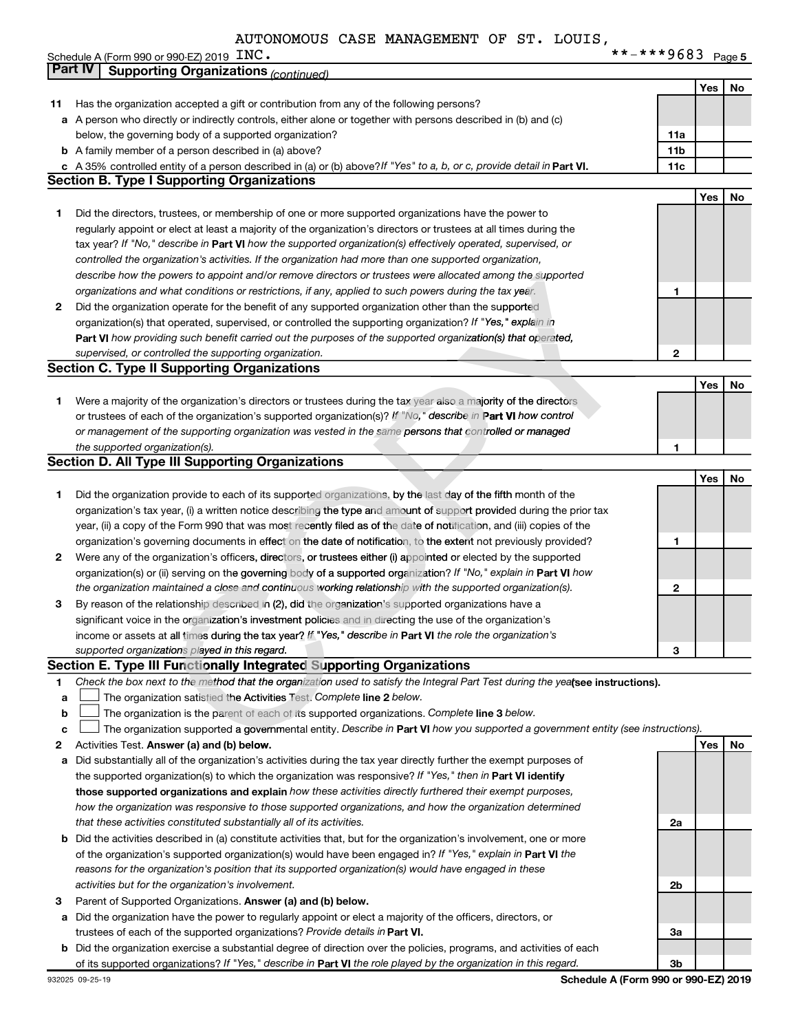AUTONOMOUS CASE MANAGEMENT OF ST. LOUIS, INC. **-***9683

## Part IV Supporting Organizations *(continued)*

| | | | Yes | No |
|---|---|---|---|---|
| **11** | Has the organization accepted a gift or contribution from any of the following persons? | | | |
| **a** | A person who directly or indirectly controls, either alone or together with persons described in (b) and (c) below, the governing body of a supported organization? | 11a | | |
| **b** | A family member of a person described in (a) above? | 11b | | |
| **c** | A 35% controlled entity of a person described in (a) or (b) above? *If "Yes" to a, b, or c, provide detail in* **Part VI.** | 11c | | |

### Section B. Type I Supporting Organizations

| | | | Yes | No |
|---|---|---|---|---|
| **1** | Did the directors, trustees, or membership of one or more supported organizations have the power to regularly appoint or elect at least a majority of the organization's directors or trustees at all times during the tax year? *If "No," describe in* **Part VI** *how the supported organization(s) effectively operated, supervised, or controlled the organization's activities. If the organization had more than one supported organization, describe how the powers to appoint and/or remove directors or trustees were allocated among the supported organizations and what conditions or restrictions, if any, applied to such powers during the tax year.* | 1 | | |
| **2** | Did the organization operate for the benefit of any supported organization other than the supported organization(s) that operated, supervised, or controlled the supporting organization? *If "Yes," explain in* **Part VI** *how providing such benefit carried out the purposes of the supported organization(s) that operated, supervised, or controlled the supporting organization.* | 2 | | |

### Section C. Type II Supporting Organizations

| | | | Yes | No |
|---|---|---|---|---|
| **1** | Were a majority of the organization's directors or trustees during the tax year also a majority of the directors or trustees of each of the organization's supported organization(s)? *If "No," describe in* **Part VI** *how control or management of the supporting organization was vested in the same persons that controlled or managed the supported organization(s).* | 1 | | |

### Section D. All Type III Supporting Organizations

| | | | Yes | No |
|---|---|---|---|---|
| **1** | Did the organization provide to each of its supported organizations, by the last day of the fifth month of the organization's tax year, (i) a written notice describing the type and amount of support provided during the prior tax year, (ii) a copy of the Form 990 that was most recently filed as of the date of notification, and (iii) copies of the organization's governing documents in effect on the date of notification, to the extent not previously provided? | 1 | | |
| **2** | Were any of the organization's officers, directors, or trustees either (i) appointed or elected by the supported organization(s) or (ii) serving on the governing body of a supported organization? *If "No," explain in* **Part VI** *how the organization maintained a close and continuous working relationship with the supported organization(s).* | 2 | | |
| **3** | By reason of the relationship described in (2), did the organization's supported organizations have a significant voice in the organization's investment policies and in directing the use of the organization's income or assets at all times during the tax year? *If "Yes," describe in* **Part VI** *the role the organization's supported organizations played in this regard.* | 3 | | |

### Section E. Type III Functionally Integrated Supporting Organizations

**1** *Check the box next to the method that the organization used to satisfy the Integral Part Test during the year* **(see instructions).**

- **a** ☐ The organization satisfied the Activities Test. *Complete* **line 2** *below.*
- **b** ☐ The organization is the parent of each of its supported organizations. *Complete* **line 3** *below.*
- **c** ☐ The organization supported a governmental entity. *Describe in* **Part VI** *how you supported a government entity (see instructions).*

| | | | Yes | No |
|---|---|---|---|---|
| **2** | Activities Test. **Answer (a) and (b) below.** | | | |
| **a** | Did substantially all of the organization's activities during the tax year directly further the exempt purposes of the supported organization(s) to which the organization was responsive? *If "Yes," then in* **Part VI identify those supported organizations and explain** *how these activities directly furthered their exempt purposes, how the organization was responsive to those supported organizations, and how the organization determined that these activities constituted substantially all of its activities.* | 2a | | |
| **b** | Did the activities described in (a) constitute activities that, but for the organization's involvement, one or more of the organization's supported organization(s) would have been engaged in? *If "Yes," explain in* **Part VI** *the reasons for the organization's position that its supported organization(s) would have engaged in these activities but for the organization's involvement.* | 2b | | |
| **3** | Parent of Supported Organizations. **Answer (a) and (b) below.** | | | |
| **a** | Did the organization have the power to regularly appoint or elect a majority of the officers, directors, or trustees of each of the supported organizations? *Provide details in* **Part VI.** | 3a | | |
| **b** | Did the organization exercise a substantial degree of direction over the policies, programs, and activities of each of its supported organizations? *If "Yes," describe in* **Part VI** *the role played by the organization in this regard.* | 3b | | |

932025 09-25-19 **Schedule A (Form 990 or 990-EZ) 2019**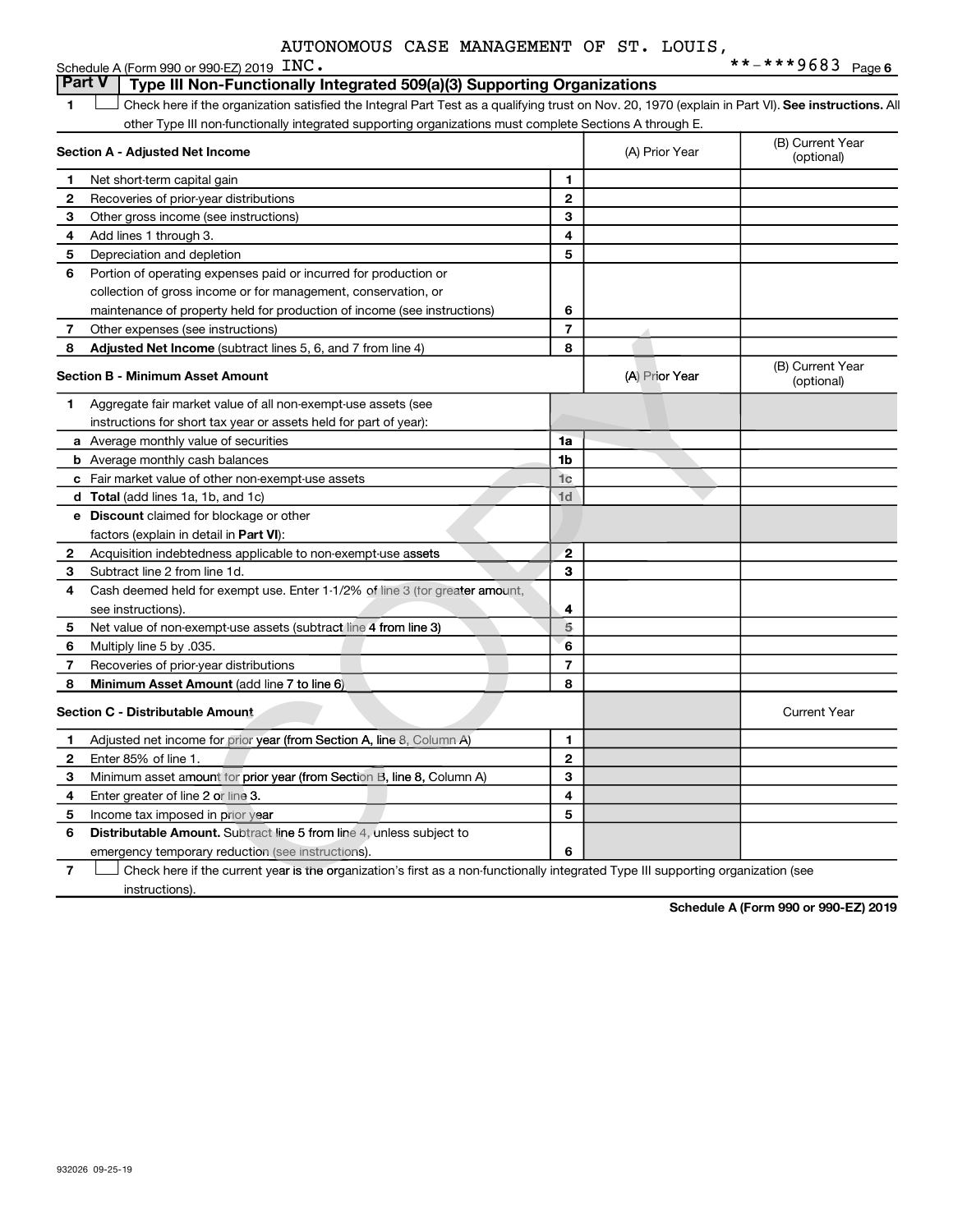AUTONOMOUS CASE MANAGEMENT OF ST. LOUIS, INC.

Schedule A (Form 990 or 990-EZ) 2019 **-***9683 Page 6

## Part V Type III Non-Functionally Integrated 509(a)(3) Supporting Organizations

1 ☐ Check here if the organization satisfied the Integral Part Test as a qualifying trust on Nov. 20, 1970 (explain in Part VI). **See instructions.** All other Type III non-functionally integrated supporting organizations must complete Sections A through E.

| **Section A - Adjusted Net Income** | | (A) Prior Year | (B) Current Year (optional) |
|---|---|---|---|
| 1 Net short-term capital gain | 1 | | |
| 2 Recoveries of prior-year distributions | 2 | | |
| 3 Other gross income (see instructions) | 3 | | |
| 4 Add lines 1 through 3. | 4 | | |
| 5 Depreciation and depletion | 5 | | |
| 6 Portion of operating expenses paid or incurred for production or collection of gross income or for management, conservation, or maintenance of property held for production of income (see instructions) | 6 | | |
| 7 Other expenses (see instructions) | 7 | | |
| 8 **Adjusted Net Income** (subtract lines 5, 6, and 7 from line 4) | 8 | | |

| **Section B - Minimum Asset Amount** | | (A) Prior Year | (B) Current Year (optional) |
|---|---|---|---|
| 1 Aggregate fair market value of all non-exempt-use assets (see instructions for short tax year or assets held for part of year): | | | |
| a Average monthly value of securities | 1a | | |
| b Average monthly cash balances | 1b | | |
| c Fair market value of other non-exempt-use assets | 1c | | |
| d **Total** (add lines 1a, 1b, and 1c) | 1d | | |
| e **Discount** claimed for blockage or other factors (explain in detail in **Part VI**): | | | |
| 2 Acquisition indebtedness applicable to non-exempt-use assets | 2 | | |
| 3 Subtract line 2 from line 1d. | 3 | | |
| 4 Cash deemed held for exempt use. Enter 1-1/2% of line 3 (for greater amount, see instructions). | 4 | | |
| 5 Net value of non-exempt-use assets (subtract line 4 from line 3) | 5 | | |
| 6 Multiply line 5 by .035. | 6 | | |
| 7 Recoveries of prior-year distributions | 7 | | |
| 8 **Minimum Asset Amount** (add line 7 to line 6) | 8 | | |

| **Section C - Distributable Amount** | | | Current Year |
|---|---|---|---|
| 1 Adjusted net income for prior year (from Section A, line 8, Column A) | 1 | | |
| 2 Enter 85% of line 1. | 2 | | |
| 3 Minimum asset amount for prior year (from Section B, line 8, Column A) | 3 | | |
| 4 Enter greater of line 2 or line 3. | 4 | | |
| 5 Income tax imposed in prior year | 5 | | |
| 6 **Distributable Amount.** Subtract line 5 from line 4, unless subject to emergency temporary reduction (see instructions). | 6 | | |

7 ☐ Check here if the current year is the organization's first as a non-functionally integrated Type III supporting organization (see instructions).

**Schedule A (Form 990 or 990-EZ) 2019**

932026 09-25-19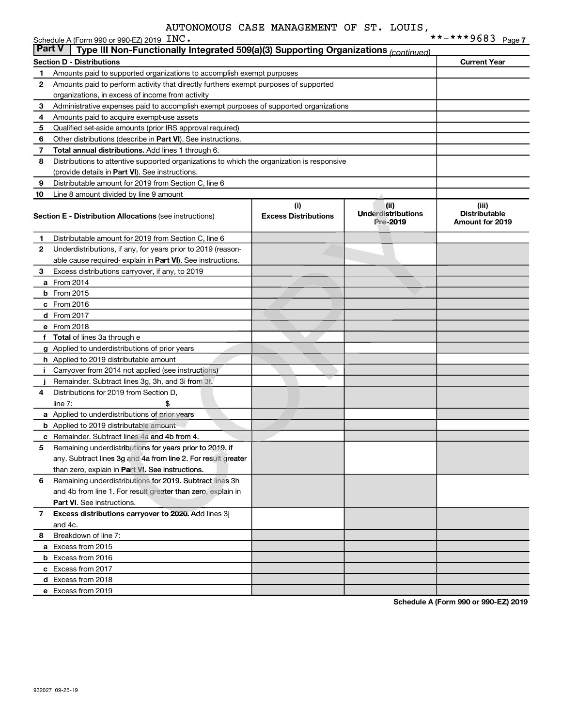AUTONOMOUS CASE MANAGEMENT OF ST. LOUIS, INC.

**-***9683

## Part V | Type III Non-Functionally Integrated 509(a)(3) Supporting Organizations *(continued)*

| Section D - Distributions | | Current Year |
|---|---|---|
| 1 | Amounts paid to supported organizations to accomplish exempt purposes | |
| 2 | Amounts paid to perform activity that directly furthers exempt purposes of supported organizations, in excess of income from activity | |
| 3 | Administrative expenses paid to accomplish exempt purposes of supported organizations | |
| 4 | Amounts paid to acquire exempt-use assets | |
| 5 | Qualified set-aside amounts (prior IRS approval required) | |
| 6 | Other distributions (describe in **Part VI**). See instructions. | |
| 7 | **Total annual distributions.** Add lines 1 through 6. | |
| 8 | Distributions to attentive supported organizations to which the organization is responsive (provide details in **Part VI**). See instructions. | |
| 9 | Distributable amount for 2019 from Section C, line 6 | |
| 10 | Line 8 amount divided by line 9 amount | |

| Section E - Distribution Allocations (see instructions) | | (i) Excess Distributions | (ii) Underdistributions Pre-2019 | (iii) Distributable Amount for 2019 |
|---|---|---|---|---|
| 1 | Distributable amount for 2019 from Section C, line 6 | | | |
| 2 | Underdistributions, if any, for years prior to 2019 (reasonable cause required- explain in **Part VI**). See instructions. | | | |
| 3 | Excess distributions carryover, if any, to 2019 | | | |
| a | From 2014 | | | |
| b | From 2015 | | | |
| c | From 2016 | | | |
| d | From 2017 | | | |
| e | From 2018 | | | |
| f | **Total** of lines 3a through e | | | |
| g | Applied to underdistributions of prior years | | | |
| h | Applied to 2019 distributable amount | | | |
| i | Carryover from 2014 not applied (see instructions) | | | |
| j | Remainder. Subtract lines 3g, 3h, and 3i from 3f. | | | |
| 4 | Distributions for 2019 from Section D, line 7: $ | | | |
| a | Applied to underdistributions of prior years | | | |
| b | Applied to 2019 distributable amount | | | |
| c | Remainder. Subtract lines 4a and 4b from 4. | | | |
| 5 | Remaining underdistributions for years prior to 2019, if any. Subtract lines 3g and 4a from line 2. For result greater than zero, explain in **Part VI**. See instructions. | | | |
| 6 | Remaining underdistributions for 2019. Subtract lines 3h and 4b from line 1. For result greater than zero, explain in **Part VI**. See instructions. | | | |
| 7 | **Excess distributions carryover to 2020.** Add lines 3j and 4c. | | | |
| 8 | Breakdown of line 7: | | | |
| a | Excess from 2015 | | | |
| b | Excess from 2016 | | | |
| c | Excess from 2017 | | | |
| d | Excess from 2018 | | | |
| e | Excess from 2019 | | | |

**Schedule A (Form 990 or 990-EZ) 2019**

932027 09-25-19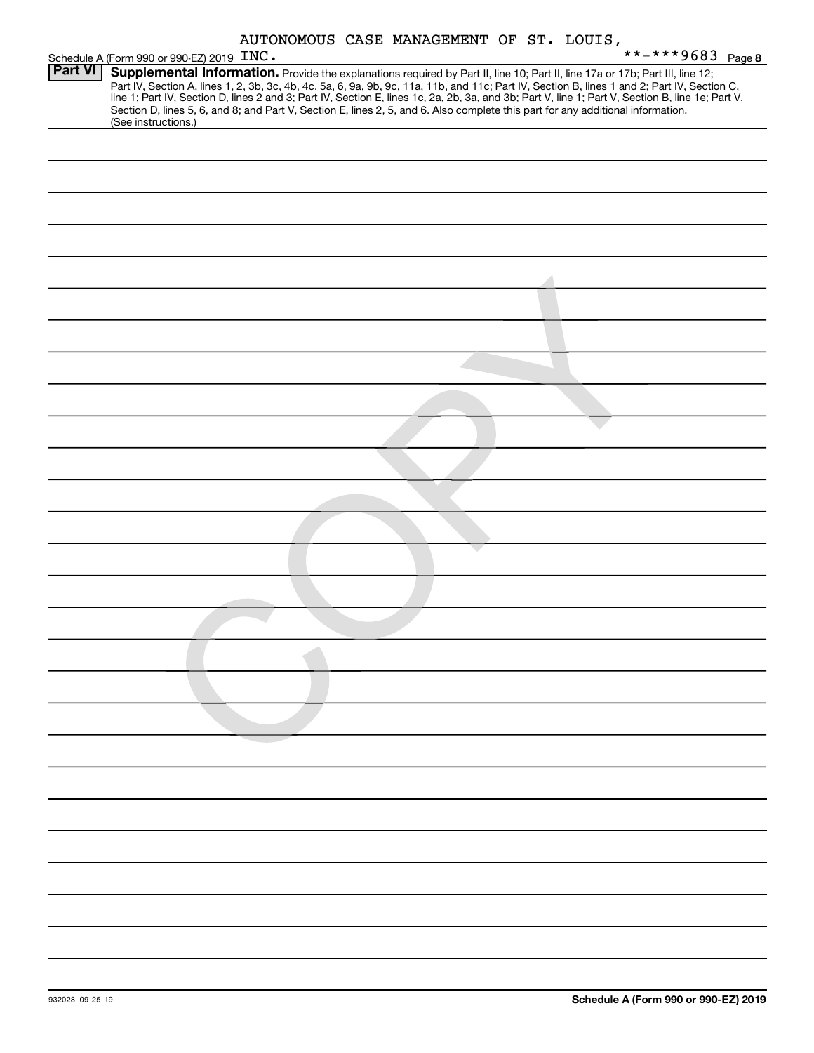AUTONOMOUS CASE MANAGEMENT OF ST. LOUIS, INC.

Schedule A (Form 990 or 990-EZ) 2019 **-***9683 Page 8

**Part VI** **Supplemental Information.** Provide the explanations required by Part II, line 10; Part II, line 17a or 17b; Part III, line 12; Part IV, Section A, lines 1, 2, 3b, 3c, 4b, 4c, 5a, 6, 9a, 9b, 9c, 11a, 11b, and 11c; Part IV, Section B, lines 1 and 2; Part IV, Section C, line 1; Part IV, Section D, lines 2 and 3; Part IV, Section E, lines 1c, 2a, 2b, 3a, and 3b; Part V, line 1; Part V, Section B, line 1e; Part V, Section D, lines 5, 6, and 8; and Part V, Section E, lines 2, 5, and 6. Also complete this part for any additional information. (See instructions.)

COPY

Schedule A (Form 990 or 990-EZ) 2019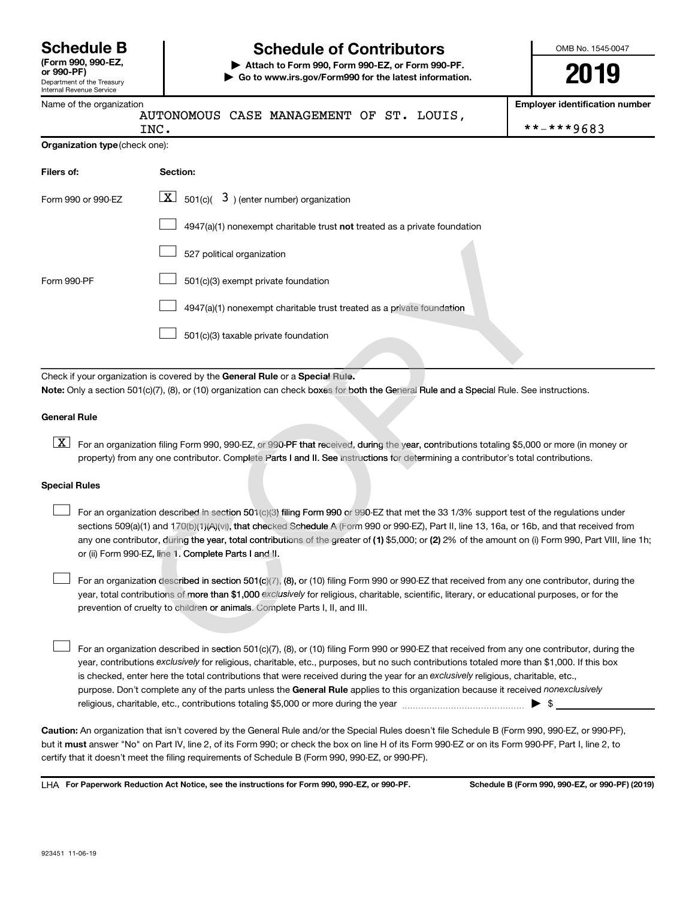**Schedule B**
**(Form 990, 990-EZ, or 990-PF)**
Department of the Treasury
Internal Revenue Service

# Schedule of Contributors

▶ **Attach to Form 990, Form 990-EZ, or Form 990-PF.**
▶ **Go to www.irs.gov/Form990 for the latest information.**

OMB No. 1545-0047

**2019**

Name of the organization: AUTONOMOUS CASE MANAGEMENT OF ST. LOUIS, INC.

**Employer identification number**: **-***9683

**Organization type** (check one):

| **Filers of:** | **Section:** |
|---|---|
| Form 990 or 990-EZ | [X] 501(c)( 3 ) (enter number) organization |
| | [ ] 4947(a)(1) nonexempt charitable trust **not** treated as a private foundation |
| | [ ] 527 political organization |
| Form 990-PF | [ ] 501(c)(3) exempt private foundation |
| | [ ] 4947(a)(1) nonexempt charitable trust treated as a private foundation |
| | [ ] 501(c)(3) taxable private foundation |

Check if your organization is covered by the **General Rule** or a **Special Rule.**

**Note:** Only a section 501(c)(7), (8), or (10) organization can check boxes for both the General Rule and a Special Rule. See instructions.

**General Rule**

[X] For an organization filing Form 990, 990-EZ, or 990-PF that received, during the year, contributions totaling $5,000 or more (in money or property) from any one contributor. Complete Parts I and II. See instructions for determining a contributor's total contributions.

**Special Rules**

[ ] For an organization described in section 501(c)(3) filing Form 990 or 990-EZ that met the 33 1/3% support test of the regulations under sections 509(a)(1) and 170(b)(1)(A)(vi), that checked Schedule A (Form 990 or 990-EZ), Part II, line 13, 16a, or 16b, and that received from any one contributor, during the year, total contributions of the greater of **(1)** $5,000; or **(2)** 2% of the amount on (i) Form 990, Part VIII, line 1h; or (ii) Form 990-EZ, line 1. Complete Parts I and II.

[ ] For an organization described in section 501(c)(7), (8), or (10) filing Form 990 or 990-EZ that received from any one contributor, during the year, total contributions of more than $1,000 *exclusively* for religious, charitable, scientific, literary, or educational purposes, or for the prevention of cruelty to children or animals. Complete Parts I, II, and III.

[ ] For an organization described in section 501(c)(7), (8), or (10) filing Form 990 or 990-EZ that received from any one contributor, during the year, contributions *exclusively* for religious, charitable, etc., purposes, but no such contributions totaled more than $1,000. If this box is checked, enter here the total contributions that were received during the year for an *exclusively* religious, charitable, etc., purpose. Don't complete any of the parts unless the **General Rule** applies to this organization because it received *nonexclusively* religious, charitable, etc., contributions totaling $5,000 or more during the year ▶ $ \_\_\_\_\_\_\_\_

**Caution:** An organization that isn't covered by the General Rule and/or the Special Rules doesn't file Schedule B (Form 990, 990-EZ, or 990-PF), but it **must** answer "No" on Part IV, line 2, of its Form 990; or check the box on line H of its Form 990-EZ or on its Form 990-PF, Part I, line 2, to certify that it doesn't meet the filing requirements of Schedule B (Form 990, 990-EZ, or 990-PF).

LHA **For Paperwork Reduction Act Notice, see the instructions for Form 990, 990-EZ, or 990-PF.** **Schedule B (Form 990, 990-EZ, or 990-PF) (2019)**

923451 11-06-19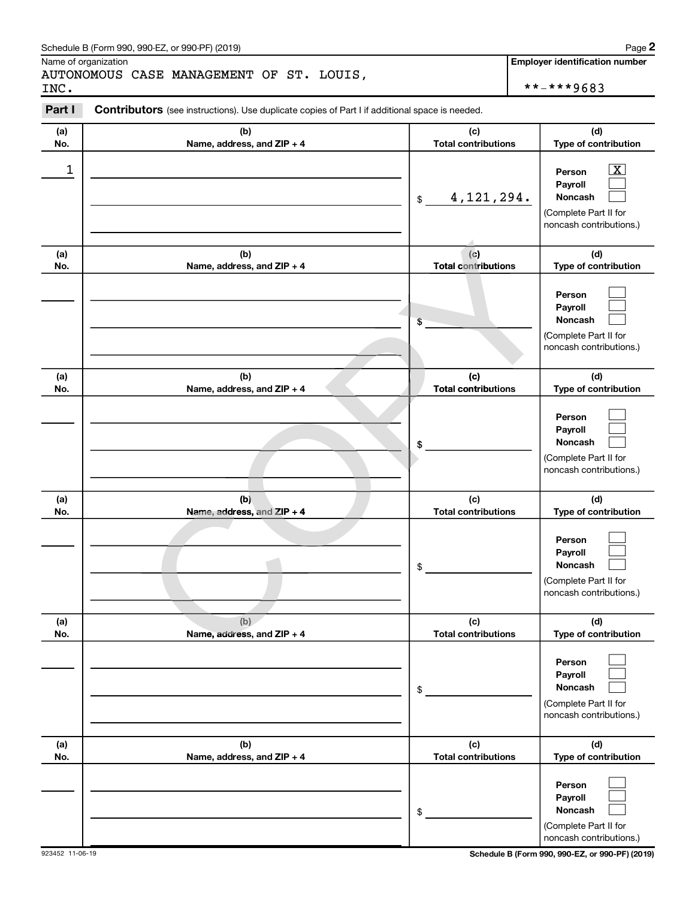Schedule B (Form 990, 990-EZ, or 990-PF) (2019)

Name of organization: AUTONOMOUS CASE MANAGEMENT OF ST. LOUIS, INC.

Employer identification number: **-***9683

**Part I** **Contributors** (see instructions). Use duplicate copies of Part I if additional space is needed.

| (a) No. | (b) Name, address, and ZIP + 4 | (c) Total contributions | (d) Type of contribution |
|---|---|---|---|
| 1 | | $ 4,121,294. | Person [X] Payroll [ ] Noncash [ ] (Complete Part II for noncash contributions.) |
| | | $ | Person [ ] Payroll [ ] Noncash [ ] (Complete Part II for noncash contributions.) |
| | | $ | Person [ ] Payroll [ ] Noncash [ ] (Complete Part II for noncash contributions.) |
| | | $ | Person [ ] Payroll [ ] Noncash [ ] (Complete Part II for noncash contributions.) |
| | | $ | Person [ ] Payroll [ ] Noncash [ ] (Complete Part II for noncash contributions.) |
| | | $ | Person [ ] Payroll [ ] Noncash [ ] (Complete Part II for noncash contributions.) |

COPY

923452 11-06-19

Schedule B (Form 990, 990-EZ, or 990-PF) (2019)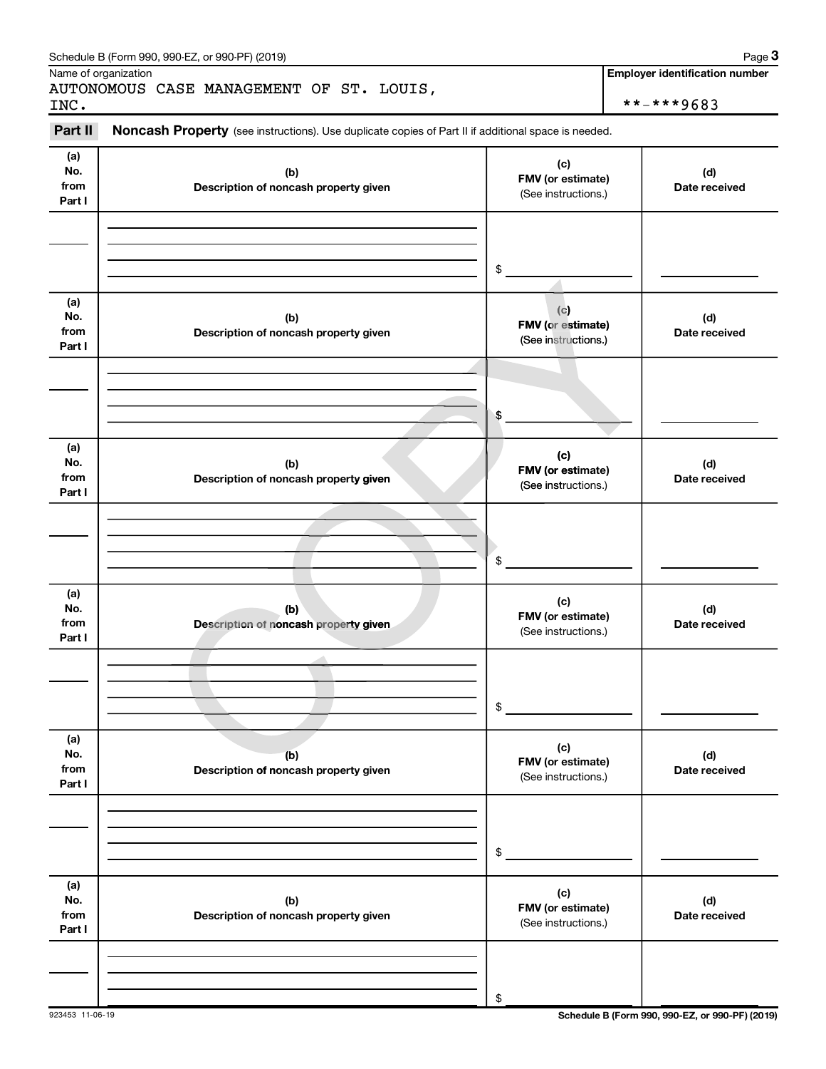Name of organization

AUTONOMOUS CASE MANAGEMENT OF ST. LOUIS, INC.

**Employer identification number**

**-***9683

**Part II** **Noncash Property** (see instructions). Use duplicate copies of Part II if additional space is needed.

| (a) No. from Part I | (b) Description of noncash property given | (c) FMV (or estimate) (See instructions.) | (d) Date received |
|---|---|---|---|
| | | $ | |

| (a) No. from Part I | (b) Description of noncash property given | (c) FMV (or estimate) (See instructions.) | (d) Date received |
|---|---|---|---|
| | | $ | |

| (a) No. from Part I | (b) Description of noncash property given | (c) FMV (or estimate) (See instructions.) | (d) Date received |
|---|---|---|---|
| | | $ | |

| (a) No. from Part I | (b) Description of noncash property given | (c) FMV (or estimate) (See instructions.) | (d) Date received |
|---|---|---|---|
| | | $ | |

| (a) No. from Part I | (b) Description of noncash property given | (c) FMV (or estimate) (See instructions.) | (d) Date received |
|---|---|---|---|
| | | $ | |

| (a) No. from Part I | (b) Description of noncash property given | (c) FMV (or estimate) (See instructions.) | (d) Date received |
|---|---|---|---|
| | | $ | |

COPY

923453 11-06-19

**Schedule B (Form 990, 990-EZ, or 990-PF) (2019)**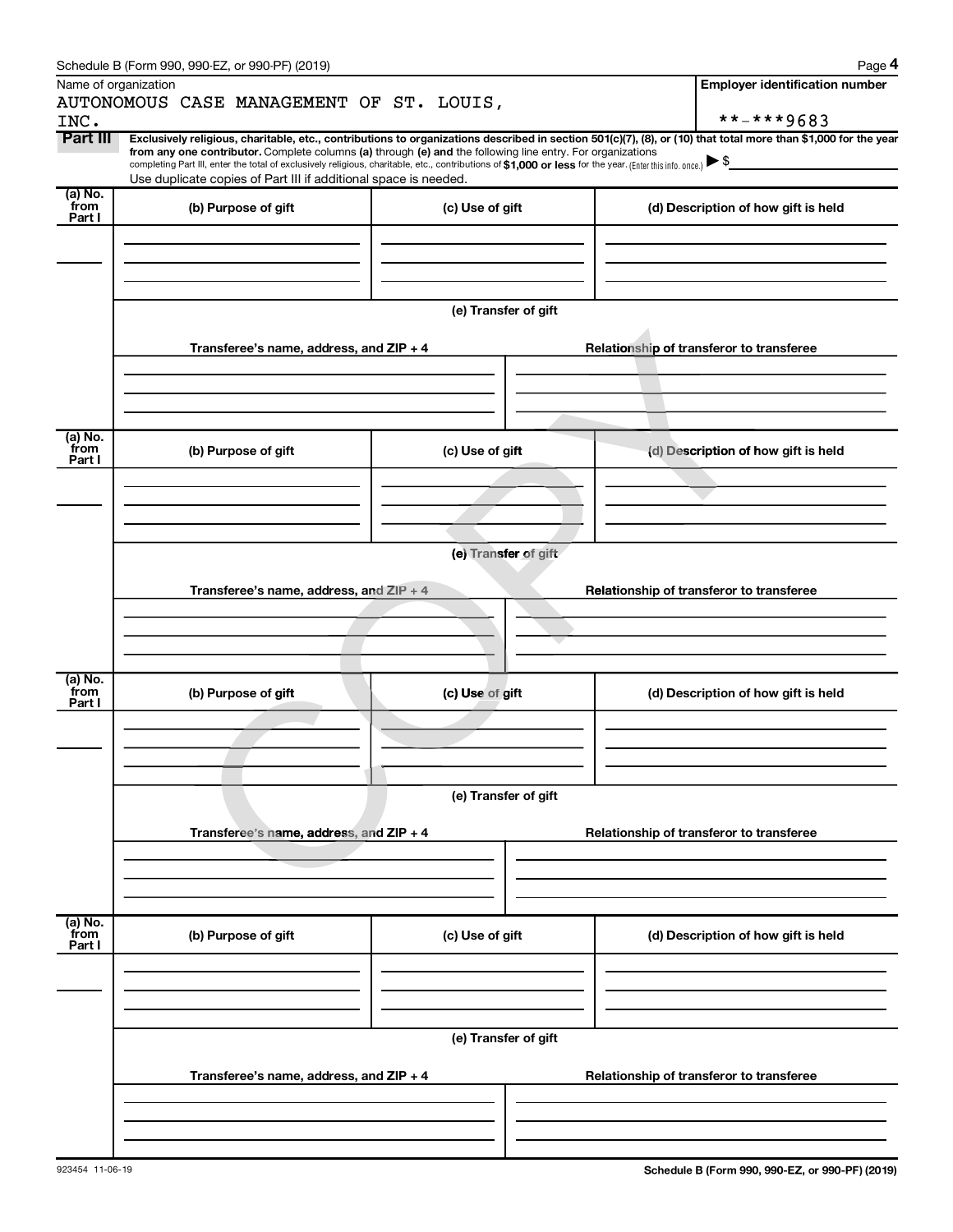Schedule B (Form 990, 990-EZ, or 990-PF) (2019)

| Name of organization | Employer identification number |
| --- | --- |
| AUTONOMOUS CASE MANAGEMENT OF ST. LOUIS, INC. | **-***9683 |

**Part III** **Exclusively religious, charitable, etc., contributions to organizations described in section 501(c)(7), (8), or (10) that total more than $1,000 for the year from any one contributor.** Complete columns **(a)** through **(e) and** the following line entry. For organizations completing Part III, enter the total of exclusively religious, charitable, etc., contributions of **$1,000 or less** for the year. (Enter this info. once.) ▶ $

Use duplicate copies of Part III if additional space is needed.

| (a) No. from Part I | (b) Purpose of gift | (c) Use of gift | (d) Description of how gift is held |
| --- | --- | --- | --- |
| | | | |

(e) Transfer of gift

| Transferee's name, address, and ZIP + 4 | Relationship of transferor to transferee |
| --- | --- |
| | |

| (a) No. from Part I | (b) Purpose of gift | (c) Use of gift | (d) Description of how gift is held |
| --- | --- | --- | --- |
| | | | |

(e) Transfer of gift

| Transferee's name, address, and ZIP + 4 | Relationship of transferor to transferee |
| --- | --- |
| | |

| (a) No. from Part I | (b) Purpose of gift | (c) Use of gift | (d) Description of how gift is held |
| --- | --- | --- | --- |
| | | | |

(e) Transfer of gift

| Transferee's name, address, and ZIP + 4 | Relationship of transferor to transferee |
| --- | --- |
| | |

| (a) No. from Part I | (b) Purpose of gift | (c) Use of gift | (d) Description of how gift is held |
| --- | --- | --- | --- |
| | | | |

(e) Transfer of gift

| Transferee's name, address, and ZIP + 4 | Relationship of transferor to transferee |
| --- | --- |
| | |

923454 11-06-19

Schedule B (Form 990, 990-EZ, or 990-PF) (2019)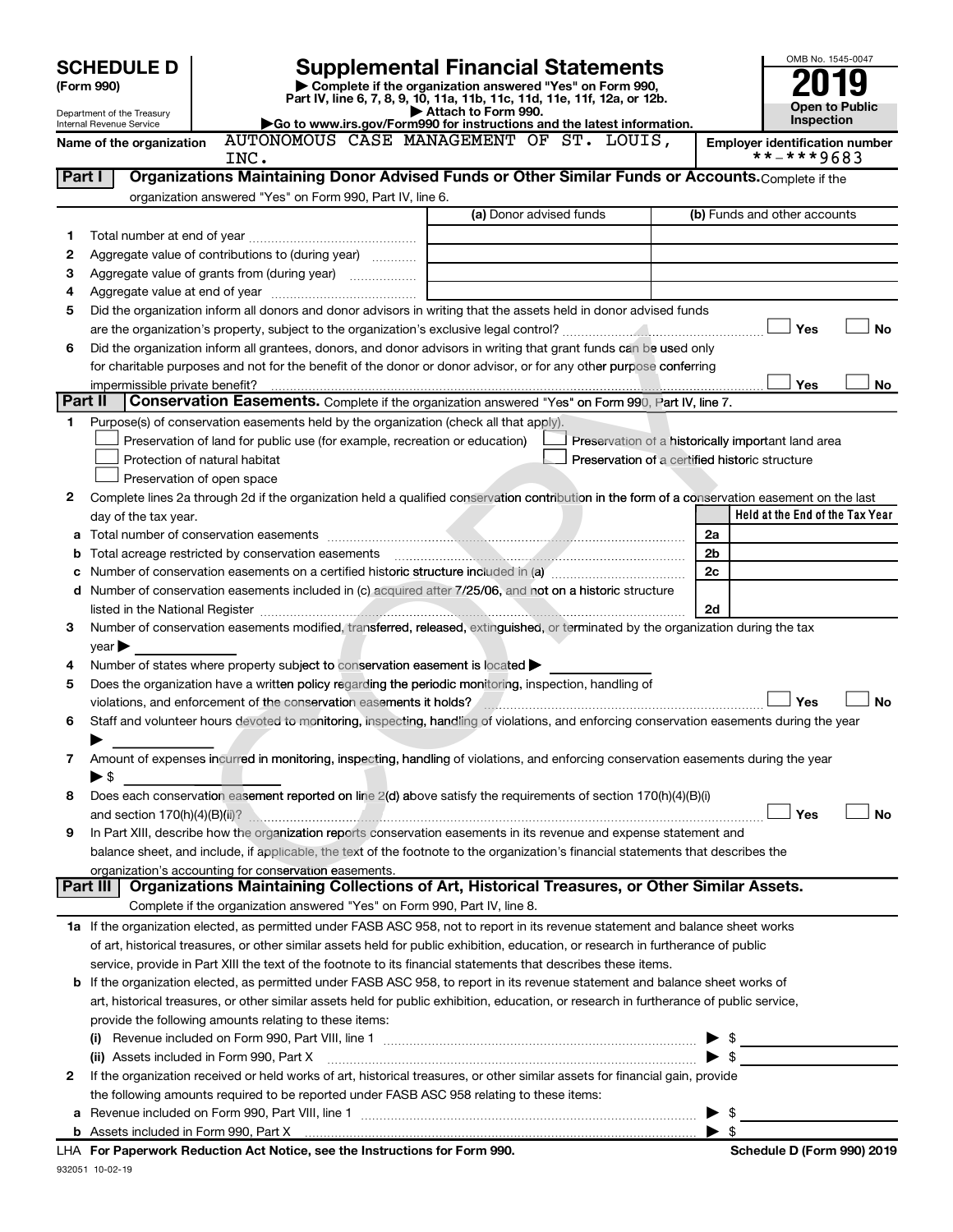# SCHEDULE D (Form 990)

Department of the Treasury
Internal Revenue Service

## Supplemental Financial Statements

▶ Complete if the organization answered "Yes" on Form 990, Part IV, line 6, 7, 8, 9, 10, 11a, 11b, 11c, 11d, 11e, 11f, 12a, or 12b.
▶ Attach to Form 990.
▶ Go to www.irs.gov/Form990 for instructions and the latest information.

OMB No. 1545-0047

**2019**

**Open to Public Inspection**

Name of the organization: AUTONOMOUS CASE MANAGEMENT OF ST. LOUIS, INC.

Employer identification number: **-***9683

### Part I — Organizations Maintaining Donor Advised Funds or Other Similar Funds or Accounts. Complete if the organization answered "Yes" on Form 990, Part IV, line 6.

| | | (a) Donor advised funds | (b) Funds and other accounts |
|---|---|---|---|
| 1 | Total number at end of year | | |
| 2 | Aggregate value of contributions to (during year) | | |
| 3 | Aggregate value of grants from (during year) | | |
| 4 | Aggregate value at end of year | | |

5 Did the organization inform all donors and donor advisors in writing that the assets held in donor advised funds are the organization's property, subject to the organization's exclusive legal control? ☐ Yes ☐ No

6 Did the organization inform all grantees, donors, and donor advisors in writing that grant funds can be used only for charitable purposes and not for the benefit of the donor or donor advisor, or for any other purpose conferring impermissible private benefit? ☐ Yes ☐ No

### Part II — Conservation Easements. Complete if the organization answered "Yes" on Form 990, Part IV, line 7.

1 Purpose(s) of conservation easements held by the organization (check all that apply).

- ☐ Preservation of land for public use (for example, recreation or education)
- ☐ Protection of natural habitat
- ☐ Preservation of open space
- ☐ Preservation of a historically important land area
- ☐ Preservation of a certified historic structure

2 Complete lines 2a through 2d if the organization held a qualified conservation contribution in the form of a conservation easement on the last day of the tax year.

| | | | Held at the End of the Tax Year |
|---|---|---|---|
| a | Total number of conservation easements | 2a | |
| b | Total acreage restricted by conservation easements | 2b | |
| c | Number of conservation easements on a certified historic structure included in (a) | 2c | |
| d | Number of conservation easements included in (c) acquired after 7/25/06, and not on a historic structure listed in the National Register | 2d | |

3 Number of conservation easements modified, transferred, released, extinguished, or terminated by the organization during the tax year ▶

4 Number of states where property subject to conservation easement is located ▶

5 Does the organization have a written policy regarding the periodic monitoring, inspection, handling of violations, and enforcement of the conservation easements it holds? ☐ Yes ☐ No

6 Staff and volunteer hours devoted to monitoring, inspecting, handling of violations, and enforcing conservation easements during the year ▶

7 Amount of expenses incurred in monitoring, inspecting, handling of violations, and enforcing conservation easements during the year ▶ $

8 Does each conservation easement reported on line 2(d) above satisfy the requirements of section 170(h)(4)(B)(i) and section 170(h)(4)(B)(ii)? ☐ Yes ☐ No

9 In Part XIII, describe how the organization reports conservation easements in its revenue and expense statement and balance sheet, and include, if applicable, the text of the footnote to the organization's financial statements that describes the organization's accounting for conservation easements.

### Part III — Organizations Maintaining Collections of Art, Historical Treasures, or Other Similar Assets. Complete if the organization answered "Yes" on Form 990, Part IV, line 8.

1a If the organization elected, as permitted under FASB ASC 958, not to report in its revenue statement and balance sheet works of art, historical treasures, or other similar assets held for public exhibition, education, or research in furtherance of public service, provide in Part XIII the text of the footnote to its financial statements that describes these items.

b If the organization elected, as permitted under FASB ASC 958, to report in its revenue statement and balance sheet works of art, historical treasures, or other similar assets held for public exhibition, education, or research in furtherance of public service, provide the following amounts relating to these items:

(i) Revenue included on Form 990, Part VIII, line 1 ▶ $

(ii) Assets included in Form 990, Part X ▶ $

2 If the organization received or held works of art, historical treasures, or other similar assets for financial gain, provide the following amounts required to be reported under FASB ASC 958 relating to these items:

a Revenue included on Form 990, Part VIII, line 1 ▶ $

b Assets included in Form 990, Part X ▶ $

LHA For Paperwork Reduction Act Notice, see the Instructions for Form 990. Schedule D (Form 990) 2019

932051 10-02-19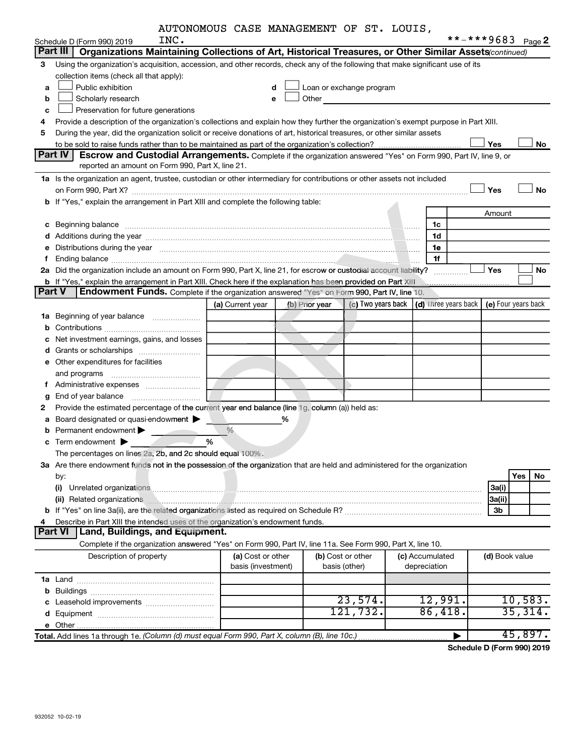AUTONOMOUS CASE MANAGEMENT OF ST. LOUIS, INC. **-***9683

Schedule D (Form 990) 2019 Page 2

## Part III Organizations Maintaining Collections of Art, Historical Treasures, or Other Similar Assets *(continued)*

3 Using the organization's acquisition, accession, and other records, check any of the following that make significant use of its collection items (check all that apply):

- a ☐ Public exhibition
- b ☐ Scholarly research
- c ☐ Preservation for future generations
- d ☐ Loan or exchange program
- e ☐ Other

4 Provide a description of the organization's collections and explain how they further the organization's exempt purpose in Part XIII.

5 During the year, did the organization solicit or receive donations of art, historical treasures, or other similar assets to be sold to raise funds rather than to be maintained as part of the organization's collection? ☐ Yes ☐ No

## Part IV Escrow and Custodial Arrangements.

Complete if the organization answered "Yes" on Form 990, Part IV, line 9, or reported an amount on Form 990, Part X, line 21.

1a Is the organization an agent, trustee, custodian or other intermediary for contributions or other assets not included on Form 990, Part X? ☐ Yes ☐ No

b If "Yes," explain the arrangement in Part XIII and complete the following table:

| | | Amount |
|---|---|---|
| c Beginning balance | 1c | |
| d Additions during the year | 1d | |
| e Distributions during the year | 1e | |
| f Ending balance | 1f | |

2a Did the organization include an amount on Form 990, Part X, line 21, for escrow or custodial account liability? ☐ Yes ☐ No

b If "Yes," explain the arrangement in Part XIII. Check here if the explanation has been provided on Part XIII ☐

## Part V Endowment Funds.

Complete if the organization answered "Yes" on Form 990, Part IV, line 10.

| | (a) Current year | (b) Prior year | (c) Two years back | (d) Three years back | (e) Four years back |
|---|---|---|---|---|---|
| 1a Beginning of year balance | | | | | |
| b Contributions | | | | | |
| c Net investment earnings, gains, and losses | | | | | |
| d Grants or scholarships | | | | | |
| e Other expenditures for facilities and programs | | | | | |
| f Administrative expenses | | | | | |
| g End of year balance | | | | | |

2 Provide the estimated percentage of the current year end balance (line 1g, column (a)) held as:

- a Board designated or quasi-endowment ▶ %
- b Permanent endowment ▶ %
- c Term endowment ▶ %

The percentages on lines 2a, 2b, and 2c should equal 100%.

3a Are there endowment funds not in the possession of the organization that are held and administered for the organization by:

| | | Yes | No |
|---|---|---|---|
| (i) Unrelated organizations | 3a(i) | | |
| (ii) Related organizations | 3a(ii) | | |
| b If "Yes" on line 3a(ii), are the related organizations listed as required on Schedule R? | 3b | | |

4 Describe in Part XIII the intended uses of the organization's endowment funds.

## Part VI Land, Buildings, and Equipment.

Complete if the organization answered "Yes" on Form 990, Part IV, line 11a. See Form 990, Part X, line 10.

| Description of property | (a) Cost or other basis (investment) | (b) Cost or other basis (other) | (c) Accumulated depreciation | (d) Book value |
|---|---|---|---|---|
| 1a Land | | | | |
| b Buildings | | | | |
| c Leasehold improvements | | 23,574. | 12,991. | 10,583. |
| d Equipment | | 121,732. | 86,418. | 35,314. |
| e Other | | | | |
| **Total.** Add lines 1a through 1e. *(Column (d) must equal Form 990, Part X, column (B), line 10c.)* | | | ▶ | 45,897. |

**Schedule D (Form 990) 2019**

932052 10-02-19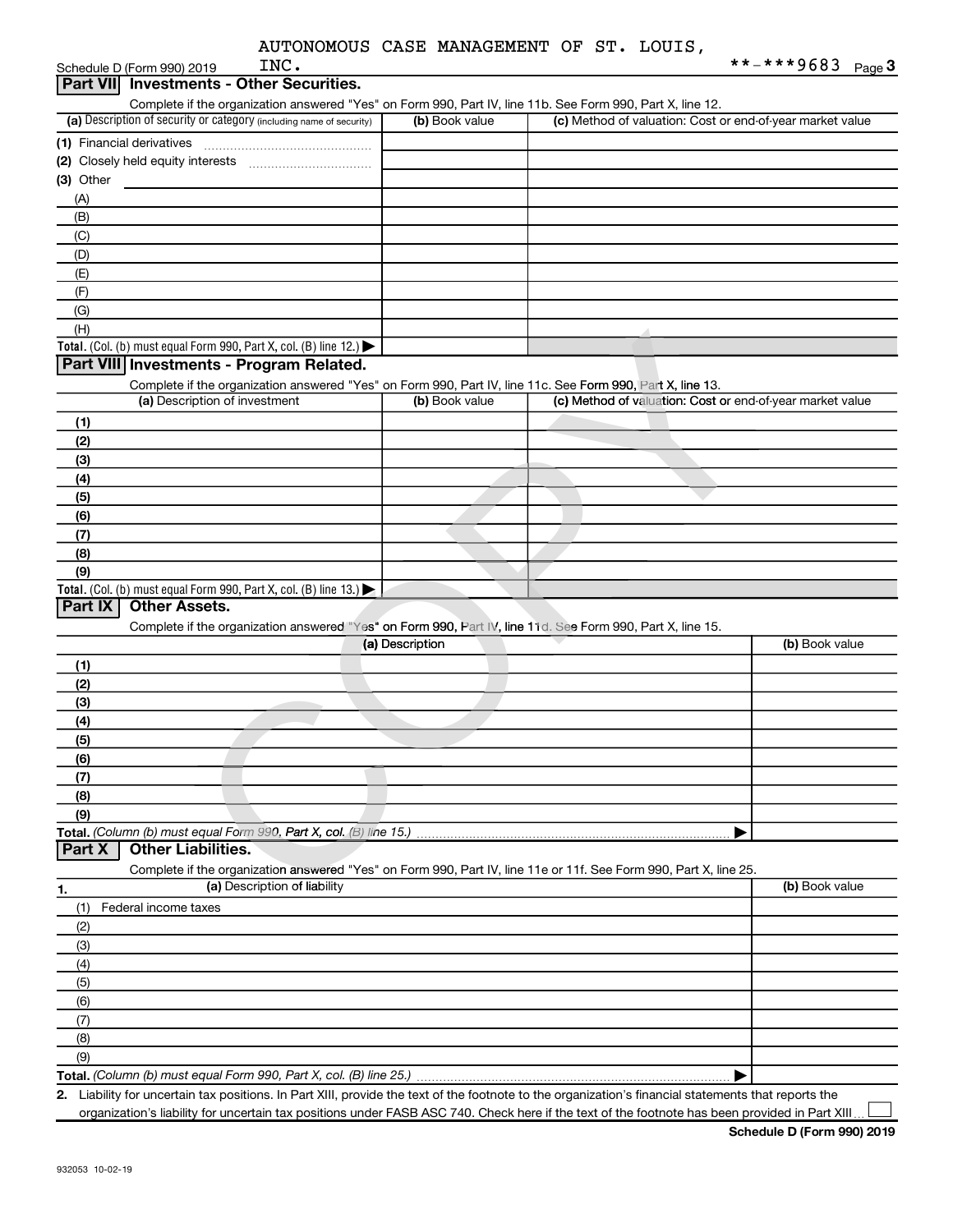Schedule D (Form 990) 2019 AUTONOMOUS CASE MANAGEMENT OF ST. LOUIS, INC. **-***9683 Page 3

## Part VII Investments - Other Securities.

Complete if the organization answered "Yes" on Form 990, Part IV, line 11b. See Form 990, Part X, line 12.

| (a) Description of security or category (including name of security) | (b) Book value | (c) Method of valuation: Cost or end-of-year market value |
|---|---|---|
| (1) Financial derivatives | | |
| (2) Closely held equity interests | | |
| (3) Other | | |
| (A) | | |
| (B) | | |
| (C) | | |
| (D) | | |
| (E) | | |
| (F) | | |
| (G) | | |
| (H) | | |
| **Total.** (Col. (b) must equal Form 990, Part X, col. (B) line 12.) ▶ | | |

## Part VIII Investments - Program Related.

Complete if the organization answered "Yes" on Form 990, Part IV, line 11c. See Form 990, Part X, line 13.

| (a) Description of investment | (b) Book value | (c) Method of valuation: Cost or end-of-year market value |
|---|---|---|
| (1) | | |
| (2) | | |
| (3) | | |
| (4) | | |
| (5) | | |
| (6) | | |
| (7) | | |
| (8) | | |
| (9) | | |
| **Total.** (Col. (b) must equal Form 990, Part X, col. (B) line 13.) ▶ | | |

## Part IX Other Assets.

Complete if the organization answered "Yes" on Form 990, Part IV, line 11d. See Form 990, Part X, line 15.

| (a) Description | (b) Book value |
|---|---|
| (1) | |
| (2) | |
| (3) | |
| (4) | |
| (5) | |
| (6) | |
| (7) | |
| (8) | |
| (9) | |
| **Total.** *(Column (b) must equal Form 990, Part X, col. (B) line 15.)* ▶ | |

## Part X Other Liabilities.

Complete if the organization answered "Yes" on Form 990, Part IV, line 11e or 11f. See Form 990, Part X, line 25.

| 1. (a) Description of liability | (b) Book value |
|---|---|
| (1) Federal income taxes | |
| (2) | |
| (3) | |
| (4) | |
| (5) | |
| (6) | |
| (7) | |
| (8) | |
| (9) | |
| **Total.** *(Column (b) must equal Form 990, Part X, col. (B) line 25.)* ▶ | |

2. Liability for uncertain tax positions. In Part XIII, provide the text of the footnote to the organization's financial statements that reports the organization's liability for uncertain tax positions under FASB ASC 740. Check here if the text of the footnote has been provided in Part XIII ☐

**Schedule D (Form 990) 2019**

932053 10-02-19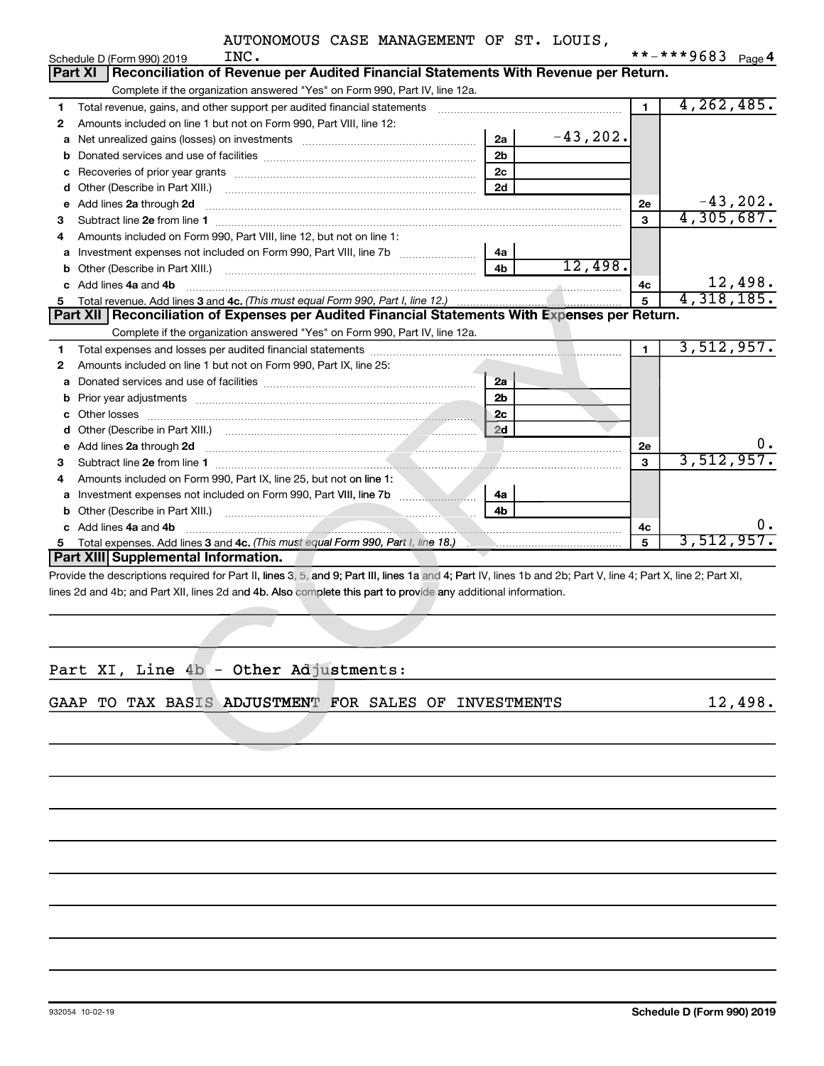AUTONOMOUS CASE MANAGEMENT OF ST. LOUIS, INC.

Schedule D (Form 990) 2019 **-***9683 Page 4

## Part XI Reconciliation of Revenue per Audited Financial Statements With Revenue per Return.

Complete if the organization answered "Yes" on Form 990, Part IV, line 12a.

| | | | | | |
|---|---|---|---|---|---|
| 1 | Total revenue, gains, and other support per audited financial statements | | | 1 | 4,262,485. |
| 2 | Amounts included on line 1 but not on Form 990, Part VIII, line 12: | | | | |
| a | Net unrealized gains (losses) on investments | 2a | -43,202. | | |
| b | Donated services and use of facilities | 2b | | | |
| c | Recoveries of prior year grants | 2c | | | |
| d | Other (Describe in Part XIII.) | 2d | | | |
| e | Add lines 2a through 2d | | | 2e | -43,202. |
| 3 | Subtract line 2e from line 1 | | | 3 | 4,305,687. |
| 4 | Amounts included on Form 990, Part VIII, line 12, but not on line 1: | | | | |
| a | Investment expenses not included on Form 990, Part VIII, line 7b | 4a | | | |
| b | Other (Describe in Part XIII.) | 4b | 12,498. | | |
| c | Add lines 4a and 4b | | | 4c | 12,498. |
| 5 | Total revenue. Add lines 3 and 4c. *(This must equal Form 990, Part I, line 12.)* | | | 5 | 4,318,185. |

## Part XII Reconciliation of Expenses per Audited Financial Statements With Expenses per Return.

Complete if the organization answered "Yes" on Form 990, Part IV, line 12a.

| | | | | | |
|---|---|---|---|---|---|
| 1 | Total expenses and losses per audited financial statements | | | 1 | 3,512,957. |
| 2 | Amounts included on line 1 but not on Form 990, Part IX, line 25: | | | | |
| a | Donated services and use of facilities | 2a | | | |
| b | Prior year adjustments | 2b | | | |
| c | Other losses | 2c | | | |
| d | Other (Describe in Part XIII.) | 2d | | | |
| e | Add lines 2a through 2d | | | 2e | 0. |
| 3 | Subtract line 2e from line 1 | | | 3 | 3,512,957. |
| 4 | Amounts included on Form 990, Part IX, line 25, but not on line 1: | | | | |
| a | Investment expenses not included on Form 990, Part VIII, line 7b | 4a | | | |
| b | Other (Describe in Part XIII.) | 4b | | | |
| c | Add lines 4a and 4b | | | 4c | 0. |
| 5 | Total expenses. Add lines 3 and 4c. *(This must equal Form 990, Part I, line 18.)* | | | 5 | 3,512,957. |

## Part XIII Supplemental Information.

Provide the descriptions required for Part II, lines 3, 5, and 9; Part III, lines 1a and 4; Part IV, lines 1b and 2b; Part V, line 4; Part X, line 2; Part XI, lines 2d and 4b; and Part XII, lines 2d and 4b. Also complete this part to provide any additional information.

Part XI, Line 4b - Other Adjustments:

GAAP TO TAX BASIS ADJUSTMENT FOR SALES OF INVESTMENTS 12,498.

932054 10-02-19

Schedule D (Form 990) 2019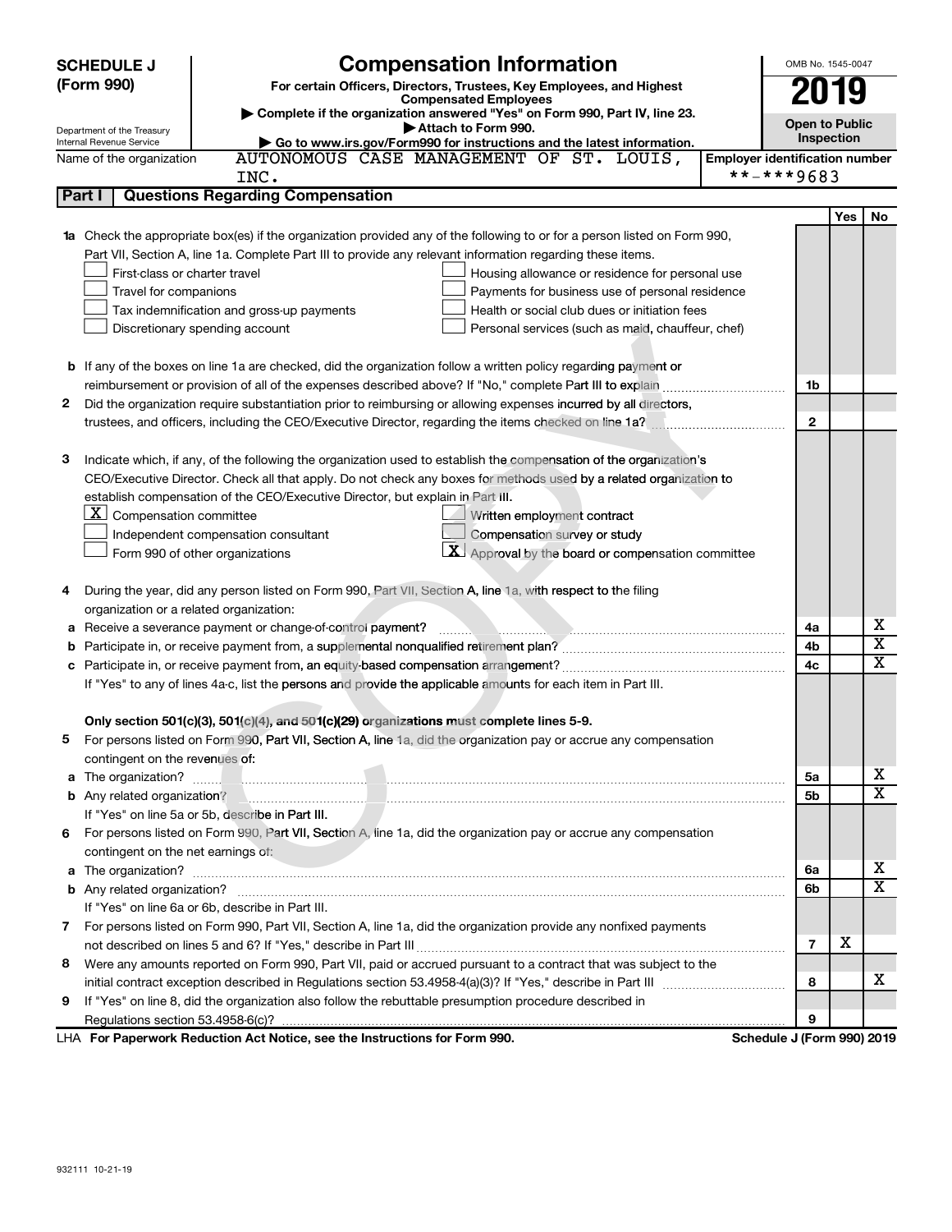**SCHEDULE J (Form 990)**

Department of the Treasury
Internal Revenue Service

# Compensation Information

**For certain Officers, Directors, Trustees, Key Employees, and Highest Compensated Employees**

▶ Complete if the organization answered "Yes" on Form 990, Part IV, line 23.

▶ Attach to Form 990.

▶ Go to www.irs.gov/Form990 for instructions and the latest information.

OMB No. 1545-0047

**2019**

**Open to Public Inspection**

Name of the organization: AUTONOMOUS CASE MANAGEMENT OF ST. LOUIS, INC.

Employer identification number: **-***9683

## Part I Questions Regarding Compensation

| | | | Yes | No |
|---|---|---|---|---|
| **1a** | Check the appropriate box(es) if the organization provided any of the following to or for a person listed on Form 990, Part VII, Section A, line 1a. Complete Part III to provide any relevant information regarding these items. | | | |
| | ☐ First-class or charter travel ☐ Housing allowance or residence for personal use | | | |
| | ☐ Travel for companions ☐ Payments for business use of personal residence | | | |
| | ☐ Tax indemnification and gross-up payments ☐ Health or social club dues or initiation fees | | | |
| | ☐ Discretionary spending account ☐ Personal services (such as maid, chauffeur, chef) | | | |
| **b** | If any of the boxes on line 1a are checked, did the organization follow a written policy regarding payment or reimbursement or provision of all of the expenses described above? If "No," complete Part III to explain | 1b | | |
| **2** | Did the organization require substantiation prior to reimbursing or allowing expenses incurred by all directors, trustees, and officers, including the CEO/Executive Director, regarding the items checked on line 1a? | 2 | | |
| **3** | Indicate which, if any, of the following the organization used to establish the compensation of the organization's CEO/Executive Director. Check all that apply. Do not check any boxes for methods used by a related organization to establish compensation of the CEO/Executive Director, but explain in Part III. | | | |
| | ☒ Compensation committee ☐ Written employment contract | | | |
| | ☐ Independent compensation consultant ☐ Compensation survey or study | | | |
| | ☐ Form 990 of other organizations ☒ Approval by the board or compensation committee | | | |
| **4** | During the year, did any person listed on Form 990, Part VII, Section A, line 1a, with respect to the filing organization or a related organization: | | | |
| **a** | Receive a severance payment or change-of-control payment? | 4a | | X |
| **b** | Participate in, or receive payment from, a supplemental nonqualified retirement plan? | 4b | | X |
| **c** | Participate in, or receive payment from, an equity-based compensation arrangement? | 4c | | X |
| | If "Yes" to any of lines 4a-c, list the persons and provide the applicable amounts for each item in Part III. | | | |
| | **Only section 501(c)(3), 501(c)(4), and 501(c)(29) organizations must complete lines 5-9.** | | | |
| **5** | For persons listed on Form 990, Part VII, Section A, line 1a, did the organization pay or accrue any compensation contingent on the revenues of: | | | |
| **a** | The organization? | 5a | | X |
| **b** | Any related organization? | 5b | | X |
| | If "Yes" on line 5a or 5b, describe in Part III. | | | |
| **6** | For persons listed on Form 990, Part VII, Section A, line 1a, did the organization pay or accrue any compensation contingent on the net earnings of: | | | |
| **a** | The organization? | 6a | | X |
| **b** | Any related organization? | 6b | | X |
| | If "Yes" on line 6a or 6b, describe in Part III. | | | |
| **7** | For persons listed on Form 990, Part VII, Section A, line 1a, did the organization provide any nonfixed payments not described on lines 5 and 6? If "Yes," describe in Part III | 7 | X | |
| **8** | Were any amounts reported on Form 990, Part VII, paid or accrued pursuant to a contract that was subject to the initial contract exception described in Regulations section 53.4958-4(a)(3)? If "Yes," describe in Part III | 8 | | X |
| **9** | If "Yes" on line 8, did the organization also follow the rebuttable presumption procedure described in Regulations section 53.4958-6(c)? | 9 | | |

LHA **For Paperwork Reduction Act Notice, see the Instructions for Form 990.** **Schedule J (Form 990) 2019**

932111 10-21-19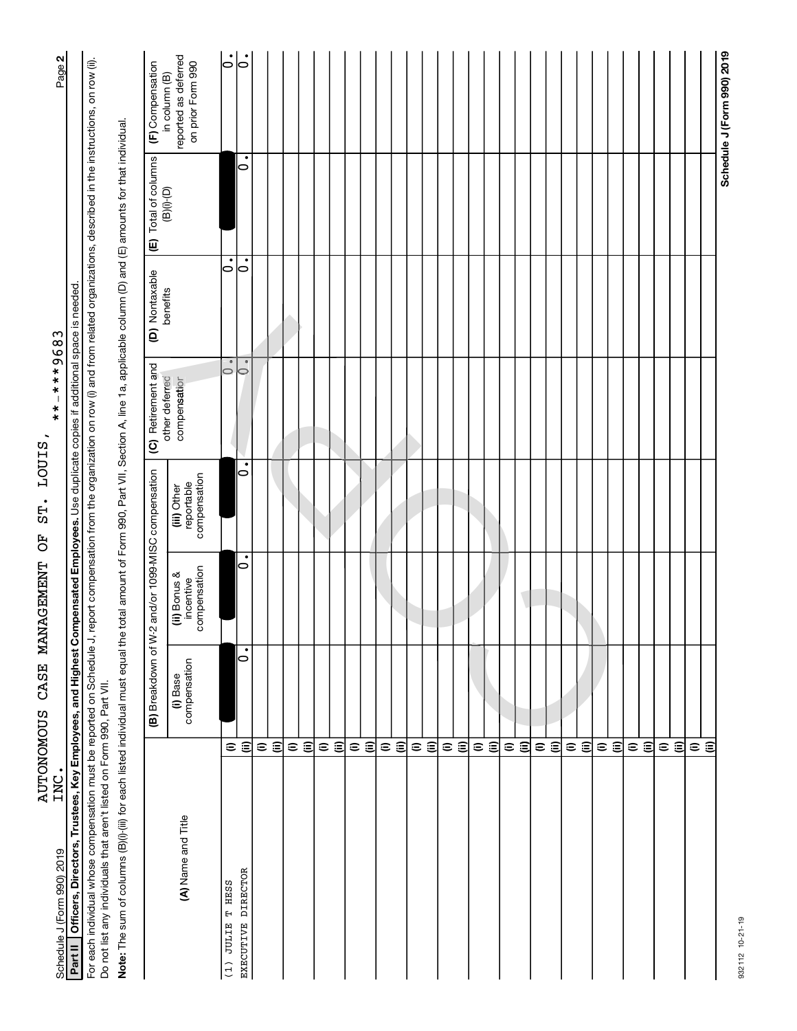Schedule J (Form 990) 2019

AUTONOMOUS CASE MANAGEMENT OF ST. LOUIS, INC.

**-***9683

Page **2**

**Part II** **Officers, Directors, Trustees, Key Employees, and Highest Compensated Employees.** Use duplicate copies if additional space is needed.

For each individual whose compensation must be reported on Schedule J, report compensation from the organization on row (i) and from related organizations, described in the instructions, on row (ii). Do not list any individuals that aren't listed on Form 990, Part VII.

**Note:** The sum of columns (B)(i)-(iii) for each listed individual must equal the total amount of Form 990, Part VII, Section A, line 1a, applicable column (D) and (E) amounts for that individual.

| (A) Name and Title | | (B) Breakdown of W-2 and/or 1099-MISC compensation | | | (C) Retirement and other deferred compensation | (D) Nontaxable benefits | (E) Total of columns (B)(i)-(D) | (F) Compensation in column (B) reported as deferred on prior Form 990 |
|---|---|---|---|---|---|---|---|---|
| | | (i) Base compensation | (ii) Bonus & incentive compensation | (iii) Other reportable compensation | | | | |
| (1) JULIE T HESS | (i) | [REDACTED] | [REDACTED] | [REDACTED] | 0. | 0. | [REDACTED] | 0. |
| EXECUTIVE DIRECTOR | (ii) | 0. | 0. | 0. | 0. | 0. | 0. | 0. |
| | (i) | | | | | | | |
| | (ii) | | | | | | | |
| | (i) | | | | | | | |
| | (ii) | | | | | | | |
| | (i) | | | | | | | |
| | (ii) | | | | | | | |
| | (i) | | | | | | | |
| | (ii) | | | | | | | |
| | (i) | | | | | | | |
| | (ii) | | | | | | | |
| | (i) | | | | | | | |
| | (ii) | | | | | | | |
| | (i) | | | | | | | |
| | (ii) | | | | | | | |
| | (i) | | | | | | | |
| | (ii) | | | | | | | |
| | (i) | | | | | | | |
| | (ii) | | | | | | | |
| | (i) | | | | | | | |
| | (ii) | | | | | | | |
| | (i) | | | | | | | |
| | (ii) | | | | | | | |
| | (i) | | | | | | | |
| | (ii) | | | | | | | |
| | (i) | | | | | | | |
| | (ii) | | | | | | | |
| | (i) | | | | | | | |
| | (ii) | | | | | | | |
| | (i) | | | | | | | |
| | (ii) | | | | | | | |

932112 10-21-19

**Schedule J (Form 990) 2019**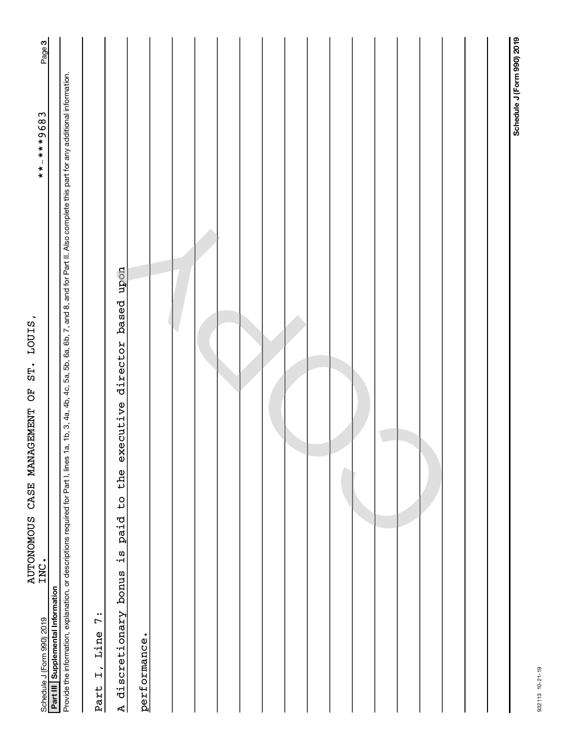Schedule J (Form 990) 2019

AUTONOMOUS CASE MANAGEMENT OF ST. LOUIS, INC.

**-***9683

## Part III Supplemental Information

Provide the information, explanation, or descriptions required for Part I, lines 1a, 1b, 3, 4a, 4b, 4c, 5a, 5b, 6a, 6b, 7, and 8, and for Part II. Also complete this part for any additional information.

Part I, Line 7:

A discretionary bonus is paid to the executive director based upon performance.

Schedule J (Form 990) 2019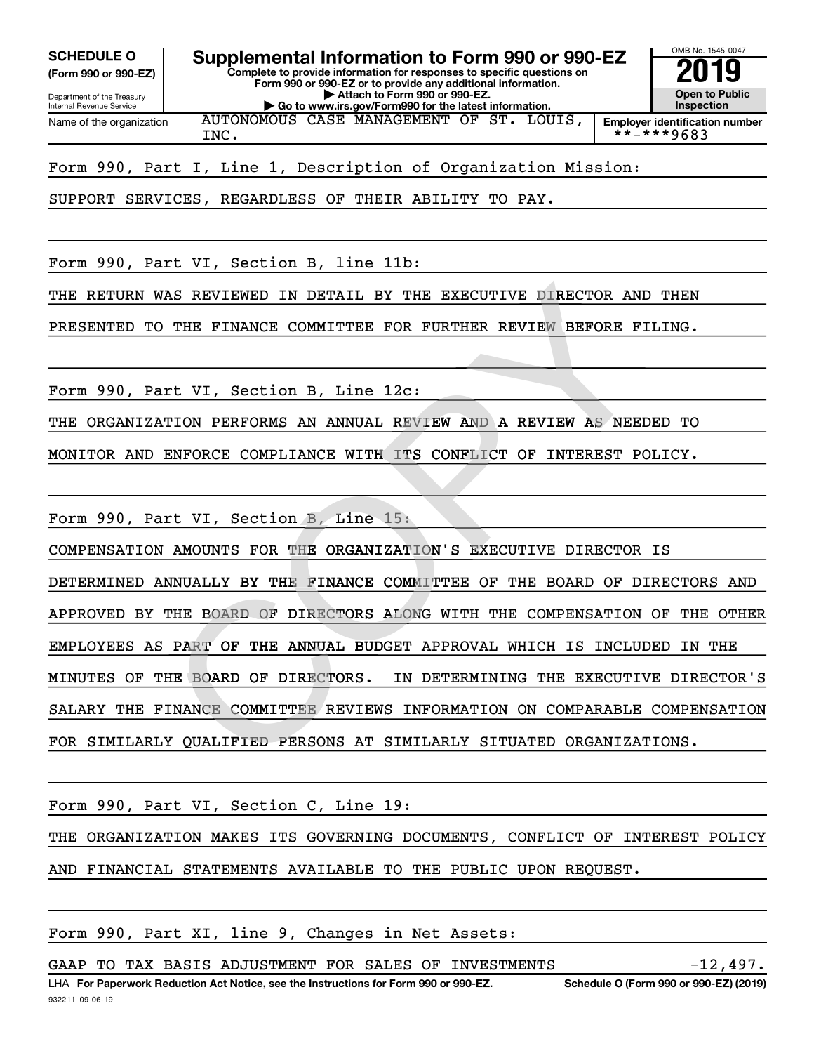**SCHEDULE O**
**(Form 990 or 990-EZ)**

Department of the Treasury
Internal Revenue Service

# Supplemental Information to Form 990 or 990-EZ

**Complete to provide information for responses to specific questions on Form 990 or 990-EZ or to provide any additional information.**
**▶ Attach to Form 990 or 990-EZ.**
**▶ Go to www.irs.gov/Form990 for the latest information.**

OMB No. 1545-0047

**2019**

**Open to Public Inspection**

| Name of the organization | Employer identification number |
|---|---|
| AUTONOMOUS CASE MANAGEMENT OF ST. LOUIS, INC. | **-***9683 |

Form 990, Part I, Line 1, Description of Organization Mission:

SUPPORT SERVICES, REGARDLESS OF THEIR ABILITY TO PAY.

Form 990, Part VI, Section B, line 11b:

THE RETURN WAS REVIEWED IN DETAIL BY THE EXECUTIVE DIRECTOR AND THEN PRESENTED TO THE FINANCE COMMITTEE FOR FURTHER REVIEW BEFORE FILING.

Form 990, Part VI, Section B, Line 12c:

THE ORGANIZATION PERFORMS AN ANNUAL REVIEW AND A REVIEW AS NEEDED TO MONITOR AND ENFORCE COMPLIANCE WITH ITS CONFLICT OF INTEREST POLICY.

Form 990, Part VI, Section B, Line 15:

COMPENSATION AMOUNTS FOR THE ORGANIZATION'S EXECUTIVE DIRECTOR IS DETERMINED ANNUALLY BY THE FINANCE COMMITTEE OF THE BOARD OF DIRECTORS AND APPROVED BY THE BOARD OF DIRECTORS ALONG WITH THE COMPENSATION OF THE OTHER EMPLOYEES AS PART OF THE ANNUAL BUDGET APPROVAL WHICH IS INCLUDED IN THE MINUTES OF THE BOARD OF DIRECTORS. IN DETERMINING THE EXECUTIVE DIRECTOR'S SALARY THE FINANCE COMMITTEE REVIEWS INFORMATION ON COMPARABLE COMPENSATION FOR SIMILARLY QUALIFIED PERSONS AT SIMILARLY SITUATED ORGANIZATIONS.

Form 990, Part VI, Section C, Line 19:

THE ORGANIZATION MAKES ITS GOVERNING DOCUMENTS, CONFLICT OF INTEREST POLICY AND FINANCIAL STATEMENTS AVAILABLE TO THE PUBLIC UPON REQUEST.

Form 990, Part XI, line 9, Changes in Net Assets:

GAAP TO TAX BASIS ADJUSTMENT FOR SALES OF INVESTMENTS -12,497.

LHA **For Paperwork Reduction Act Notice, see the Instructions for Form 990 or 990-EZ.** **Schedule O (Form 990 or 990-EZ) (2019)**

932211 09-06-19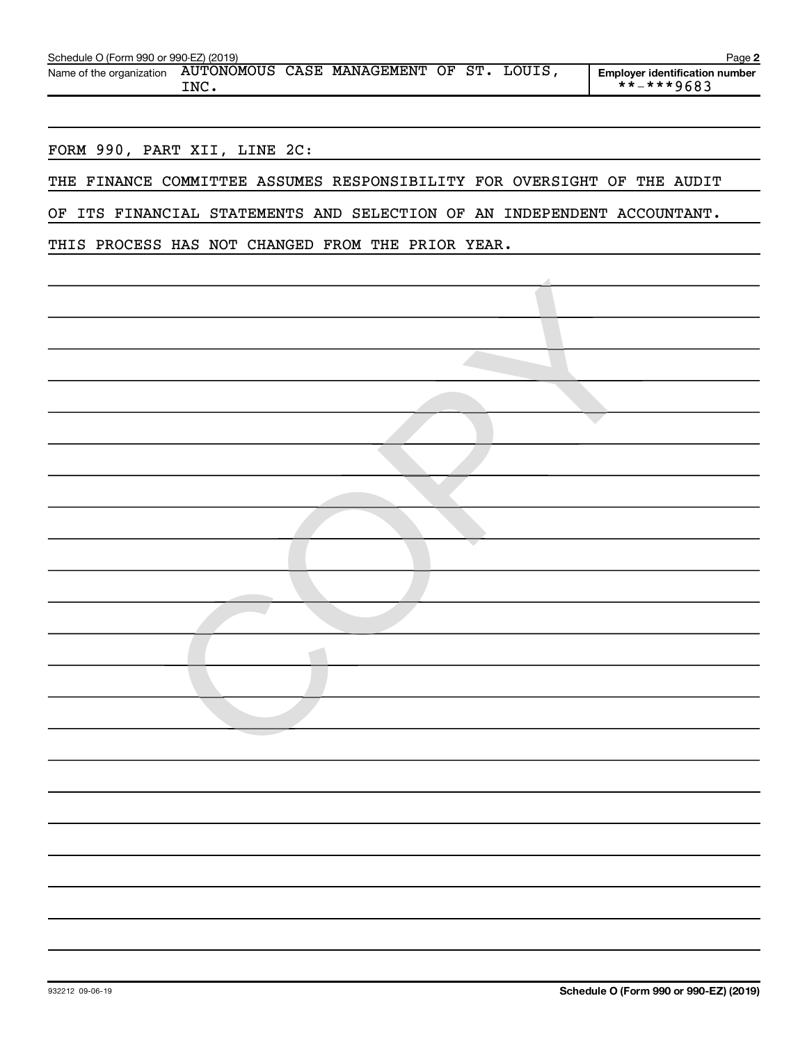Schedule O (Form 990 or 990-EZ) (2019)

Name of the organization: AUTONOMOUS CASE MANAGEMENT OF ST. LOUIS, INC.

Employer identification number: **-***9683

FORM 990, PART XII, LINE 2C:

THE FINANCE COMMITTEE ASSUMES RESPONSIBILITY FOR OVERSIGHT OF THE AUDIT OF ITS FINANCIAL STATEMENTS AND SELECTION OF AN INDEPENDENT ACCOUNTANT. THIS PROCESS HAS NOT CHANGED FROM THE PRIOR YEAR.

932212 09-06-19

Schedule O (Form 990 or 990-EZ) (2019)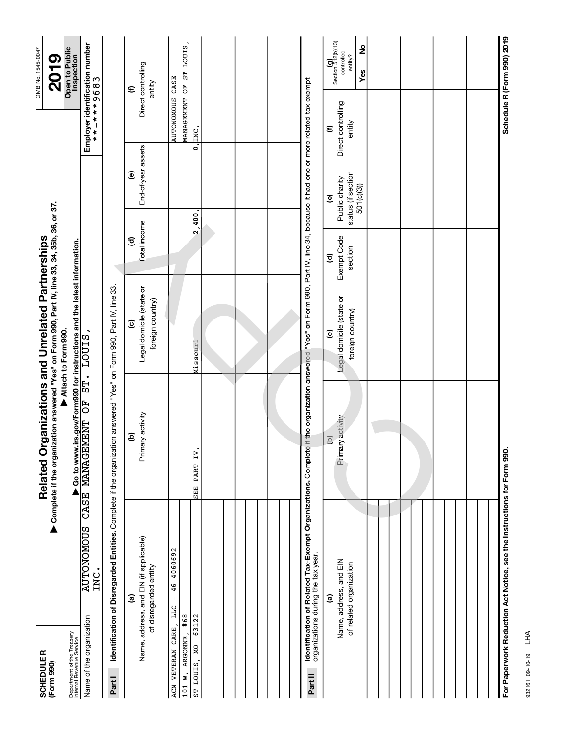**SCHEDULE R**
**(Form 990)**

Department of the Treasury
Internal Revenue Service

# Related Organizations and Unrelated Partnerships

▶ **Complete if the organization answered "Yes" on Form 990, Part IV, line 33, 34, 35b, 36, or 37.**
▶ **Attach to Form 990.**
▶ **Go to www.irs.gov/Form990 for instructions and the latest information.**

OMB No. 1545-0047

**2019**

**Open to Public Inspection**

Name of the organization: AUTONOMOUS CASE MANAGEMENT OF ST. LOUIS, INC.

**Employer identification number**: **-***9683

**Part I** **Identification of Disregarded Entities.** Complete if the organization answered "Yes" on Form 990, Part IV, line 33.

| (a) Name, address, and EIN (if applicable) of disregarded entity | (b) Primary activity | (c) Legal domicile (state or foreign country) | (d) Total income | (e) End-of-year assets | (f) Direct controlling entity |
|---|---|---|---|---|---|
| ACM VETERAN CARE, LLC - 46-4060692<br>101 W. ARGONNE, #68<br>ST LOUIS, MO 63122 | SEE PART IV. | Missouri | 2,400. | 0. | AUTONOMOUS CASE MANAGEMENT OF ST LOUIS, INC. |
| | | | | | |
| | | | | | |
| | | | | | |
| | | | | | |

**Part II** **Identification of Related Tax-Exempt Organizations.** Complete if the organization answered "Yes" on Form 990, Part IV, line 34, because it had one or more related tax-exempt organizations during the tax year.

| (a) Name, address, and EIN of related organization | (b) Primary activity | (c) Legal domicile (state or foreign country) | (d) Exempt Code section | (e) Public charity status (if section 501(c)(3)) | (f) Direct controlling entity | (g) Section 512(b)(13) controlled entity? Yes | No |
|---|---|---|---|---|---|---|---|
| | | | | | | | |
| | | | | | | | |
| | | | | | | | |
| | | | | | | | |
| | | | | | | | |
| | | | | | | | |
| | | | | | | | |

**For Paperwork Reduction Act Notice, see the Instructions for Form 990.**

**Schedule R (Form 990) 2019**

932161 09-10-19 LHA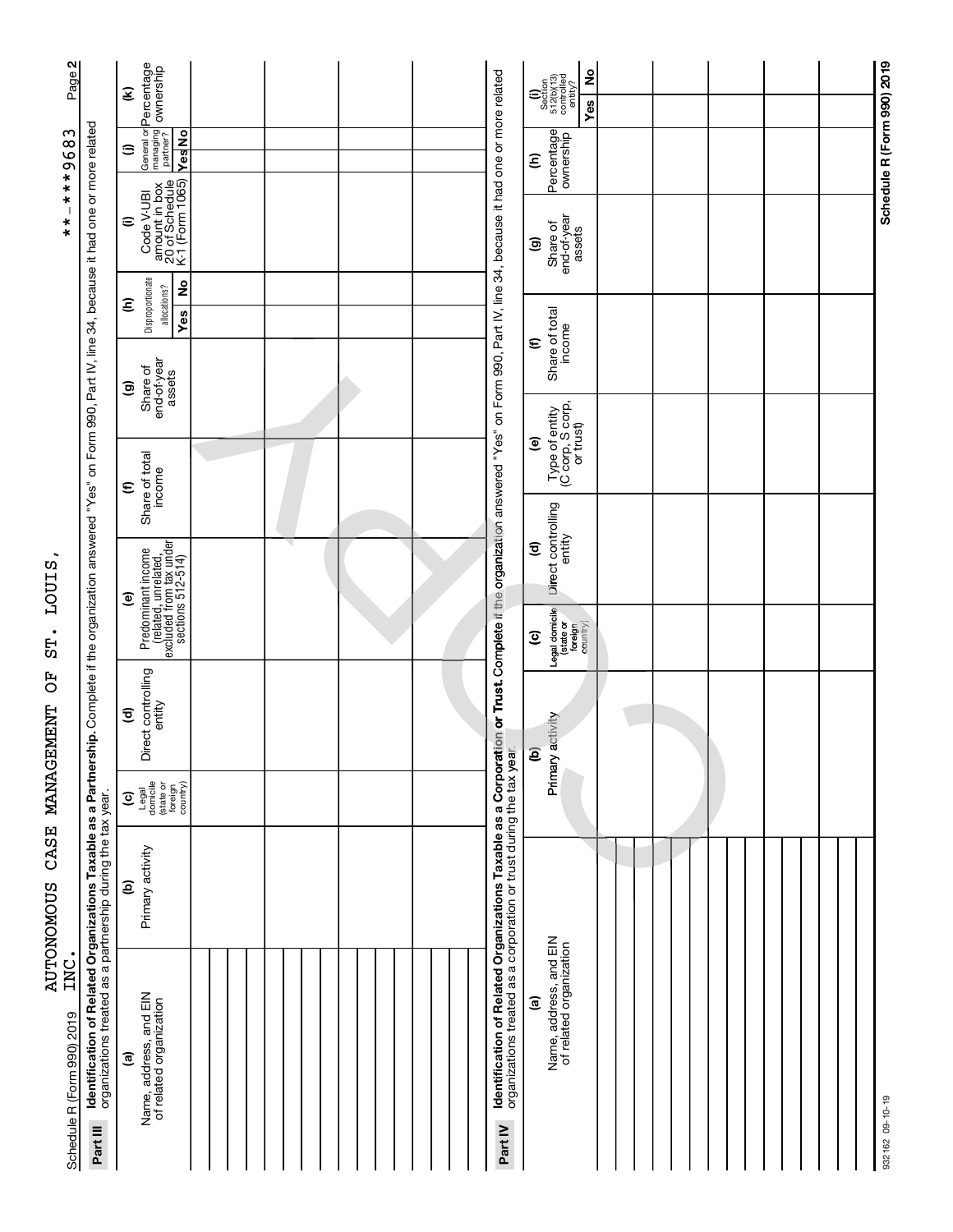Schedule R (Form 990) 2019 AUTONOMOUS CASE MANAGEMENT OF ST. LOUIS, INC. **-***9683 Page 2

**Part III** **Identification of Related Organizations Taxable as a Partnership.** Complete if the organization answered "Yes" on Form 990, Part IV, line 34, because it had one or more related organizations treated as a partnership during the tax year.

| (a) Name, address, and EIN of related organization | (b) Primary activity | (c) Legal domicile (state or foreign country) | (d) Direct controlling entity | (e) Predominant income (related, unrelated, excluded from tax under sections 512-514) | (f) Share of total income | (g) Share of end-of-year assets | (h) Disproportionate allocations? Yes | (h) No | (i) Code V-UBI amount in box 20 of Schedule K-1 (Form 1065) | (j) General or managing partner? Yes | (j) No | (k) Percentage ownership |
|---|---|---|---|---|---|---|---|---|---|---|---|---|
| | | | | | | | | | | | | |
| | | | | | | | | | | | | |
| | | | | | | | | | | | | |
| | | | | | | | | | | | | |

**Part IV** **Identification of Related Organizations Taxable as a Corporation or Trust.** Complete if the organization answered "Yes" on Form 990, Part IV, line 34, because it had one or more related organizations treated as a corporation or trust during the tax year.

| (a) Name, address, and EIN of related organization | (b) Primary activity | (c) Legal domicile (state or foreign country) | (d) Direct controlling entity | (e) Type of entity (C corp, S corp, or trust) | (f) Share of total income | (g) Share of end-of-year assets | (h) Percentage ownership | (i) Section 512(b)(13) controlled entity? Yes | (i) No |
|---|---|---|---|---|---|---|---|---|---|
| | | | | | | | | | |
| | | | | | | | | | |
| | | | | | | | | | |
| | | | | | | | | | |
| | | | | | | | | | |
| | | | | | | | | | |
| | | | | | | | | | |

932162 09-10-19 **Schedule R (Form 990) 2019**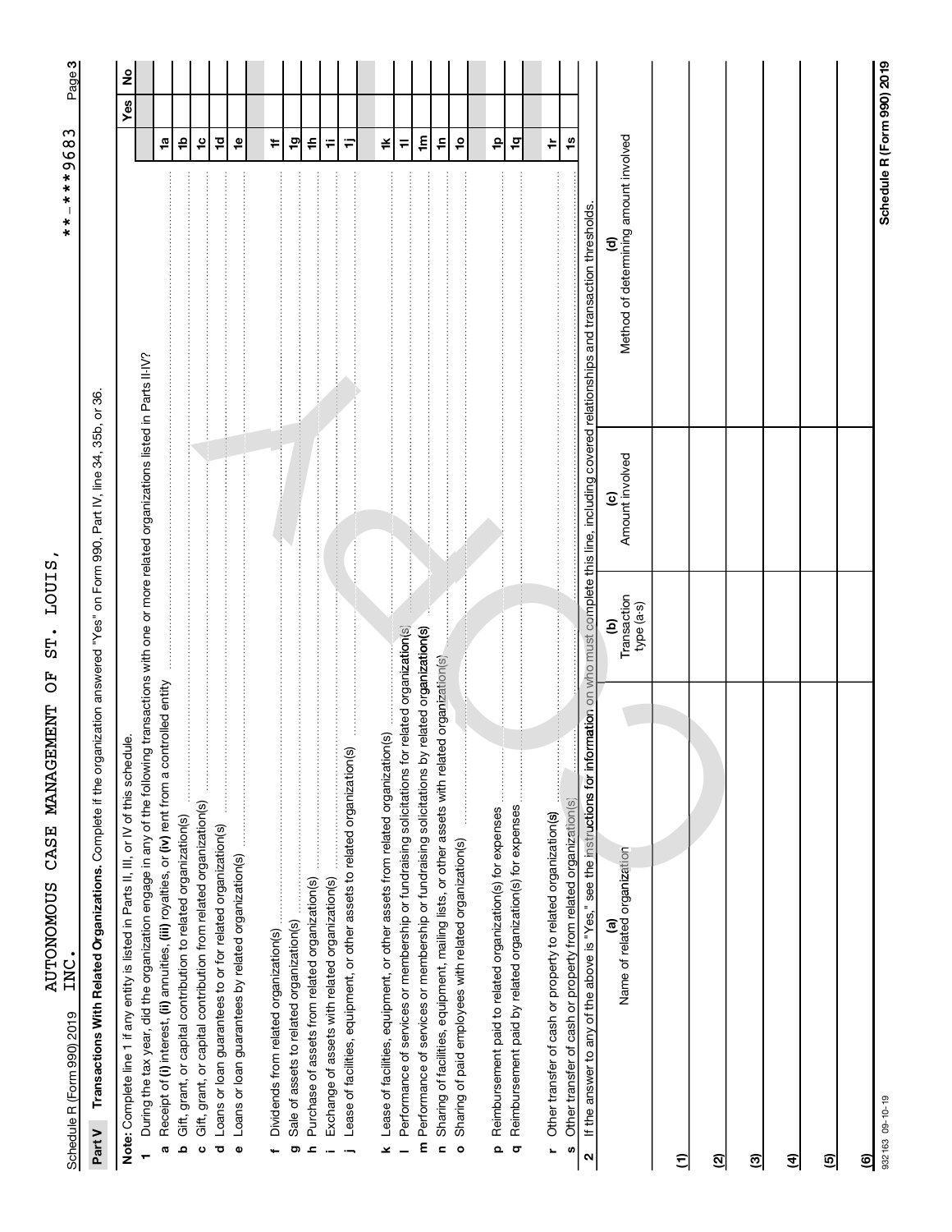Schedule R (Form 990) 2019 AUTONOMOUS CASE MANAGEMENT OF ST. LOUIS, INC. **-***9683 Page 3

## Part V Transactions With Related Organizations.

Complete if the organization answered "Yes" on Form 990, Part IV, line 34, 35b, or 36.

**Note:** Complete line 1 if any entity is listed in Parts II, III, or IV of this schedule.

| | | | Yes | No |
|---|---|---|---|---|
| **1** | During the tax year, did the organization engage in any of the following transactions with one or more related organizations listed in Parts II-IV? | | | |
| **a** | Receipt of **(i)** interest, **(ii)** annuities, **(iii)** royalties, or **(iv)** rent from a controlled entity | 1a | | |
| **b** | Gift, grant, or capital contribution to related organization(s) | 1b | | |
| **c** | Gift, grant, or capital contribution from related organization(s) | 1c | | |
| **d** | Loans or loan guarantees to or for related organization(s) | 1d | | |
| **e** | Loans or loan guarantees by related organization(s) | 1e | | |
| **f** | Dividends from related organization(s) | 1f | | |
| **g** | Sale of assets to related organization(s) | 1g | | |
| **h** | Purchase of assets from related organization(s) | 1h | | |
| **i** | Exchange of assets with related organization(s) | 1i | | |
| **j** | Lease of facilities, equipment, or other assets to related organization(s) | 1j | | |
| **k** | Lease of facilities, equipment, or other assets from related organization(s) | 1k | | |
| **l** | Performance of services or membership or fundraising solicitations for related organization(s) | 1l | | |
| **m** | Performance of services or membership or fundraising solicitations by related organization(s) | 1m | | |
| **n** | Sharing of facilities, equipment, mailing lists, or other assets with related organization(s) | 1n | | |
| **o** | Sharing of paid employees with related organization(s) | 1o | | |
| **p** | Reimbursement paid to related organization(s) for expenses | 1p | | |
| **q** | Reimbursement paid by related organization(s) for expenses | 1q | | |
| **r** | Other transfer of cash or property to related organization(s) | 1r | | |
| **s** | Other transfer of cash or property from related organization(s) | 1s | | |

**2** If the answer to any of the above is "Yes," see the instructions for information on who must complete this line, including covered relationships and transaction thresholds.

| | (a) Name of related organization | (b) Transaction type (a-s) | (c) Amount involved | (d) Method of determining amount involved |
|---|---|---|---|---|
| (1) | | | | |
| (2) | | | | |
| (3) | | | | |
| (4) | | | | |
| (5) | | | | |
| (6) | | | | |

932163 09-10-19 **Schedule R (Form 990) 2019**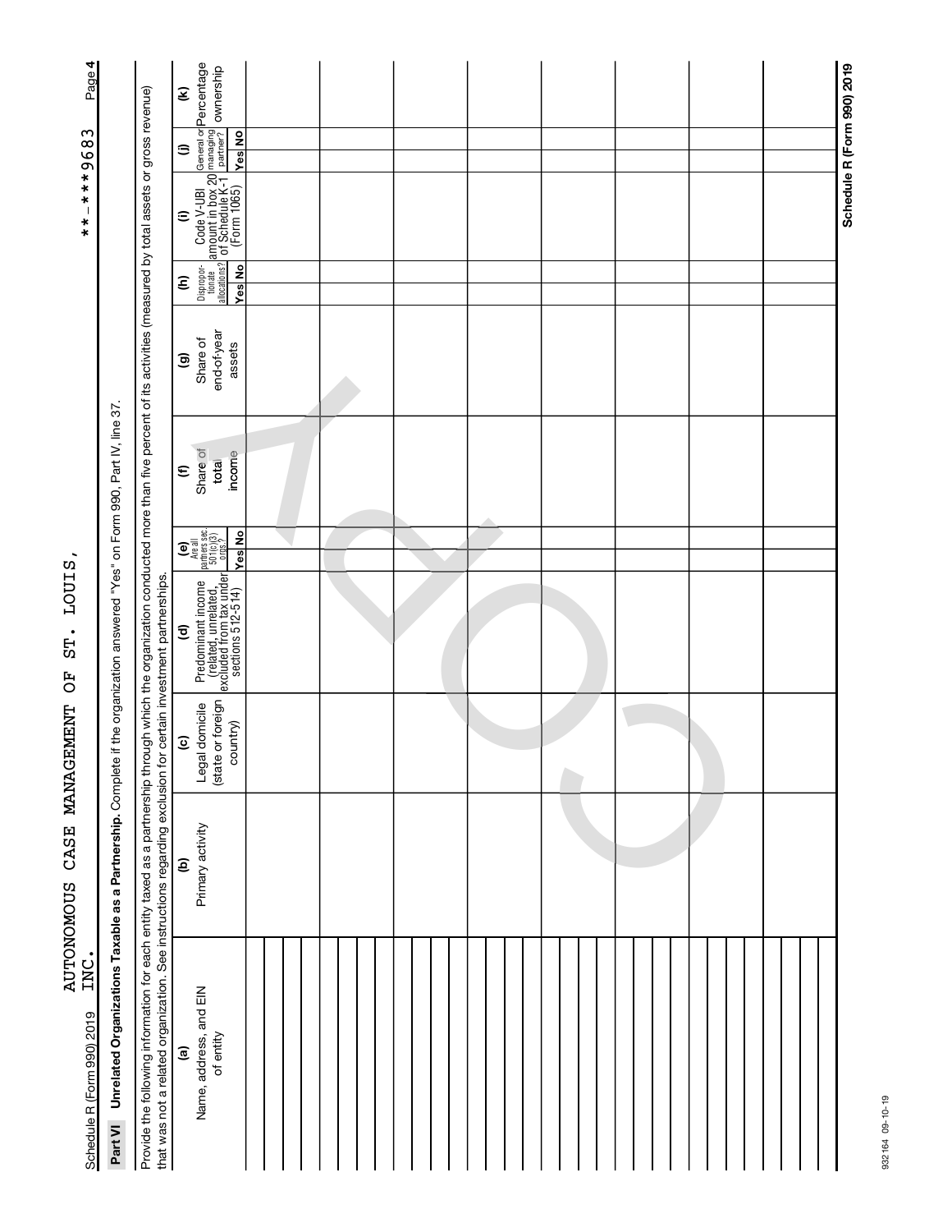Schedule R (Form 990) 2019 AUTONOMOUS CASE MANAGEMENT OF ST. LOUIS, INC. **-***9683 Page 4

## Part VI Unrelated Organizations Taxable as a Partnership.

Complete if the organization answered "Yes" on Form 990, Part IV, line 37.

Provide the following information for each entity taxed as a partnership through which the organization conducted more than five percent of its activities (measured by total assets or gross revenue) that was not a related organization. See instructions regarding exclusion for certain investment partnerships.

| (a) Name, address, and EIN of entity | (b) Primary activity | (c) Legal domicile (state or foreign country) | (d) Predominant income (related, unrelated, excluded from tax under sections 512-514) | (e) Are all partners sec. 501(c)(3) orgs.? | | (f) Share of total income | (g) Share of end-of-year assets | (h) Disproportionate allocations? | | (i) Code V-UBI amount in box 20 of Schedule K-1 (Form 1065) | (j) General or managing partner? | | (k) Percentage ownership |
|---|---|---|---|---|---|---|---|---|---|---|---|---|---|
| | | | | Yes | No | | | Yes | No | | Yes | No | |
| | | | | | | | | | | | | | |
| | | | | | | | | | | | | | |
| | | | | | | | | | | | | | |
| | | | | | | | | | | | | | |
| | | | | | | | | | | | | | |
| | | | | | | | | | | | | | |
| | | | | | | | | | | | | | |
| | | | | | | | | | | | | | |
| | | | | | | | | | | | | | |
| | | | | | | | | | | | | | |
| | | | | | | | | | | | | | |
| | | | | | | | | | | | | | |

Schedule R (Form 990) 2019

932164 09-10-19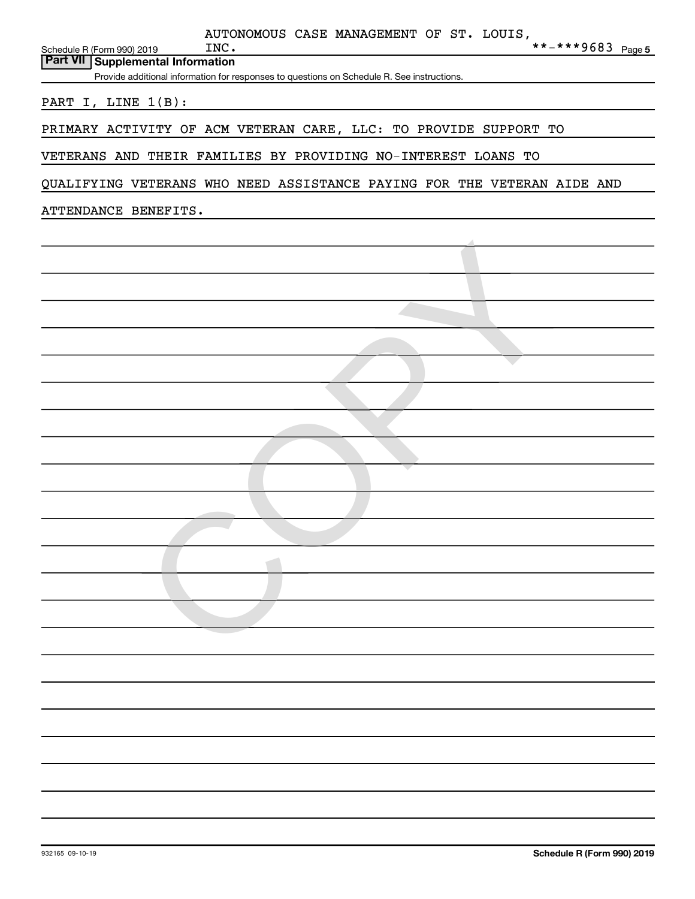AUTONOMOUS CASE MANAGEMENT OF ST. LOUIS, INC. **-***9683

## Part VII Supplemental Information

Provide additional information for responses to questions on Schedule R. See instructions.

PART I, LINE 1(B):

PRIMARY ACTIVITY OF ACM VETERAN CARE, LLC: TO PROVIDE SUPPORT TO VETERANS AND THEIR FAMILIES BY PROVIDING NO-INTEREST LOANS TO QUALIFYING VETERANS WHO NEED ASSISTANCE PAYING FOR THE VETERAN AIDE AND ATTENDANCE BENEFITS.

932165 09-10-19

Schedule R (Form 990) 2019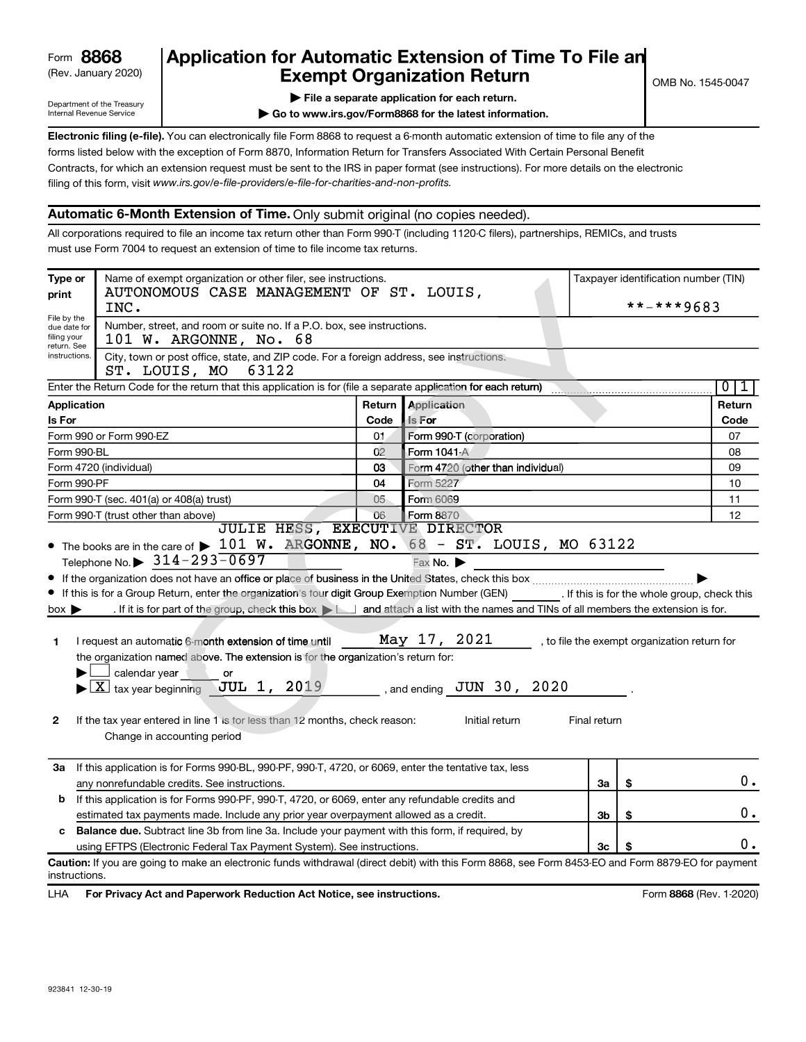Form **8868**
(Rev. January 2020)

Department of the Treasury
Internal Revenue Service

# Application for Automatic Extension of Time To File an Exempt Organization Return

▶ **File a separate application for each return.**

▶ **Go to www.irs.gov/Form8868 for the latest information.**

OMB No. 1545-0047

**Electronic filing (e-file).** You can electronically file Form 8868 to request a 6-month automatic extension of time to file any of the forms listed below with the exception of Form 8870, Information Return for Transfers Associated With Certain Personal Benefit Contracts, for which an extension request must be sent to the IRS in paper format (see instructions). For more details on the electronic filing of this form, visit *www.irs.gov/e-file-providers/e-file-for-charities-and-non-profits.*

## Automatic 6-Month Extension of Time. Only submit original (no copies needed).

All corporations required to file an income tax return other than Form 990-T (including 1120-C filers), partnerships, REMICs, and trusts must use Form 7004 to request an extension of time to file income tax returns.

**Type or print**

File by the due date for filing your return. See instructions.

Name of exempt organization or other filer, see instructions.
AUTONOMOUS CASE MANAGEMENT OF ST. LOUIS, INC.

Taxpayer identification number (TIN)
**-***9683

Number, street, and room or suite no. If a P.O. box, see instructions.
101 W. ARGONNE, No. 68

City, town or post office, state, and ZIP code. For a foreign address, see instructions.
ST. LOUIS, MO 63122

Enter the Return Code for the return that this application is for (file a separate application for each return) ..... 0 1

| Application Is For | Return Code | Application Is For | Return Code |
|---|---|---|---|
| Form 990 or Form 990-EZ | 01 | Form 990-T (corporation) | 07 |
| Form 990-BL | 02 | Form 1041-A | 08 |
| Form 4720 (individual) | 03 | Form 4720 (other than individual) | 09 |
| Form 990-PF | 04 | Form 5227 | 10 |
| Form 990-T (sec. 401(a) or 408(a) trust) | 05 | Form 6069 | 11 |
| Form 990-T (trust other than above) | 06 | Form 8870 | 12 |

- The books are in the care of ▶ JULIE HESS, EXECUTIVE DIRECTOR
  101 W. ARGONNE, NO. 68 - ST. LOUIS, MO 63122
  Telephone No. ▶ 314-293-0697  Fax No. ▶
- If the organization does not have an office or place of business in the United States, check this box ..... ▶
- If this is for a Group Return, enter the organization's four digit Group Exemption Number (GEN) ______. If this is for the whole group, check this box ▶ ☐. If it is for part of the group, check this box ▶ ☐ and attach a list with the names and TINs of all members the extension is for.

**1** I request an automatic 6-month extension of time until May 17, 2021, to file the exempt organization return for the organization named above. The extension is for the organization's return for:

▶ ☐ calendar year ______ or

▶ ☒ tax year beginning JUL 1, 2019, and ending JUN 30, 2020.

**2** If the tax year entered in line 1 is for less than 12 months, check reason: Initial return Final return Change in accounting period

| | | | |
|---|---|---|---|
| **3a** | If this application is for Forms 990-BL, 990-PF, 990-T, 4720, or 6069, enter the tentative tax, less any nonrefundable credits. See instructions. | 3a | $ 0. |
| **b** | If this application is for Forms 990-PF, 990-T, 4720, or 6069, enter any refundable credits and estimated tax payments made. Include any prior year overpayment allowed as a credit. | 3b | $ 0. |
| **c** | **Balance due.** Subtract line 3b from line 3a. Include your payment with this form, if required, by using EFTPS (Electronic Federal Tax Payment System). See instructions. | 3c | $ 0. |

**Caution:** If you are going to make an electronic funds withdrawal (direct debit) with this Form 8868, see Form 8453-EO and Form 8879-EO for payment instructions.

LHA **For Privacy Act and Paperwork Reduction Act Notice, see instructions.** Form **8868** (Rev. 1-2020)

923841 12-30-19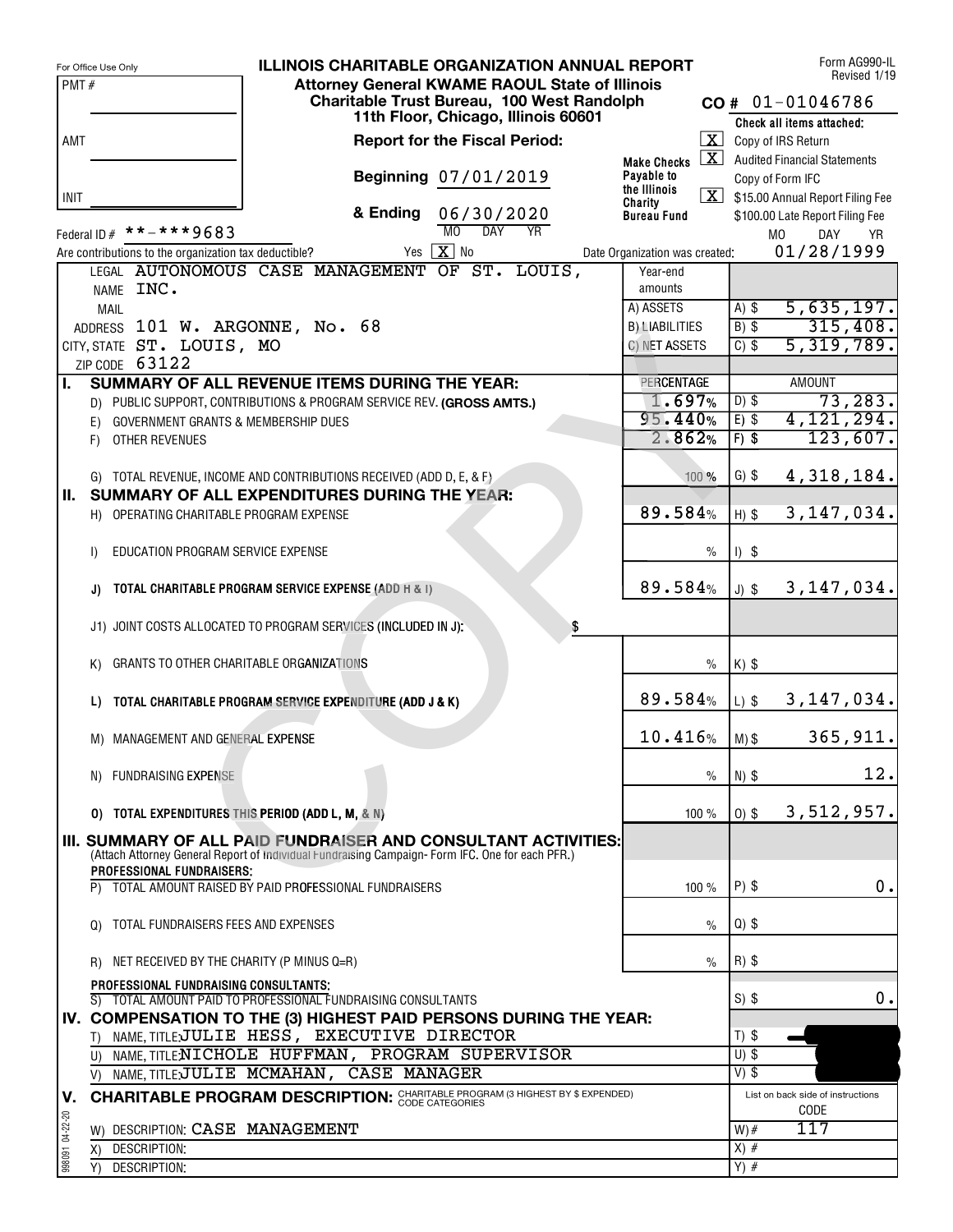For Office Use Only

PMT #

AMT

INIT

# ILLINOIS CHARITABLE ORGANIZATION ANNUAL REPORT

**Attorney General KWAME RAOUL State of Illinois**
**Charitable Trust Bureau, 100 West Randolph**
**11th Floor, Chicago, Illinois 60601**

Form AG990-IL
Revised 1/19

**CO #** 01-01046786

**Report for the Fiscal Period:**

**Beginning** 07/01/2019

**& Ending** 06/30/2020 (MO DAY YR)

**Make Checks Payable to the Illinois Charity Bureau Fund**

**Check all items attached:**

- [X] Copy of IRS Return
- [X] Audited Financial Statements
- [ ] Copy of Form IFC
- [X] $15.00 Annual Report Filing Fee
- [ ] $100.00 Late Report Filing Fee

Federal ID # **-***9683

Are contributions to the organization tax deductible? Yes [X] No

Date Organization was created: 01/28/1999 (MO DAY YR)

LEGAL NAME: AUTONOMOUS CASE MANAGEMENT OF ST. LOUIS, INC.

MAIL ADDRESS: 101 W. ARGONNE, No. 68

CITY, STATE: ST. LOUIS, MO

ZIP CODE: 63122

| Year-end amounts | | |
|---|---|---|
| A) ASSETS | A) $ | 5,635,197. |
| B) LIABILITIES | B) $ | 315,408. |
| C) NET ASSETS | C) $ | 5,319,789. |

| | PERCENTAGE | | AMOUNT |
|---|---|---|---|
| **I. SUMMARY OF ALL REVENUE ITEMS DURING THE YEAR:** | | | |
| D) PUBLIC SUPPORT, CONTRIBUTIONS & PROGRAM SERVICE REV. **(GROSS AMTS.)** | 1.697% | D) $ | 73,283. |
| E) GOVERNMENT GRANTS & MEMBERSHIP DUES | 95.440% | E) $ | 4,121,294. |
| F) OTHER REVENUES | 2.862% | F) $ | 123,607. |
| G) TOTAL REVENUE, INCOME AND CONTRIBUTIONS RECEIVED (ADD D, E, & F) | 100 % | G) $ | 4,318,184. |
| **II. SUMMARY OF ALL EXPENDITURES DURING THE YEAR:** | | | |
| H) OPERATING CHARITABLE PROGRAM EXPENSE | 89.584% | H) $ | 3,147,034. |
| I) EDUCATION PROGRAM SERVICE EXPENSE | % | I) $ | |
| **J) TOTAL CHARITABLE PROGRAM SERVICE EXPENSE (ADD H & I)** | 89.584% | J) $ | 3,147,034. |
| J1) JOINT COSTS ALLOCATED TO PROGRAM SERVICES (INCLUDED IN J): $ | | | |
| K) GRANTS TO OTHER CHARITABLE ORGANIZATIONS | % | K) $ | |
| **L) TOTAL CHARITABLE PROGRAM SERVICE EXPENDITURE (ADD J & K)** | 89.584% | L) $ | 3,147,034. |
| M) MANAGEMENT AND GENERAL EXPENSE | 10.416% | M) $ | 365,911. |
| N) FUNDRAISING EXPENSE | % | N) $ | 12. |
| **O) TOTAL EXPENDITURES THIS PERIOD (ADD L, M, & N)** | 100 % | O) $ | 3,512,957. |
| **III. SUMMARY OF ALL PAID FUNDRAISER AND CONSULTANT ACTIVITIES:** (Attach Attorney General Report of Individual Fundraising Campaign- Form IFC. One for each PFR.) | | | |
| **PROFESSIONAL FUNDRAISERS:** | | | |
| P) TOTAL AMOUNT RAISED BY PAID PROFESSIONAL FUNDRAISERS | 100 % | P) $ | 0. |
| Q) TOTAL FUNDRAISERS FEES AND EXPENSES | % | Q) $ | |
| R) NET RECEIVED BY THE CHARITY (P MINUS Q=R) | % | R) $ | |
| **PROFESSIONAL FUNDRAISING CONSULTANTS:** | | | |
| S) TOTAL AMOUNT PAID TO PROFESSIONAL FUNDRAISING CONSULTANTS | | S) $ | 0. |

**IV. COMPENSATION TO THE (3) HIGHEST PAID PERSONS DURING THE YEAR:**

| | |
|---|---|
| T) NAME, TITLE: JULIE HESS, EXECUTIVE DIRECTOR | T) $ |
| U) NAME, TITLE: NICHOLE HUFFMAN, PROGRAM SUPERVISOR | U) $ |
| V) NAME, TITLE: JULIE MCMAHAN, CASE MANAGER | V) $ |

**V. CHARITABLE PROGRAM DESCRIPTION:** CHARITABLE PROGRAM (3 HIGHEST BY $ EXPENDED) CODE CATEGORIES

| | List on back side of instructions CODE |
|---|---|
| W) DESCRIPTION: CASE MANAGEMENT | W) # 117 |
| X) DESCRIPTION: | X) # |
| Y) DESCRIPTION: | Y) # |

998091 04-22-20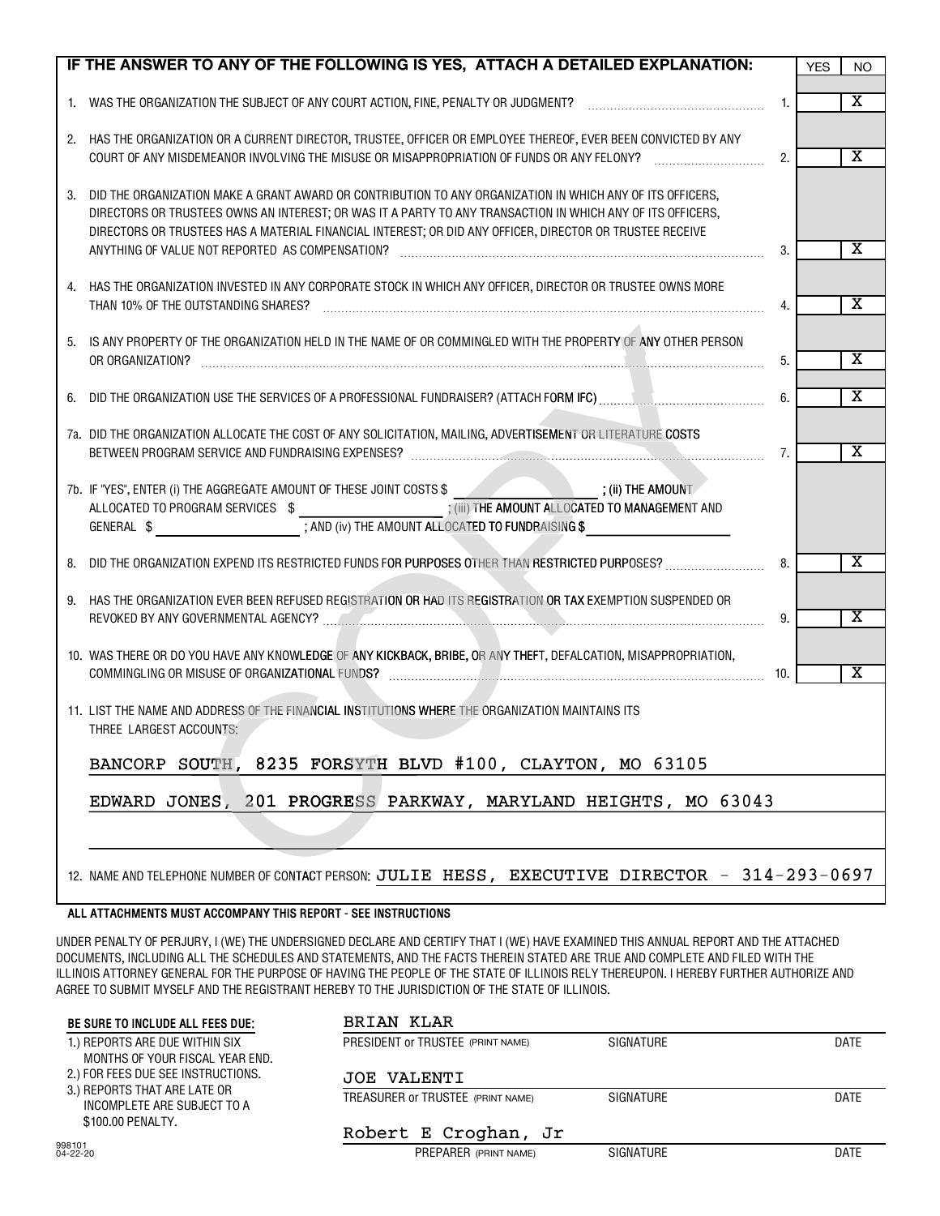| IF THE ANSWER TO ANY OF THE FOLLOWING IS YES, ATTACH A DETAILED EXPLANATION: | | YES | NO |
|---|---|---|---|
| 1. WAS THE ORGANIZATION THE SUBJECT OF ANY COURT ACTION, FINE, PENALTY OR JUDGMENT? | 1. | | X |
| 2. HAS THE ORGANIZATION OR A CURRENT DIRECTOR, TRUSTEE, OFFICER OR EMPLOYEE THEREOF, EVER BEEN CONVICTED BY ANY COURT OF ANY MISDEMEANOR INVOLVING THE MISUSE OR MISAPPROPRIATION OF FUNDS OR ANY FELONY? | 2. | | X |
| 3. DID THE ORGANIZATION MAKE A GRANT AWARD OR CONTRIBUTION TO ANY ORGANIZATION IN WHICH ANY OF ITS OFFICERS, DIRECTORS OR TRUSTEES OWNS AN INTEREST; OR WAS IT A PARTY TO ANY TRANSACTION IN WHICH ANY OF ITS OFFICERS, DIRECTORS OR TRUSTEES HAS A MATERIAL FINANCIAL INTEREST; OR DID ANY OFFICER, DIRECTOR OR TRUSTEE RECEIVE ANYTHING OF VALUE NOT REPORTED AS COMPENSATION? | 3. | | X |
| 4. HAS THE ORGANIZATION INVESTED IN ANY CORPORATE STOCK IN WHICH ANY OFFICER, DIRECTOR OR TRUSTEE OWNS MORE THAN 10% OF THE OUTSTANDING SHARES? | 4. | | X |
| 5. IS ANY PROPERTY OF THE ORGANIZATION HELD IN THE NAME OF OR COMMINGLED WITH THE PROPERTY OF ANY OTHER PERSON OR ORGANIZATION? | 5. | | X |
| 6. DID THE ORGANIZATION USE THE SERVICES OF A PROFESSIONAL FUNDRAISER? (ATTACH FORM IFC) | 6. | | X |
| 7a. DID THE ORGANIZATION ALLOCATE THE COST OF ANY SOLICITATION, MAILING, ADVERTISEMENT OR LITERATURE COSTS BETWEEN PROGRAM SERVICE AND FUNDRAISING EXPENSES? | 7. | | X |
| 7b. IF "YES", ENTER (i) THE AGGREGATE AMOUNT OF THESE JOINT COSTS $ ______ ; (ii) THE AMOUNT ALLOCATED TO PROGRAM SERVICES $ ______ ; (iii) THE AMOUNT ALLOCATED TO MANAGEMENT AND GENERAL $ ______ ; AND (iv) THE AMOUNT ALLOCATED TO FUNDRAISING $ ______ | | | |
| 8. DID THE ORGANIZATION EXPEND ITS RESTRICTED FUNDS FOR PURPOSES OTHER THAN RESTRICTED PURPOSES? | 8. | | X |
| 9. HAS THE ORGANIZATION EVER BEEN REFUSED REGISTRATION OR HAD ITS REGISTRATION OR TAX EXEMPTION SUSPENDED OR REVOKED BY ANY GOVERNMENTAL AGENCY? | 9. | | X |
| 10. WAS THERE OR DO YOU HAVE ANY KNOWLEDGE OF ANY KICKBACK, BRIBE, OR ANY THEFT, DEFALCATION, MISAPPROPRIATION, COMMINGLING OR MISUSE OF ORGANIZATIONAL FUNDS? | 10. | | X |

11. LIST THE NAME AND ADDRESS OF THE FINANCIAL INSTITUTIONS WHERE THE ORGANIZATION MAINTAINS ITS THREE LARGEST ACCOUNTS:

BANCORP SOUTH, 8235 FORSYTH BLVD #100, CLAYTON, MO 63105

EDWARD JONES, 201 PROGRESS PARKWAY, MARYLAND HEIGHTS, MO 63043

12. NAME AND TELEPHONE NUMBER OF CONTACT PERSON: JULIE HESS, EXECUTIVE DIRECTOR - 314-293-0697

**ALL ATTACHMENTS MUST ACCOMPANY THIS REPORT - SEE INSTRUCTIONS**

UNDER PENALTY OF PERJURY, I (WE) THE UNDERSIGNED DECLARE AND CERTIFY THAT I (WE) HAVE EXAMINED THIS ANNUAL REPORT AND THE ATTACHED DOCUMENTS, INCLUDING ALL THE SCHEDULES AND STATEMENTS, AND THE FACTS THEREIN STATED ARE TRUE AND COMPLETE AND FILED WITH THE ILLINOIS ATTORNEY GENERAL FOR THE PURPOSE OF HAVING THE PEOPLE OF THE STATE OF ILLINOIS RELY THEREUPON. I HEREBY FURTHER AUTHORIZE AND AGREE TO SUBMIT MYSELF AND THE REGISTRANT HEREBY TO THE JURISDICTION OF THE STATE OF ILLINOIS.

**BE SURE TO INCLUDE ALL FEES DUE:**

1.) REPORTS ARE DUE WITHIN SIX MONTHS OF YOUR FISCAL YEAR END.
2.) FOR FEES DUE SEE INSTRUCTIONS.
3.) REPORTS THAT ARE LATE OR INCOMPLETE ARE SUBJECT TO A $100.00 PENALTY.

| | | |
|---|---|---|
| BRIAN KLAR | | |
| PRESIDENT or TRUSTEE (PRINT NAME) | SIGNATURE | DATE |
| JOE VALENTI | | |
| TREASURER or TRUSTEE (PRINT NAME) | SIGNATURE | DATE |
| Robert E Croghan, Jr | | |
| PREPARER (PRINT NAME) | SIGNATURE | DATE |

998101
04-22-20